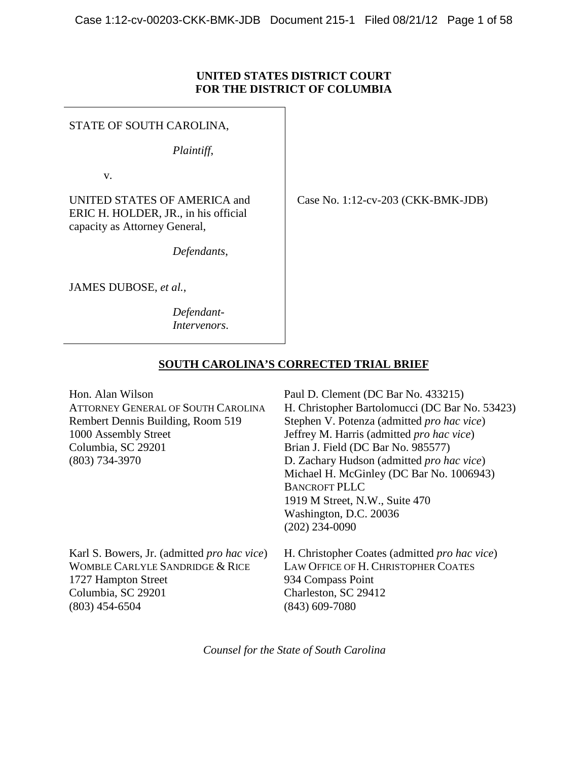**UNITED STATES DISTRICT COURT**
**FOR THE DISTRICT OF COLUMBIA**

| | |
|---|---|
| STATE OF SOUTH CAROLINA,<br><br>*Plaintiff,*<br><br>v.<br><br>UNITED STATES OF AMERICA and ERIC H. HOLDER, JR., in his official capacity as Attorney General,<br><br>*Defendants*,<br><br>JAMES DUBOSE, *et al.*,<br><br>*Defendant-Intervenors*. | Case No. 1:12-cv-203 (CKK-BMK-JDB) |

**SOUTH CAROLINA'S CORRECTED TRIAL BRIEF**

Hon. Alan Wilson
ATTORNEY GENERAL OF SOUTH CAROLINA
Rembert Dennis Building, Room 519
1000 Assembly Street
Columbia, SC 29201
(803) 734-3970

Paul D. Clement (DC Bar No. 433215)
H. Christopher Bartolomucci (DC Bar No. 53423)
Stephen V. Potenza (admitted *pro hac vice*)
Jeffrey M. Harris (admitted *pro hac vice*)
Brian J. Field (DC Bar No. 985577)
D. Zachary Hudson (admitted *pro hac vice*)
Michael H. McGinley (DC Bar No. 1006943)
BANCROFT PLLC
1919 M Street, N.W., Suite 470
Washington, D.C. 20036
(202) 234-0090

Karl S. Bowers, Jr. (admitted *pro hac vice*)
WOMBLE CARLYLE SANDRIDGE & RICE
1727 Hampton Street
Columbia, SC 29201
(803) 454-6504

H. Christopher Coates (admitted *pro hac vice*)
LAW OFFICE OF H. CHRISTOPHER COATES
934 Compass Point
Charleston, SC 29412
(843) 609-7080

*Counsel for the State of South Carolina*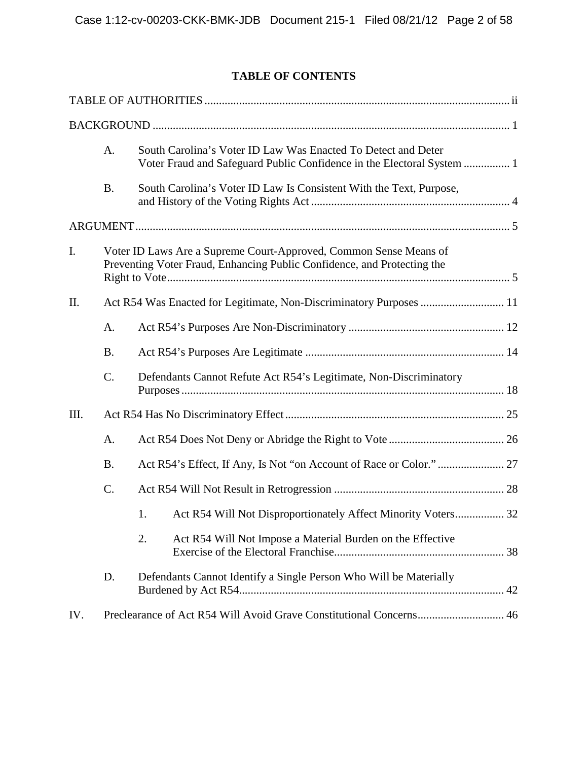# TABLE OF CONTENTS

TABLE OF AUTHORITIES ........ ii

BACKGROUND ........ 1

- A. South Carolina's Voter ID Law Was Enacted To Detect and Deter Voter Fraud and Safeguard Public Confidence in the Electoral System ........ 1
- B. South Carolina's Voter ID Law Is Consistent With the Text, Purpose, and History of the Voting Rights Act ........ 4

ARGUMENT ........ 5

I. Voter ID Laws Are a Supreme Court-Approved, Common Sense Means of Preventing Voter Fraud, Enhancing Public Confidence, and Protecting the Right to Vote ........ 5

II. Act R54 Was Enacted for Legitimate, Non-Discriminatory Purposes ........ 11

- A. Act R54's Purposes Are Non-Discriminatory ........ 12
- B. Act R54's Purposes Are Legitimate ........ 14
- C. Defendants Cannot Refute Act R54's Legitimate, Non-Discriminatory Purposes ........ 18

III. Act R54 Has No Discriminatory Effect ........ 25

- A. Act R54 Does Not Deny or Abridge the Right to Vote ........ 26
- B. Act R54's Effect, If Any, Is Not "on Account of Race or Color." ........ 27
- C. Act R54 Will Not Result in Retrogression ........ 28
  1. Act R54 Will Not Disproportionately Affect Minority Voters ........ 32
  2. Act R54 Will Not Impose a Material Burden on the Effective Exercise of the Electoral Franchise ........ 38
- D. Defendants Cannot Identify a Single Person Who Will be Materially Burdened by Act R54 ........ 42

IV. Preclearance of Act R54 Will Avoid Grave Constitutional Concerns ........ 46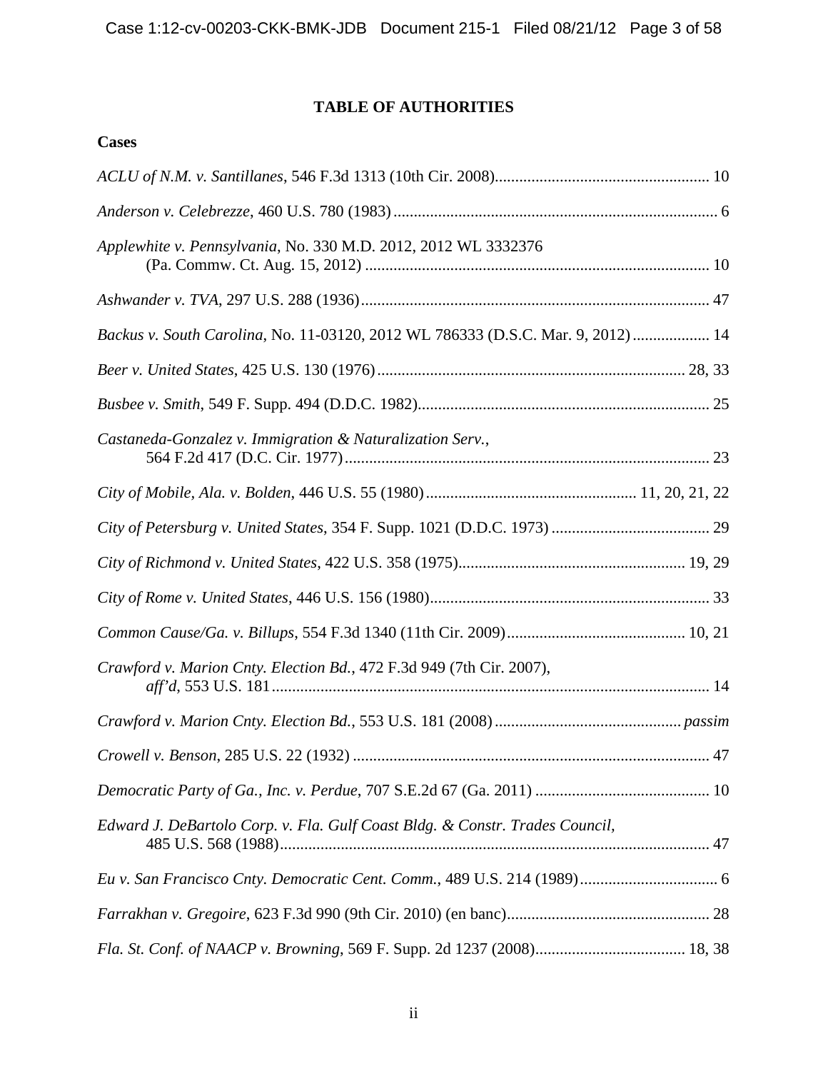# TABLE OF AUTHORITIES

## Cases

*ACLU of N.M. v. Santillanes*, 546 F.3d 1313 (10th Cir. 2008) ..... 10

*Anderson v. Celebrezze*, 460 U.S. 780 (1983) ..... 6

*Applewhite v. Pennsylvania*, No. 330 M.D. 2012, 2012 WL 3332376 (Pa. Commw. Ct. Aug. 15, 2012) ..... 10

*Ashwander v. TVA*, 297 U.S. 288 (1936) ..... 47

*Backus v. South Carolina*, No. 11-03120, 2012 WL 786333 (D.S.C. Mar. 9, 2012) ..... 14

*Beer v. United States*, 425 U.S. 130 (1976) ..... 28, 33

*Busbee v. Smith*, 549 F. Supp. 494 (D.D.C. 1982) ..... 25

*Castaneda-Gonzalez v. Immigration & Naturalization Serv.*, 564 F.2d 417 (D.C. Cir. 1977) ..... 23

*City of Mobile, Ala. v. Bolden*, 446 U.S. 55 (1980) ..... 11, 20, 21, 22

*City of Petersburg v. United States*, 354 F. Supp. 1021 (D.D.C. 1973) ..... 29

*City of Richmond v. United States*, 422 U.S. 358 (1975) ..... 19, 29

*City of Rome v. United States*, 446 U.S. 156 (1980) ..... 33

*Common Cause/Ga. v. Billups*, 554 F.3d 1340 (11th Cir. 2009) ..... 10, 21

*Crawford v. Marion Cnty. Election Bd.*, 472 F.3d 949 (7th Cir. 2007), *aff'd*, 553 U.S. 181 ..... 14

*Crawford v. Marion Cnty. Election Bd.*, 553 U.S. 181 (2008) ..... *passim*

*Crowell v. Benson*, 285 U.S. 22 (1932) ..... 47

*Democratic Party of Ga., Inc. v. Perdue*, 707 S.E.2d 67 (Ga. 2011) ..... 10

*Edward J. DeBartolo Corp. v. Fla. Gulf Coast Bldg. & Constr. Trades Council*, 485 U.S. 568 (1988) ..... 47

*Eu v. San Francisco Cnty. Democratic Cent. Comm.*, 489 U.S. 214 (1989) ..... 6

*Farrakhan v. Gregoire*, 623 F.3d 990 (9th Cir. 2010) (en banc) ..... 28

*Fla. St. Conf. of NAACP v. Browning*, 569 F. Supp. 2d 1237 (2008) ..... 18, 38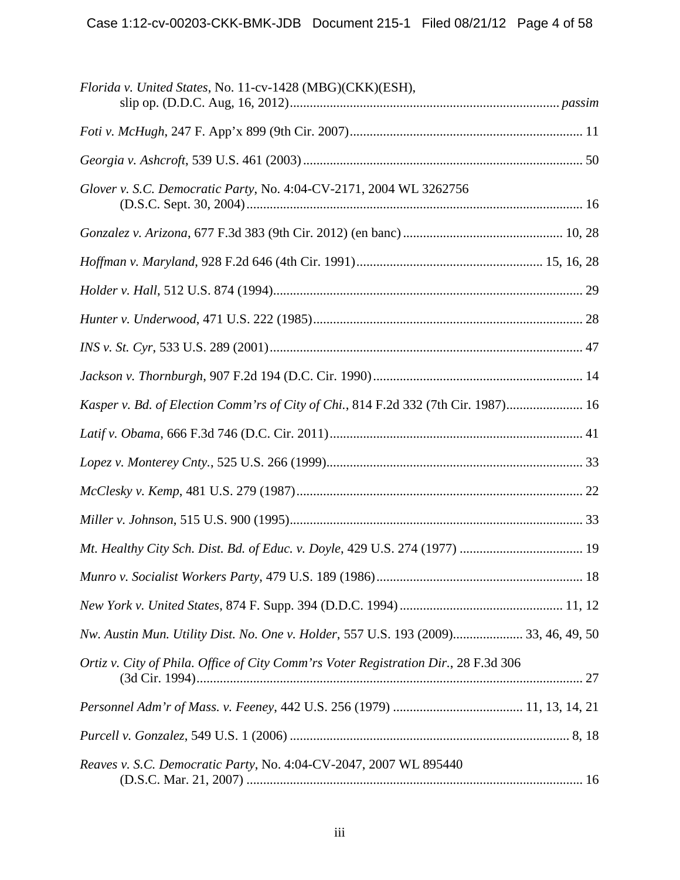*Florida v. United States*, No. 11-cv-1428 (MBG)(CKK)(ESH), slip op. (D.D.C. Aug, 16, 2012) ........ *passim*

*Foti v. McHugh*, 247 F. App'x 899 (9th Cir. 2007) ........ 11

*Georgia v. Ashcroft*, 539 U.S. 461 (2003) ........ 50

*Glover v. S.C. Democratic Party*, No. 4:04-CV-2171, 2004 WL 3262756 (D.S.C. Sept. 30, 2004) ........ 16

*Gonzalez v. Arizona*, 677 F.3d 383 (9th Cir. 2012) (en banc) ........ 10, 28

*Hoffman v. Maryland*, 928 F.2d 646 (4th Cir. 1991) ........ 15, 16, 28

*Holder v. Hall*, 512 U.S. 874 (1994) ........ 29

*Hunter v. Underwood*, 471 U.S. 222 (1985) ........ 28

*INS v. St. Cyr*, 533 U.S. 289 (2001) ........ 47

*Jackson v. Thornburgh*, 907 F.2d 194 (D.C. Cir. 1990) ........ 14

*Kasper v. Bd. of Election Comm'rs of City of Chi.*, 814 F.2d 332 (7th Cir. 1987) ........ 16

*Latif v. Obama*, 666 F.3d 746 (D.C. Cir. 2011) ........ 41

*Lopez v. Monterey Cnty.*, 525 U.S. 266 (1999) ........ 33

*McClesky v. Kemp*, 481 U.S. 279 (1987) ........ 22

*Miller v. Johnson*, 515 U.S. 900 (1995) ........ 33

*Mt. Healthy City Sch. Dist. Bd. of Educ. v. Doyle*, 429 U.S. 274 (1977) ........ 19

*Munro v. Socialist Workers Party*, 479 U.S. 189 (1986) ........ 18

*New York v. United States*, 874 F. Supp. 394 (D.D.C. 1994) ........ 11, 12

*Nw. Austin Mun. Utility Dist. No. One v. Holder*, 557 U.S. 193 (2009) ........ 33, 46, 49, 50

*Ortiz v. City of Phila. Office of City Comm'rs Voter Registration Dir.*, 28 F.3d 306 (3d Cir. 1994) ........ 27

*Personnel Adm'r of Mass. v. Feeney*, 442 U.S. 256 (1979) ........ 11, 13, 14, 21

*Purcell v. Gonzalez*, 549 U.S. 1 (2006) ........ 8, 18

*Reaves v. S.C. Democratic Party*, No. 4:04-CV-2047, 2007 WL 895440 (D.S.C. Mar. 21, 2007) ........ 16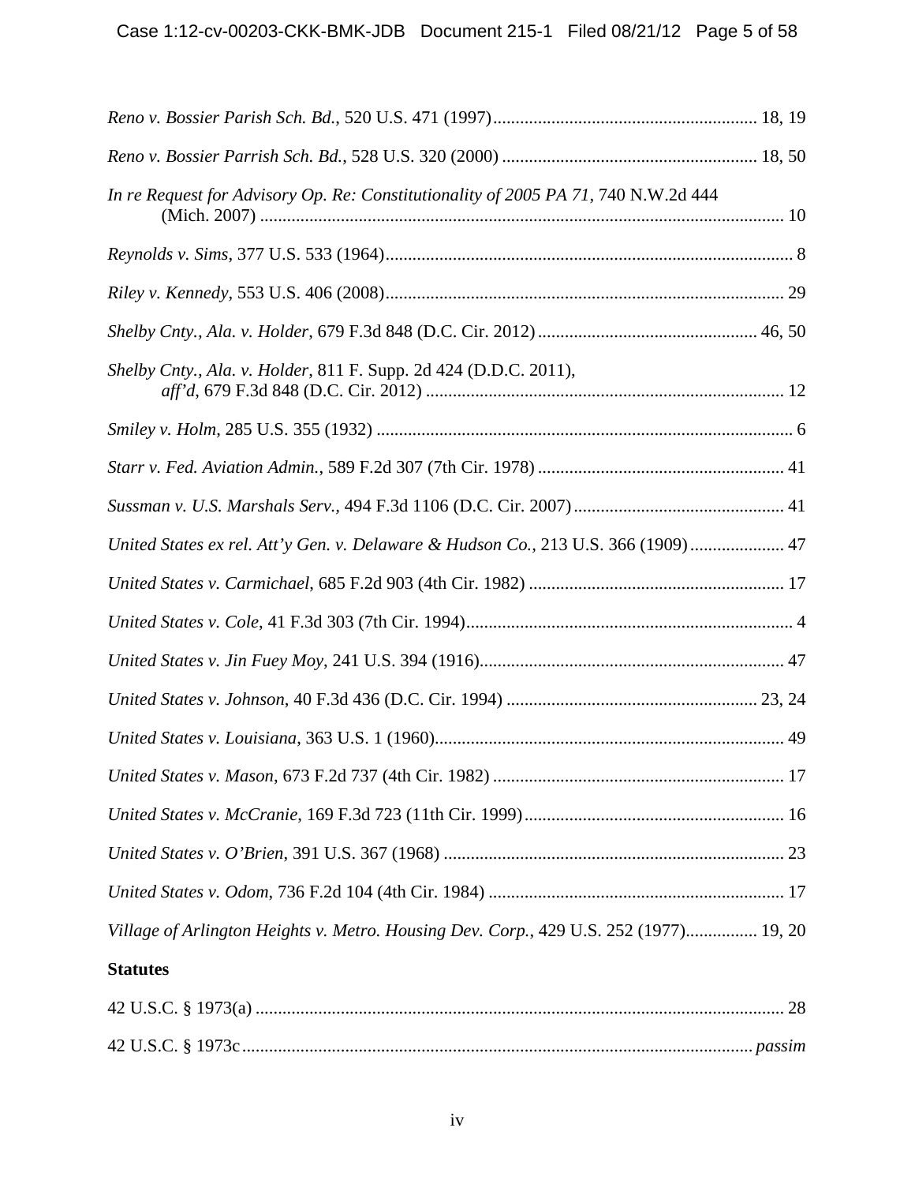*Reno v. Bossier Parish Sch. Bd.*, 520 U.S. 471 (1997) ........................................................... 18, 19

*Reno v. Bossier Parrish Sch. Bd.*, 528 U.S. 320 (2000) ......................................................... 18, 50

*In re Request for Advisory Op. Re: Constitutionality of 2005 PA 71*, 740 N.W.2d 444 (Mich. 2007) ..................................................................................................................... 10

*Reynolds v. Sims*, 377 U.S. 533 (1964) .......................................................................................... 8

*Riley v. Kennedy*, 553 U.S. 406 (2008) ........................................................................................ 29

*Shelby Cnty., Ala. v. Holder*, 679 F.3d 848 (D.C. Cir. 2012) ................................................. 46, 50

*Shelby Cnty., Ala. v. Holder*, 811 F. Supp. 2d 424 (D.D.C. 2011), *aff'd*, 679 F.3d 848 (D.C. Cir. 2012) ................................................................................ 12

*Smiley v. Holm*, 285 U.S. 355 (1932) ............................................................................................. 6

*Starr v. Fed. Aviation Admin.*, 589 F.2d 307 (7th Cir. 1978) ....................................................... 41

*Sussman v. U.S. Marshals Serv.*, 494 F.3d 1106 (D.C. Cir. 2007) ............................................... 41

*United States ex rel. Att'y Gen. v. Delaware & Hudson Co.*, 213 U.S. 366 (1909) ..................... 47

*United States v. Carmichael*, 685 F.2d 903 (4th Cir. 1982) ......................................................... 17

*United States v. Cole*, 41 F.3d 303 (7th Cir. 1994) ......................................................................... 4

*United States v. Jin Fuey Moy*, 241 U.S. 394 (1916) .................................................................... 47

*United States v. Johnson*, 40 F.3d 436 (D.C. Cir. 1994) ........................................................ 23, 24

*United States v. Louisiana*, 363 U.S. 1 (1960) ............................................................................. 49

*United States v. Mason*, 673 F.2d 737 (4th Cir. 1982) ................................................................. 17

*United States v. McCranie*, 169 F.3d 723 (11th Cir. 1999) .......................................................... 16

*United States v. O'Brien*, 391 U.S. 367 (1968) ............................................................................ 23

*United States v. Odom*, 736 F.2d 104 (4th Cir. 1984) .................................................................. 17

*Village of Arlington Heights v. Metro. Housing Dev. Corp.*, 429 U.S. 252 (1977) ................ 19, 20

**Statutes**

42 U.S.C. § 1973(a) ....................................................................................................................... 28

42 U.S.C. § 1973c ................................................................................................................... *passim*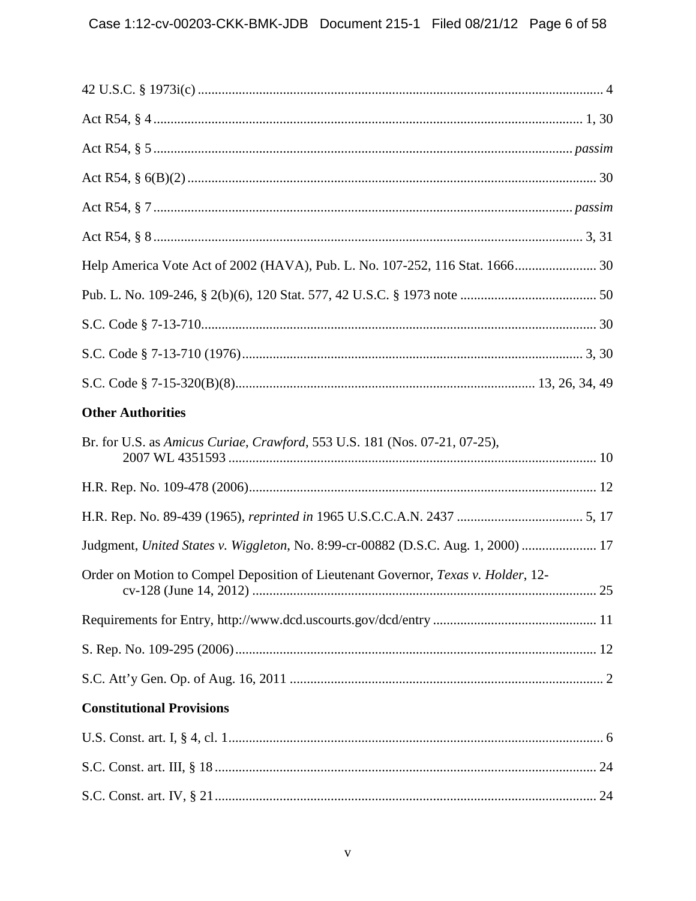42 U.S.C. § 1973i(c) ..................................................................................................................... 4

Act R54, § 4 ............................................................................................................................ 1, 30

Act R54, § 5 ........................................................................................................................ *passim*

Act R54, § 6(B)(2) ..................................................................................................................... 30

Act R54, § 7 ........................................................................................................................ *passim*

Act R54, § 8 ............................................................................................................................ 3, 31

Help America Vote Act of 2002 (HAVA), Pub. L. No. 107-252, 116 Stat. 1666........................ 30

Pub. L. No. 109-246, § 2(b)(6), 120 Stat. 577, 42 U.S.C. § 1973 note ........................................ 50

S.C. Code § 7-13-710.................................................................................................................. 30

S.C. Code § 7-13-710 (1976) .................................................................................................. 3, 30

S.C. Code § 7-15-320(B)(8)...................................................................................... 13, 26, 34, 49

**Other Authorities**

Br. for U.S. as *Amicus Curiae*, *Crawford*, 553 U.S. 181 (Nos. 07-21, 07-25), 2007 WL 4351593 ........................................................................................................... 10

H.R. Rep. No. 109-478 (2006)..................................................................................................... 12

H.R. Rep. No. 89-439 (1965), *reprinted in* 1965 U.S.C.C.A.N. 2437 ..................................... 5, 17

Judgment, *United States v. Wiggleton*, No. 8:99-cr-00882 (D.S.C. Aug. 1, 2000) ...................... 17

Order on Motion to Compel Deposition of Lieutenant Governor, *Texas v. Holder*, 12-cv-128 (June 14, 2012) .................................................................................................... 25

Requirements for Entry, http://www.dcd.uscourts.gov/dcd/entry ............................................... 11

S. Rep. No. 109-295 (2006)......................................................................................................... 12

S.C. Att'y Gen. Op. of Aug. 16, 2011 ........................................................................................... 2

**Constitutional Provisions**

U.S. Const. art. I, § 4, cl. 1............................................................................................................. 6

S.C. Const. art. III, § 18 ............................................................................................................... 24

S.C. Const. art. IV, § 21 ............................................................................................................... 24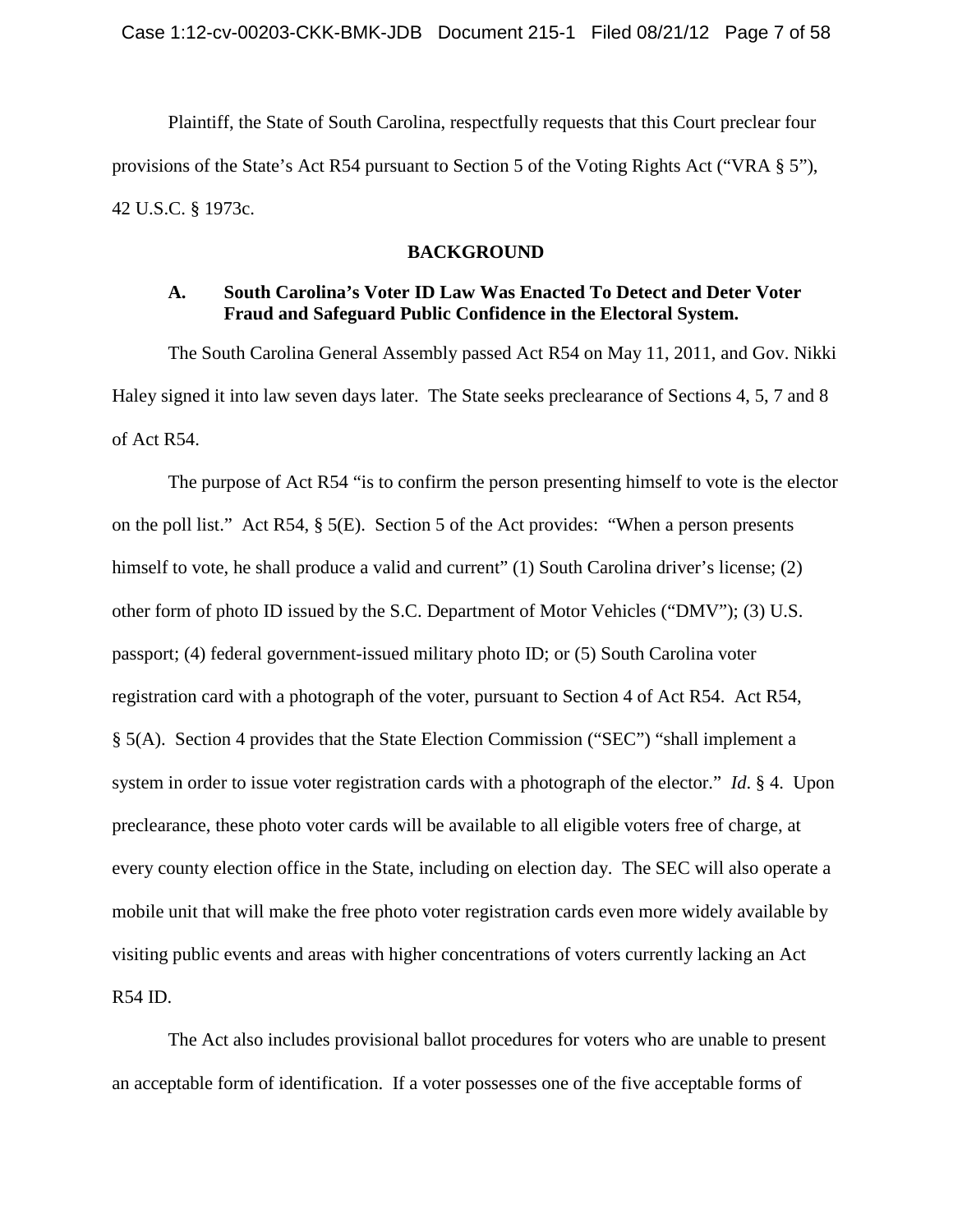Plaintiff, the State of South Carolina, respectfully requests that this Court preclear four provisions of the State's Act R54 pursuant to Section 5 of the Voting Rights Act ("VRA § 5"), 42 U.S.C. § 1973c.

## BACKGROUND

### A. South Carolina's Voter ID Law Was Enacted To Detect and Deter Voter Fraud and Safeguard Public Confidence in the Electoral System.

The South Carolina General Assembly passed Act R54 on May 11, 2011, and Gov. Nikki Haley signed it into law seven days later. The State seeks preclearance of Sections 4, 5, 7 and 8 of Act R54.

The purpose of Act R54 "is to confirm the person presenting himself to vote is the elector on the poll list." Act R54, § 5(E). Section 5 of the Act provides: "When a person presents himself to vote, he shall produce a valid and current" (1) South Carolina driver's license; (2) other form of photo ID issued by the S.C. Department of Motor Vehicles ("DMV"); (3) U.S. passport; (4) federal government-issued military photo ID; or (5) South Carolina voter registration card with a photograph of the voter, pursuant to Section 4 of Act R54. Act R54, § 5(A). Section 4 provides that the State Election Commission ("SEC") "shall implement a system in order to issue voter registration cards with a photograph of the elector." *Id*. § 4. Upon preclearance, these photo voter cards will be available to all eligible voters free of charge, at every county election office in the State, including on election day. The SEC will also operate a mobile unit that will make the free photo voter registration cards even more widely available by visiting public events and areas with higher concentrations of voters currently lacking an Act R54 ID.

The Act also includes provisional ballot procedures for voters who are unable to present an acceptable form of identification. If a voter possesses one of the five acceptable forms of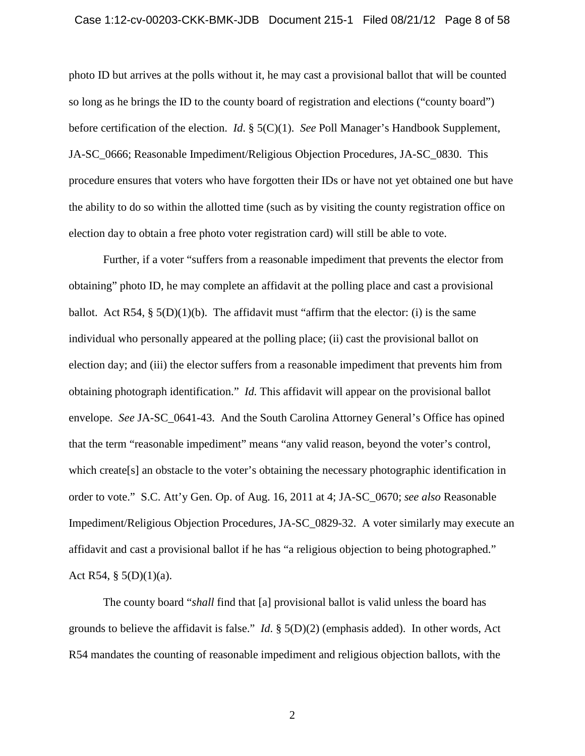photo ID but arrives at the polls without it, he may cast a provisional ballot that will be counted so long as he brings the ID to the county board of registration and elections ("county board") before certification of the election. *Id*. § 5(C)(1). *See* Poll Manager's Handbook Supplement, JA-SC_0666; Reasonable Impediment/Religious Objection Procedures, JA-SC_0830. This procedure ensures that voters who have forgotten their IDs or have not yet obtained one but have the ability to do so within the allotted time (such as by visiting the county registration office on election day to obtain a free photo voter registration card) will still be able to vote.

Further, if a voter "suffers from a reasonable impediment that prevents the elector from obtaining" photo ID, he may complete an affidavit at the polling place and cast a provisional ballot. Act R54, § 5(D)(1)(b). The affidavit must "affirm that the elector: (i) is the same individual who personally appeared at the polling place; (ii) cast the provisional ballot on election day; and (iii) the elector suffers from a reasonable impediment that prevents him from obtaining photograph identification." *Id.* This affidavit will appear on the provisional ballot envelope. *See* JA-SC_0641-43. And the South Carolina Attorney General's Office has opined that the term "reasonable impediment" means "any valid reason, beyond the voter's control, which create[s] an obstacle to the voter's obtaining the necessary photographic identification in order to vote." S.C. Att'y Gen. Op. of Aug. 16, 2011 at 4; JA-SC_0670; *see also* Reasonable Impediment/Religious Objection Procedures, JA-SC_0829-32. A voter similarly may execute an affidavit and cast a provisional ballot if he has "a religious objection to being photographed." Act R54, § 5(D)(1)(a).

The county board "*shall* find that [a] provisional ballot is valid unless the board has grounds to believe the affidavit is false." *Id*. § 5(D)(2) (emphasis added). In other words, Act R54 mandates the counting of reasonable impediment and religious objection ballots, with the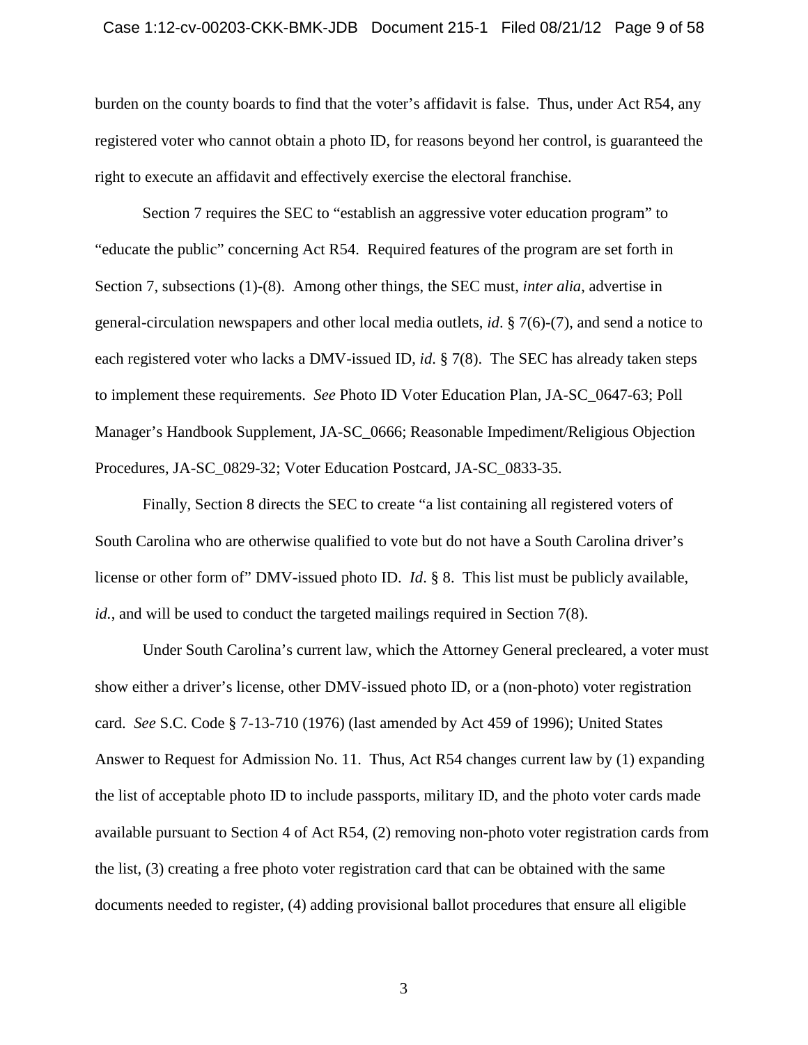burden on the county boards to find that the voter's affidavit is false. Thus, under Act R54, any registered voter who cannot obtain a photo ID, for reasons beyond her control, is guaranteed the right to execute an affidavit and effectively exercise the electoral franchise.

Section 7 requires the SEC to "establish an aggressive voter education program" to "educate the public" concerning Act R54. Required features of the program are set forth in Section 7, subsections (1)-(8). Among other things, the SEC must, *inter alia*, advertise in general-circulation newspapers and other local media outlets, *id*. § 7(6)-(7), and send a notice to each registered voter who lacks a DMV-issued ID, *id*. § 7(8). The SEC has already taken steps to implement these requirements. *See* Photo ID Voter Education Plan, JA-SC_0647-63; Poll Manager's Handbook Supplement, JA-SC_0666; Reasonable Impediment/Religious Objection Procedures, JA-SC_0829-32; Voter Education Postcard, JA-SC_0833-35.

Finally, Section 8 directs the SEC to create "a list containing all registered voters of South Carolina who are otherwise qualified to vote but do not have a South Carolina driver's license or other form of" DMV-issued photo ID. *Id*. § 8. This list must be publicly available, *id.*, and will be used to conduct the targeted mailings required in Section 7(8).

Under South Carolina's current law, which the Attorney General precleared, a voter must show either a driver's license, other DMV-issued photo ID, or a (non-photo) voter registration card. *See* S.C. Code § 7-13-710 (1976) (last amended by Act 459 of 1996); United States Answer to Request for Admission No. 11. Thus, Act R54 changes current law by (1) expanding the list of acceptable photo ID to include passports, military ID, and the photo voter cards made available pursuant to Section 4 of Act R54, (2) removing non-photo voter registration cards from the list, (3) creating a free photo voter registration card that can be obtained with the same documents needed to register, (4) adding provisional ballot procedures that ensure all eligible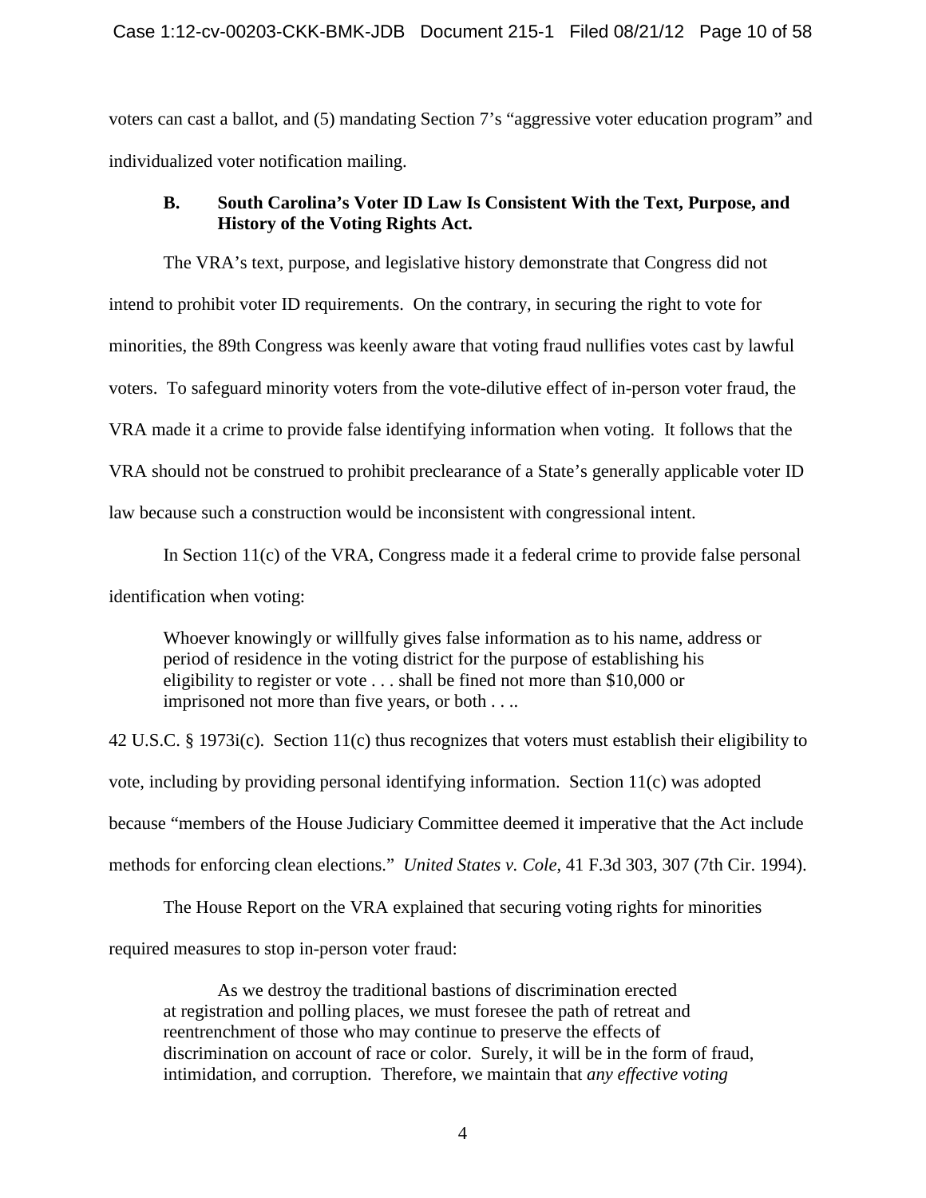voters can cast a ballot, and (5) mandating Section 7's "aggressive voter education program" and individualized voter notification mailing.

### B. South Carolina's Voter ID Law Is Consistent With the Text, Purpose, and History of the Voting Rights Act.

The VRA's text, purpose, and legislative history demonstrate that Congress did not intend to prohibit voter ID requirements. On the contrary, in securing the right to vote for minorities, the 89th Congress was keenly aware that voting fraud nullifies votes cast by lawful voters. To safeguard minority voters from the vote-dilutive effect of in-person voter fraud, the VRA made it a crime to provide false identifying information when voting. It follows that the VRA should not be construed to prohibit preclearance of a State's generally applicable voter ID law because such a construction would be inconsistent with congressional intent.

In Section 11(c) of the VRA, Congress made it a federal crime to provide false personal identification when voting:

> Whoever knowingly or willfully gives false information as to his name, address or period of residence in the voting district for the purpose of establishing his eligibility to register or vote . . . shall be fined not more than $10,000 or imprisoned not more than five years, or both . . ..

42 U.S.C. § 1973i(c). Section 11(c) thus recognizes that voters must establish their eligibility to vote, including by providing personal identifying information. Section 11(c) was adopted because "members of the House Judiciary Committee deemed it imperative that the Act include methods for enforcing clean elections." *United States v. Cole*, 41 F.3d 303, 307 (7th Cir. 1994).

The House Report on the VRA explained that securing voting rights for minorities required measures to stop in-person voter fraud:

> As we destroy the traditional bastions of discrimination erected at registration and polling places, we must foresee the path of retreat and reentrenchment of those who may continue to preserve the effects of discrimination on account of race or color. Surely, it will be in the form of fraud, intimidation, and corruption. Therefore, we maintain that *any effective voting*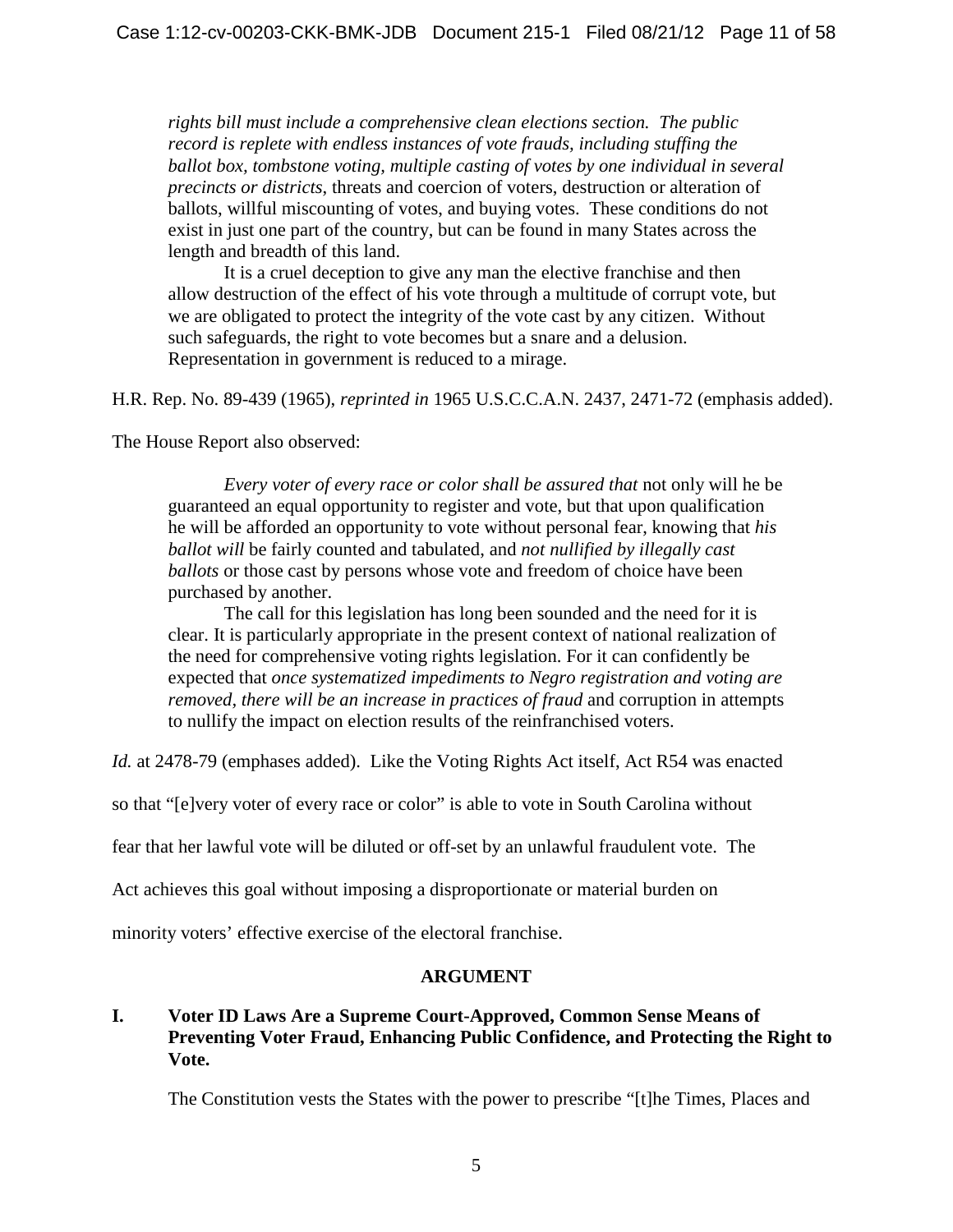> *rights bill must include a comprehensive clean elections section. The public record is replete with endless instances of vote frauds, including stuffing the ballot box, tombstone voting, multiple casting of votes by one individual in several precincts or districts*, threats and coercion of voters, destruction or alteration of ballots, willful miscounting of votes, and buying votes. These conditions do not exist in just one part of the country, but can be found in many States across the length and breadth of this land.
>
> It is a cruel deception to give any man the elective franchise and then allow destruction of the effect of his vote through a multitude of corrupt vote, but we are obligated to protect the integrity of the vote cast by any citizen. Without such safeguards, the right to vote becomes but a snare and a delusion. Representation in government is reduced to a mirage.

H.R. Rep. No. 89-439 (1965), *reprinted in* 1965 U.S.C.C.A.N. 2437, 2471-72 (emphasis added).

The House Report also observed:

> *Every voter of every race or color shall be assured that* not only will he be guaranteed an equal opportunity to register and vote, but that upon qualification he will be afforded an opportunity to vote without personal fear, knowing that *his ballot will* be fairly counted and tabulated, and *not nullified by illegally cast ballots* or those cast by persons whose vote and freedom of choice have been purchased by another.
>
> The call for this legislation has long been sounded and the need for it is clear. It is particularly appropriate in the present context of national realization of the need for comprehensive voting rights legislation. For it can confidently be expected that *once systematized impediments to Negro registration and voting are removed, there will be an increase in practices of fraud* and corruption in attempts to nullify the impact on election results of the reinfranchised voters.

*Id.* at 2478-79 (emphases added). Like the Voting Rights Act itself, Act R54 was enacted so that "[e]very voter of every race or color" is able to vote in South Carolina without fear that her lawful vote will be diluted or off-set by an unlawful fraudulent vote. The Act achieves this goal without imposing a disproportionate or material burden on minority voters' effective exercise of the electoral franchise.

## ARGUMENT

### I. Voter ID Laws Are a Supreme Court-Approved, Common Sense Means of Preventing Voter Fraud, Enhancing Public Confidence, and Protecting the Right to Vote.

The Constitution vests the States with the power to prescribe "[t]he Times, Places and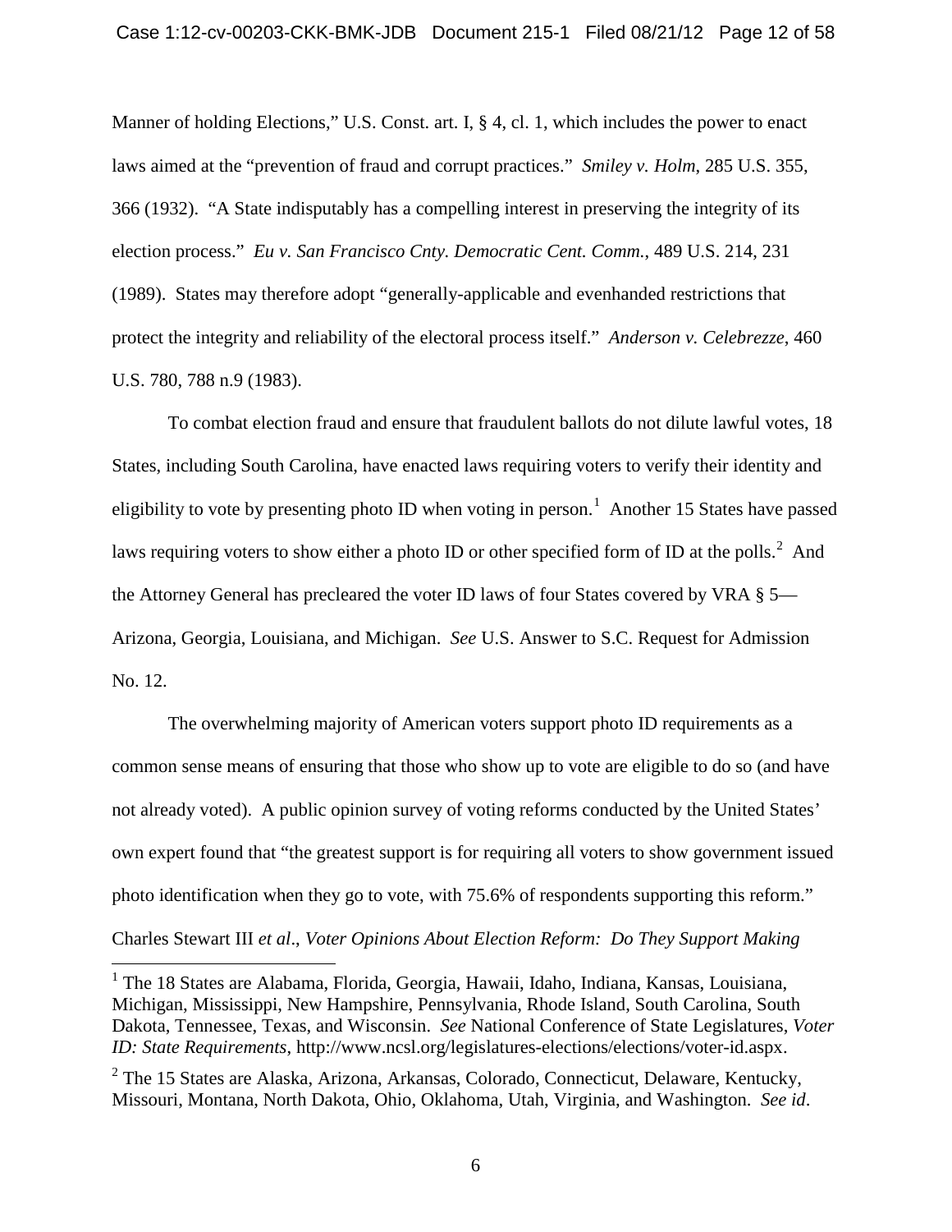Manner of holding Elections," U.S. Const. art. I, § 4, cl. 1, which includes the power to enact laws aimed at the "prevention of fraud and corrupt practices." *Smiley v. Holm*, 285 U.S. 355, 366 (1932). "A State indisputably has a compelling interest in preserving the integrity of its election process." *Eu v. San Francisco Cnty. Democratic Cent. Comm.*, 489 U.S. 214, 231 (1989). States may therefore adopt "generally-applicable and evenhanded restrictions that protect the integrity and reliability of the electoral process itself." *Anderson v. Celebrezze*, 460 U.S. 780, 788 n.9 (1983).

To combat election fraud and ensure that fraudulent ballots do not dilute lawful votes, 18 States, including South Carolina, have enacted laws requiring voters to verify their identity and eligibility to vote by presenting photo ID when voting in person.[1] Another 15 States have passed laws requiring voters to show either a photo ID or other specified form of ID at the polls.[2] And the Attorney General has precleared the voter ID laws of four States covered by VRA § 5—Arizona, Georgia, Louisiana, and Michigan. *See* U.S. Answer to S.C. Request for Admission No. 12.

The overwhelming majority of American voters support photo ID requirements as a common sense means of ensuring that those who show up to vote are eligible to do so (and have not already voted). A public opinion survey of voting reforms conducted by the United States' own expert found that "the greatest support is for requiring all voters to show government issued photo identification when they go to vote, with 75.6% of respondents supporting this reform." Charles Stewart III *et al*., *Voter Opinions About Election Reform: Do They Support Making*

---

[1] The 18 States are Alabama, Florida, Georgia, Hawaii, Idaho, Indiana, Kansas, Louisiana, Michigan, Mississippi, New Hampshire, Pennsylvania, Rhode Island, South Carolina, South Dakota, Tennessee, Texas, and Wisconsin. *See* National Conference of State Legislatures, *Voter ID: State Requirements*, http://www.ncsl.org/legislatures-elections/elections/voter-id.aspx.

[2] The 15 States are Alaska, Arizona, Arkansas, Colorado, Connecticut, Delaware, Kentucky, Missouri, Montana, North Dakota, Ohio, Oklahoma, Utah, Virginia, and Washington. *See id*.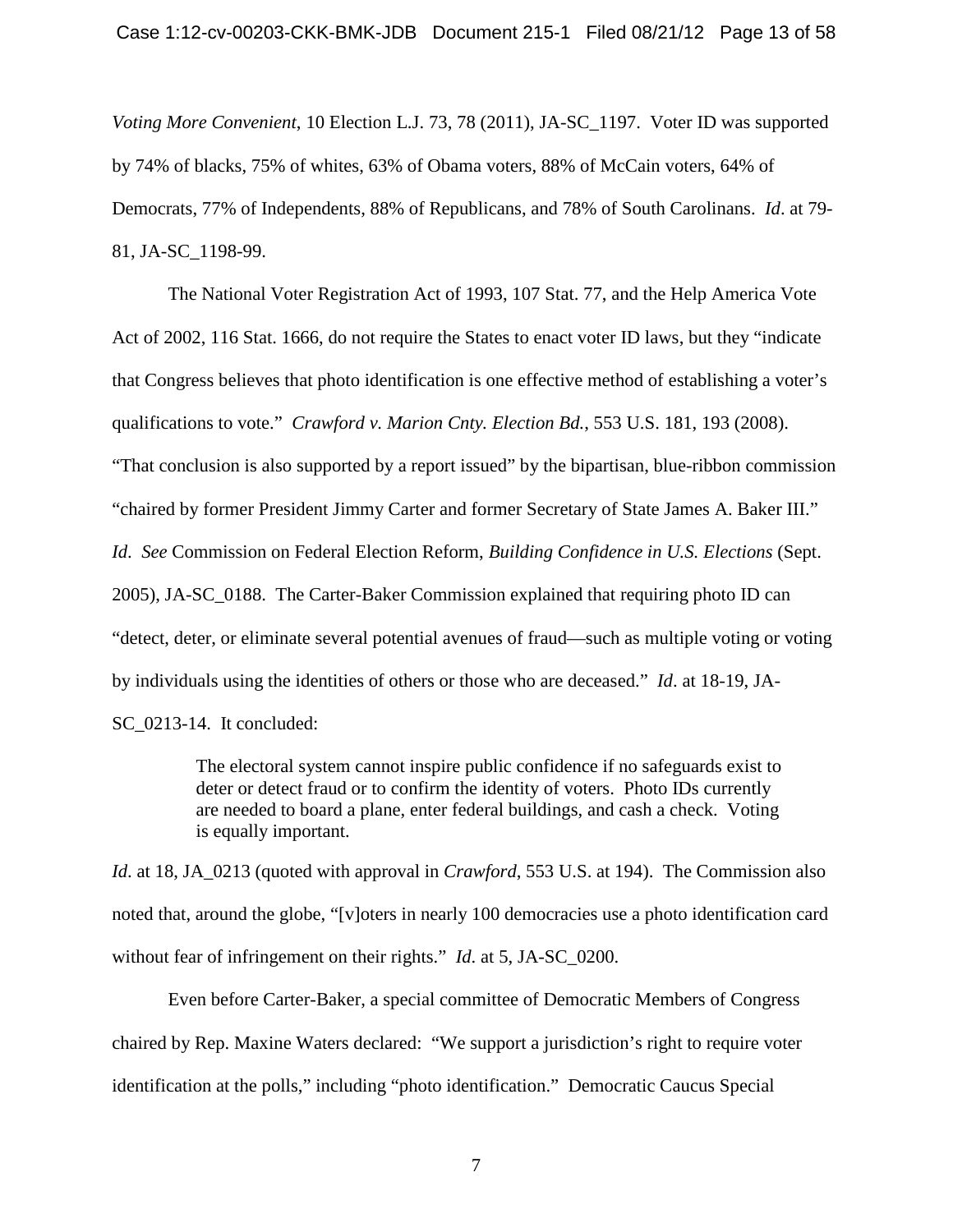*Voting More Convenient*, 10 Election L.J. 73, 78 (2011), JA-SC_1197. Voter ID was supported by 74% of blacks, 75% of whites, 63% of Obama voters, 88% of McCain voters, 64% of Democrats, 77% of Independents, 88% of Republicans, and 78% of South Carolinans. *Id*. at 79-81, JA-SC_1198-99.

The National Voter Registration Act of 1993, 107 Stat. 77, and the Help America Vote Act of 2002, 116 Stat. 1666, do not require the States to enact voter ID laws, but they "indicate that Congress believes that photo identification is one effective method of establishing a voter's qualifications to vote." *Crawford v. Marion Cnty. Election Bd.*, 553 U.S. 181, 193 (2008). "That conclusion is also supported by a report issued" by the bipartisan, blue-ribbon commission "chaired by former President Jimmy Carter and former Secretary of State James A. Baker III." *Id*. *See* Commission on Federal Election Reform, *Building Confidence in U.S. Elections* (Sept. 2005), JA-SC_0188. The Carter-Baker Commission explained that requiring photo ID can "detect, deter, or eliminate several potential avenues of fraud—such as multiple voting or voting by individuals using the identities of others or those who are deceased." *Id*. at 18-19, JA-SC_0213-14. It concluded:

> The electoral system cannot inspire public confidence if no safeguards exist to deter or detect fraud or to confirm the identity of voters. Photo IDs currently are needed to board a plane, enter federal buildings, and cash a check. Voting is equally important.

*Id*. at 18, JA_0213 (quoted with approval in *Crawford*, 553 U.S. at 194). The Commission also noted that, around the globe, "[v]oters in nearly 100 democracies use a photo identification card without fear of infringement on their rights." *Id*. at 5, JA-SC_0200.

Even before Carter-Baker, a special committee of Democratic Members of Congress chaired by Rep. Maxine Waters declared: "We support a jurisdiction's right to require voter identification at the polls," including "photo identification." Democratic Caucus Special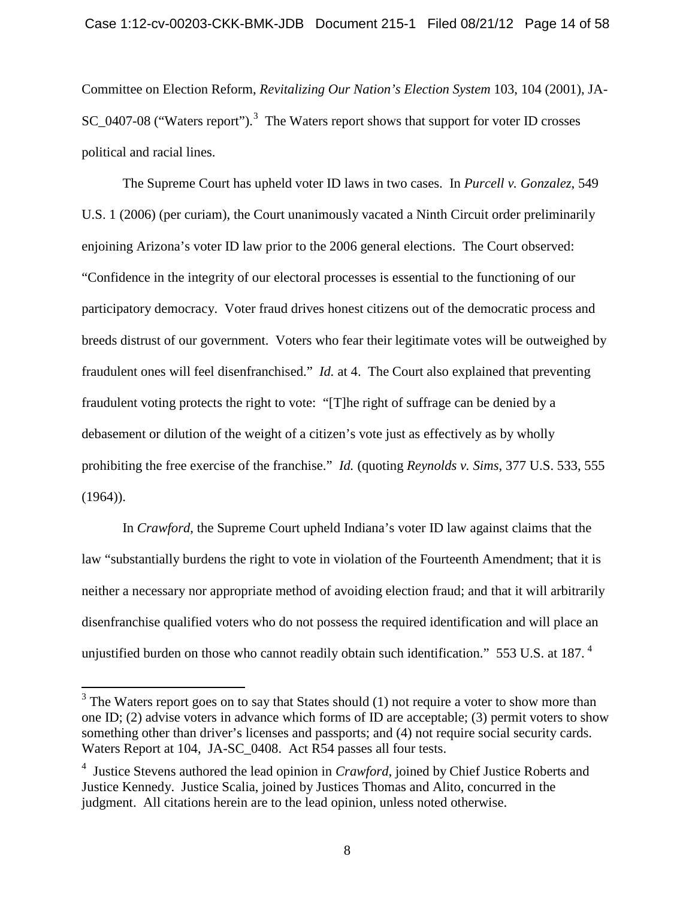Committee on Election Reform, *Revitalizing Our Nation's Election System* 103, 104 (2001), JA-SC_0407-08 ("Waters report").[3] The Waters report shows that support for voter ID crosses political and racial lines.

The Supreme Court has upheld voter ID laws in two cases. In *Purcell v. Gonzalez*, 549 U.S. 1 (2006) (per curiam), the Court unanimously vacated a Ninth Circuit order preliminarily enjoining Arizona's voter ID law prior to the 2006 general elections. The Court observed: "Confidence in the integrity of our electoral processes is essential to the functioning of our participatory democracy. Voter fraud drives honest citizens out of the democratic process and breeds distrust of our government. Voters who fear their legitimate votes will be outweighed by fraudulent ones will feel disenfranchised." *Id.* at 4. The Court also explained that preventing fraudulent voting protects the right to vote: "[T]he right of suffrage can be denied by a debasement or dilution of the weight of a citizen's vote just as effectively as by wholly prohibiting the free exercise of the franchise." *Id.* (quoting *Reynolds v. Sims*, 377 U.S. 533, 555 (1964)).

In *Crawford*, the Supreme Court upheld Indiana's voter ID law against claims that the law "substantially burdens the right to vote in violation of the Fourteenth Amendment; that it is neither a necessary nor appropriate method of avoiding election fraud; and that it will arbitrarily disenfranchise qualified voters who do not possess the required identification and will place an unjustified burden on those who cannot readily obtain such identification." 553 U.S. at 187.[4]

---

[3] The Waters report goes on to say that States should (1) not require a voter to show more than one ID; (2) advise voters in advance which forms of ID are acceptable; (3) permit voters to show something other than driver's licenses and passports; and (4) not require social security cards. Waters Report at 104, JA-SC_0408. Act R54 passes all four tests.

[4] Justice Stevens authored the lead opinion in *Crawford*, joined by Chief Justice Roberts and Justice Kennedy. Justice Scalia, joined by Justices Thomas and Alito, concurred in the judgment. All citations herein are to the lead opinion, unless noted otherwise.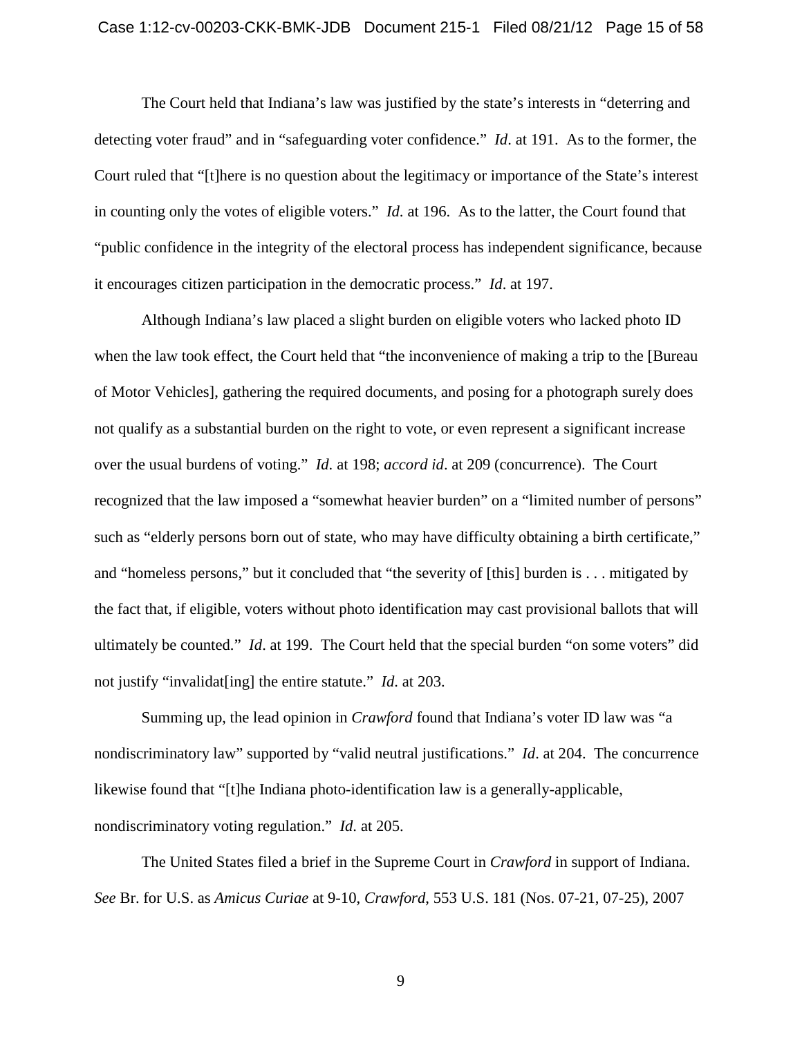The Court held that Indiana's law was justified by the state's interests in "deterring and detecting voter fraud" and in "safeguarding voter confidence." *Id*. at 191. As to the former, the Court ruled that "[t]here is no question about the legitimacy or importance of the State's interest in counting only the votes of eligible voters." *Id*. at 196. As to the latter, the Court found that "public confidence in the integrity of the electoral process has independent significance, because it encourages citizen participation in the democratic process." *Id*. at 197.

Although Indiana's law placed a slight burden on eligible voters who lacked photo ID when the law took effect, the Court held that "the inconvenience of making a trip to the [Bureau of Motor Vehicles], gathering the required documents, and posing for a photograph surely does not qualify as a substantial burden on the right to vote, or even represent a significant increase over the usual burdens of voting." *Id*. at 198; *accord id*. at 209 (concurrence). The Court recognized that the law imposed a "somewhat heavier burden" on a "limited number of persons" such as "elderly persons born out of state, who may have difficulty obtaining a birth certificate," and "homeless persons," but it concluded that "the severity of [this] burden is . . . mitigated by the fact that, if eligible, voters without photo identification may cast provisional ballots that will ultimately be counted." *Id*. at 199. The Court held that the special burden "on some voters" did not justify "invalidat[ing] the entire statute." *Id*. at 203.

Summing up, the lead opinion in *Crawford* found that Indiana's voter ID law was "a nondiscriminatory law" supported by "valid neutral justifications." *Id*. at 204. The concurrence likewise found that "[t]he Indiana photo-identification law is a generally-applicable, nondiscriminatory voting regulation." *Id*. at 205.

The United States filed a brief in the Supreme Court in *Crawford* in support of Indiana. *See* Br. for U.S. as *Amicus Curiae* at 9-10, *Crawford*, 553 U.S. 181 (Nos. 07-21, 07-25), 2007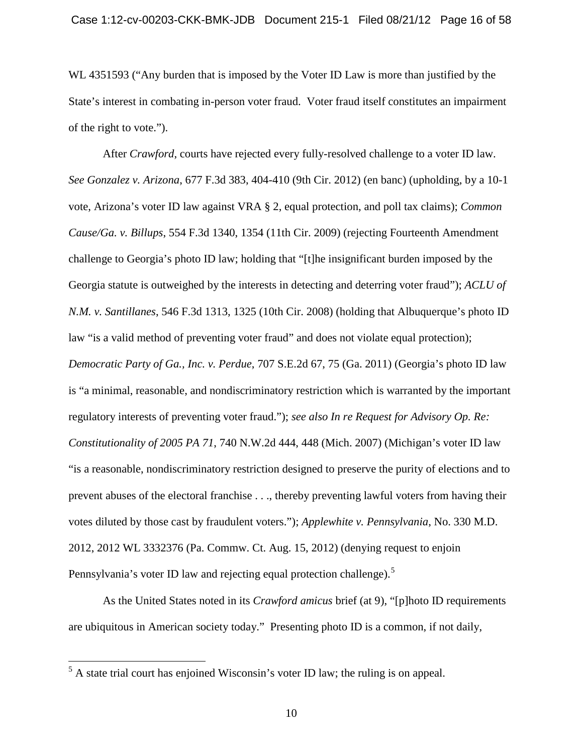WL 4351593 ("Any burden that is imposed by the Voter ID Law is more than justified by the State's interest in combating in-person voter fraud. Voter fraud itself constitutes an impairment of the right to vote.").

After *Crawford*, courts have rejected every fully-resolved challenge to a voter ID law. *See Gonzalez v. Arizona*, 677 F.3d 383, 404-410 (9th Cir. 2012) (en banc) (upholding, by a 10-1 vote, Arizona's voter ID law against VRA § 2, equal protection, and poll tax claims); *Common Cause/Ga. v. Billups*, 554 F.3d 1340, 1354 (11th Cir. 2009) (rejecting Fourteenth Amendment challenge to Georgia's photo ID law; holding that "[t]he insignificant burden imposed by the Georgia statute is outweighed by the interests in detecting and deterring voter fraud"); *ACLU of N.M. v. Santillanes*, 546 F.3d 1313, 1325 (10th Cir. 2008) (holding that Albuquerque's photo ID law "is a valid method of preventing voter fraud" and does not violate equal protection); *Democratic Party of Ga., Inc. v. Perdue*, 707 S.E.2d 67, 75 (Ga. 2011) (Georgia's photo ID law is "a minimal, reasonable, and nondiscriminatory restriction which is warranted by the important regulatory interests of preventing voter fraud."); *see also In re Request for Advisory Op. Re: Constitutionality of 2005 PA 71*, 740 N.W.2d 444, 448 (Mich. 2007) (Michigan's voter ID law "is a reasonable, nondiscriminatory restriction designed to preserve the purity of elections and to prevent abuses of the electoral franchise . . ., thereby preventing lawful voters from having their votes diluted by those cast by fraudulent voters."); *Applewhite v. Pennsylvania*, No. 330 M.D. 2012, 2012 WL 3332376 (Pa. Commw. Ct. Aug. 15, 2012) (denying request to enjoin Pennsylvania's voter ID law and rejecting equal protection challenge).[5]

As the United States noted in its *Crawford amicus* brief (at 9), "[p]hoto ID requirements are ubiquitous in American society today." Presenting photo ID is a common, if not daily,

[5] A state trial court has enjoined Wisconsin's voter ID law; the ruling is on appeal.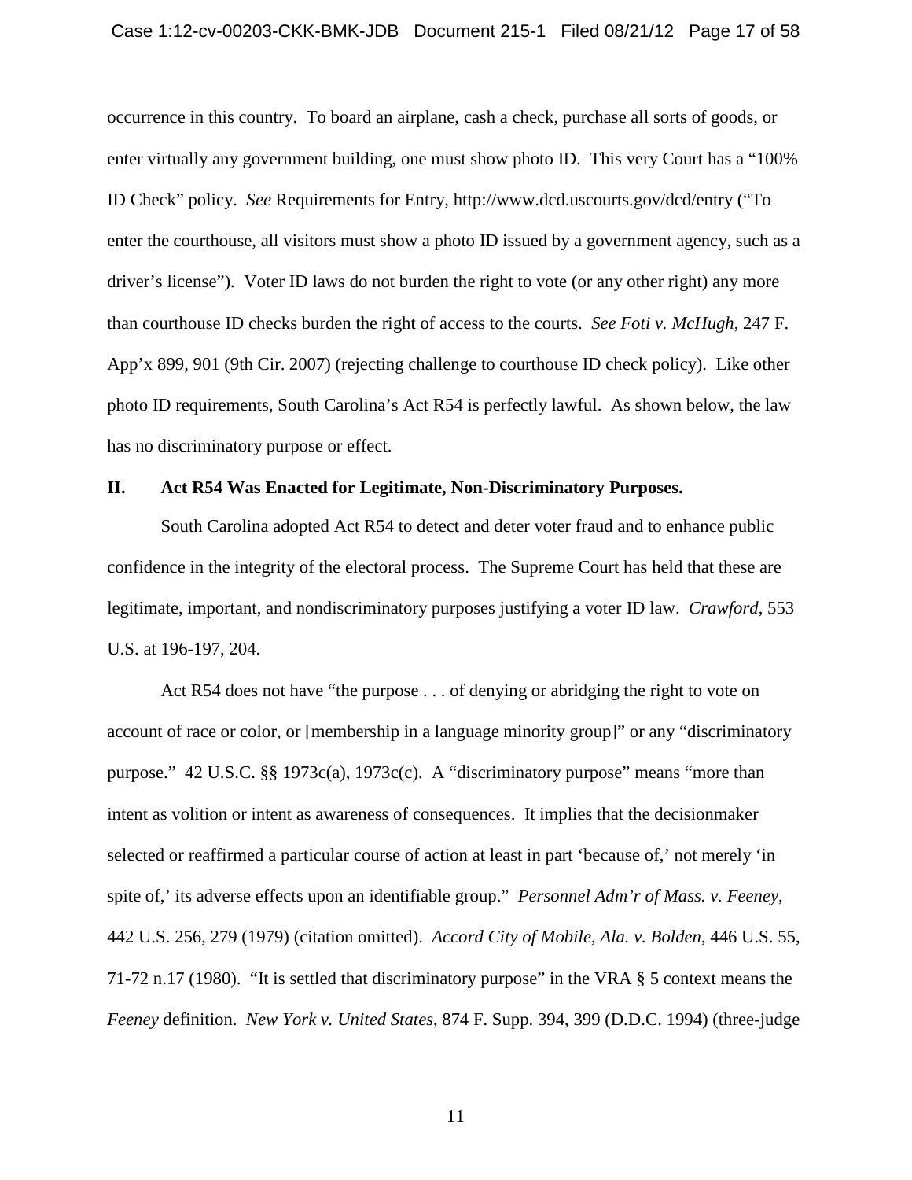occurrence in this country. To board an airplane, cash a check, purchase all sorts of goods, or enter virtually any government building, one must show photo ID. This very Court has a "100% ID Check" policy. *See* Requirements for Entry, http://www.dcd.uscourts.gov/dcd/entry ("To enter the courthouse, all visitors must show a photo ID issued by a government agency, such as a driver's license"). Voter ID laws do not burden the right to vote (or any other right) any more than courthouse ID checks burden the right of access to the courts. *See Foti v. McHugh*, 247 F. App'x 899, 901 (9th Cir. 2007) (rejecting challenge to courthouse ID check policy). Like other photo ID requirements, South Carolina's Act R54 is perfectly lawful. As shown below, the law has no discriminatory purpose or effect.

## II. Act R54 Was Enacted for Legitimate, Non-Discriminatory Purposes.

South Carolina adopted Act R54 to detect and deter voter fraud and to enhance public confidence in the integrity of the electoral process. The Supreme Court has held that these are legitimate, important, and nondiscriminatory purposes justifying a voter ID law. *Crawford*, 553 U.S. at 196-197, 204.

Act R54 does not have "the purpose . . . of denying or abridging the right to vote on account of race or color, or [membership in a language minority group]" or any "discriminatory purpose." 42 U.S.C. §§ 1973c(a), 1973c(c). A "discriminatory purpose" means "more than intent as volition or intent as awareness of consequences. It implies that the decisionmaker selected or reaffirmed a particular course of action at least in part 'because of,' not merely 'in spite of,' its adverse effects upon an identifiable group." *Personnel Adm'r of Mass. v. Feeney*, 442 U.S. 256, 279 (1979) (citation omitted). *Accord City of Mobile, Ala. v. Bolden*, 446 U.S. 55, 71-72 n.17 (1980). "It is settled that discriminatory purpose" in the VRA § 5 context means the *Feeney* definition. *New York v. United States*, 874 F. Supp. 394, 399 (D.D.C. 1994) (three-judge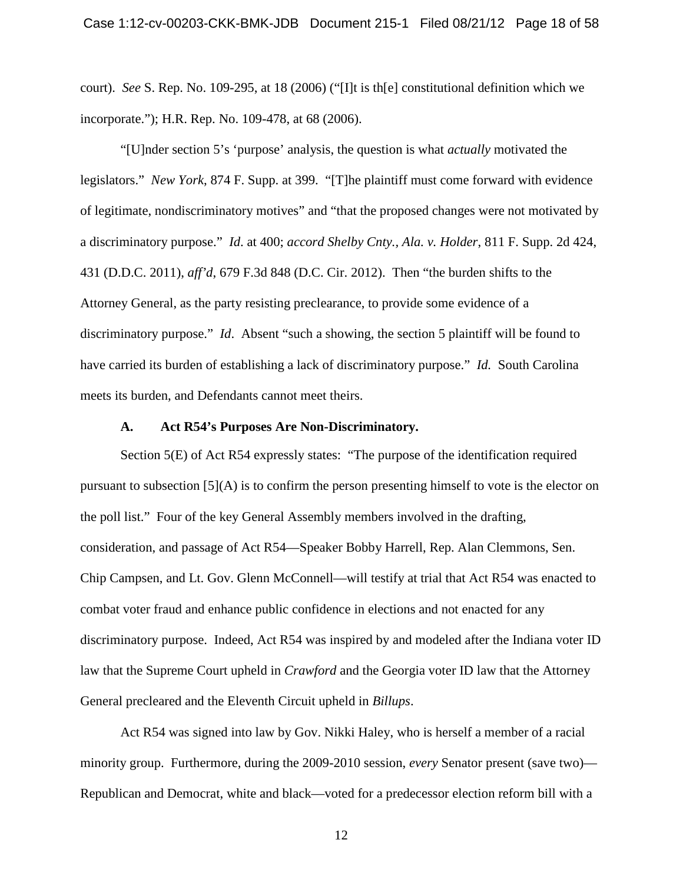court). *See* S. Rep. No. 109-295, at 18 (2006) ("[I]t is th[e] constitutional definition which we incorporate."); H.R. Rep. No. 109-478, at 68 (2006).

"[U]nder section 5's 'purpose' analysis, the question is what *actually* motivated the legislators." *New York*, 874 F. Supp. at 399. "[T]he plaintiff must come forward with evidence of legitimate, nondiscriminatory motives" and "that the proposed changes were not motivated by a discriminatory purpose." *Id*. at 400; *accord Shelby Cnty., Ala. v. Holder*, 811 F. Supp. 2d 424, 431 (D.D.C. 2011), *aff'd*, 679 F.3d 848 (D.C. Cir. 2012). Then "the burden shifts to the Attorney General, as the party resisting preclearance, to provide some evidence of a discriminatory purpose." *Id*. Absent "such a showing, the section 5 plaintiff will be found to have carried its burden of establishing a lack of discriminatory purpose." *Id.* South Carolina meets its burden, and Defendants cannot meet theirs.

### A. Act R54's Purposes Are Non-Discriminatory.

Section 5(E) of Act R54 expressly states: "The purpose of the identification required pursuant to subsection [5](A) is to confirm the person presenting himself to vote is the elector on the poll list." Four of the key General Assembly members involved in the drafting, consideration, and passage of Act R54—Speaker Bobby Harrell, Rep. Alan Clemmons, Sen. Chip Campsen, and Lt. Gov. Glenn McConnell—will testify at trial that Act R54 was enacted to combat voter fraud and enhance public confidence in elections and not enacted for any discriminatory purpose. Indeed, Act R54 was inspired by and modeled after the Indiana voter ID law that the Supreme Court upheld in *Crawford* and the Georgia voter ID law that the Attorney General precleared and the Eleventh Circuit upheld in *Billups*.

Act R54 was signed into law by Gov. Nikki Haley, who is herself a member of a racial minority group. Furthermore, during the 2009-2010 session, *every* Senator present (save two)—Republican and Democrat, white and black—voted for a predecessor election reform bill with a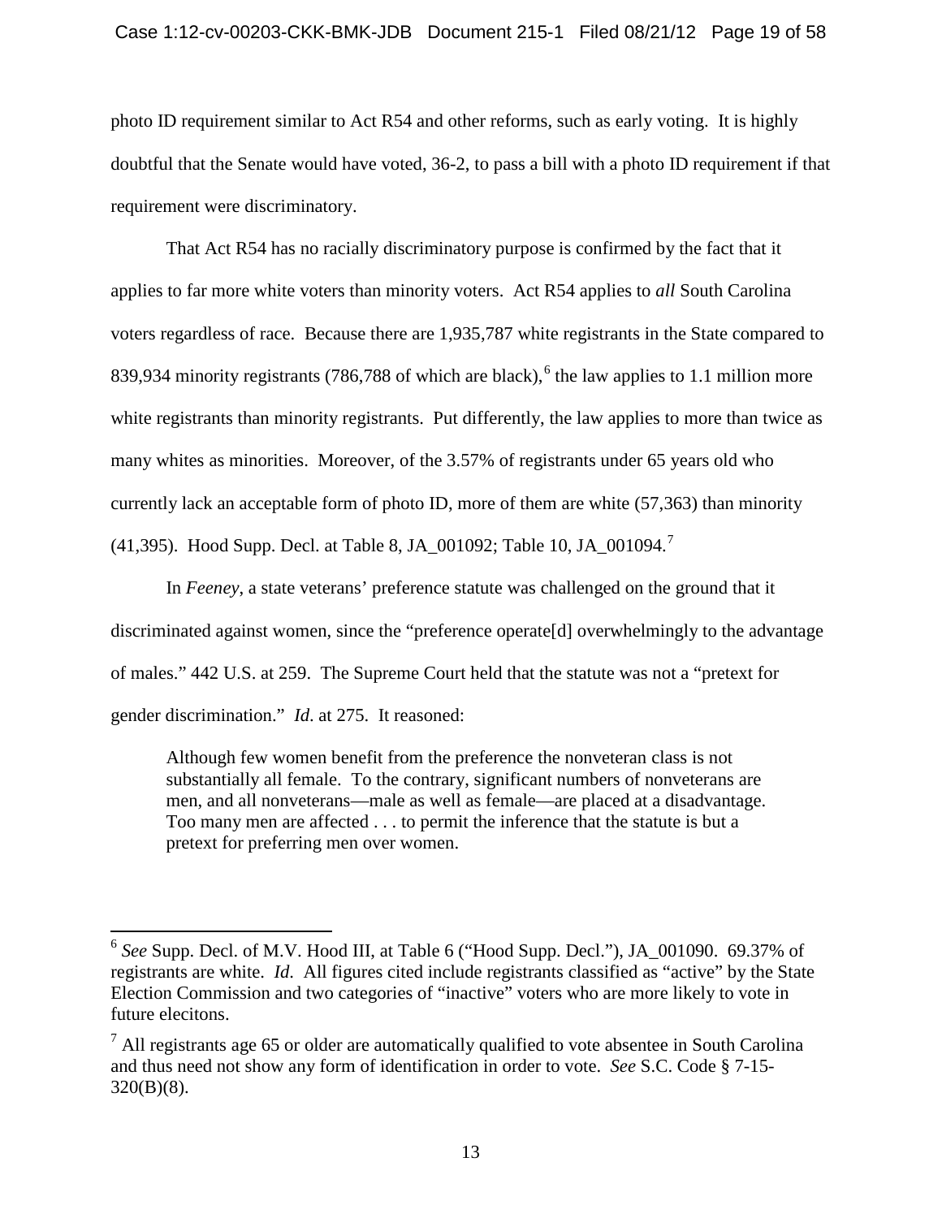photo ID requirement similar to Act R54 and other reforms, such as early voting. It is highly doubtful that the Senate would have voted, 36-2, to pass a bill with a photo ID requirement if that requirement were discriminatory.

That Act R54 has no racially discriminatory purpose is confirmed by the fact that it applies to far more white voters than minority voters. Act R54 applies to *all* South Carolina voters regardless of race. Because there are 1,935,787 white registrants in the State compared to 839,934 minority registrants (786,788 of which are black),[6] the law applies to 1.1 million more white registrants than minority registrants. Put differently, the law applies to more than twice as many whites as minorities. Moreover, of the 3.57% of registrants under 65 years old who currently lack an acceptable form of photo ID, more of them are white (57,363) than minority (41,395). Hood Supp. Decl. at Table 8, JA_001092; Table 10, JA_001094.[7]

In *Feeney*, a state veterans' preference statute was challenged on the ground that it discriminated against women, since the "preference operate[d] overwhelmingly to the advantage of males." 442 U.S. at 259. The Supreme Court held that the statute was not a "pretext for gender discrimination." *Id*. at 275. It reasoned:

> Although few women benefit from the preference the nonveteran class is not substantially all female. To the contrary, significant numbers of nonveterans are men, and all nonveterans—male as well as female—are placed at a disadvantage. Too many men are affected . . . to permit the inference that the statute is but a pretext for preferring men over women.

---

[6] *See* Supp. Decl. of M.V. Hood III, at Table 6 ("Hood Supp. Decl."), JA_001090. 69.37% of registrants are white. *Id*. All figures cited include registrants classified as "active" by the State Election Commission and two categories of "inactive" voters who are more likely to vote in future elecitons.

[7] All registrants age 65 or older are automatically qualified to vote absentee in South Carolina and thus need not show any form of identification in order to vote. *See* S.C. Code § 7-15-320(B)(8).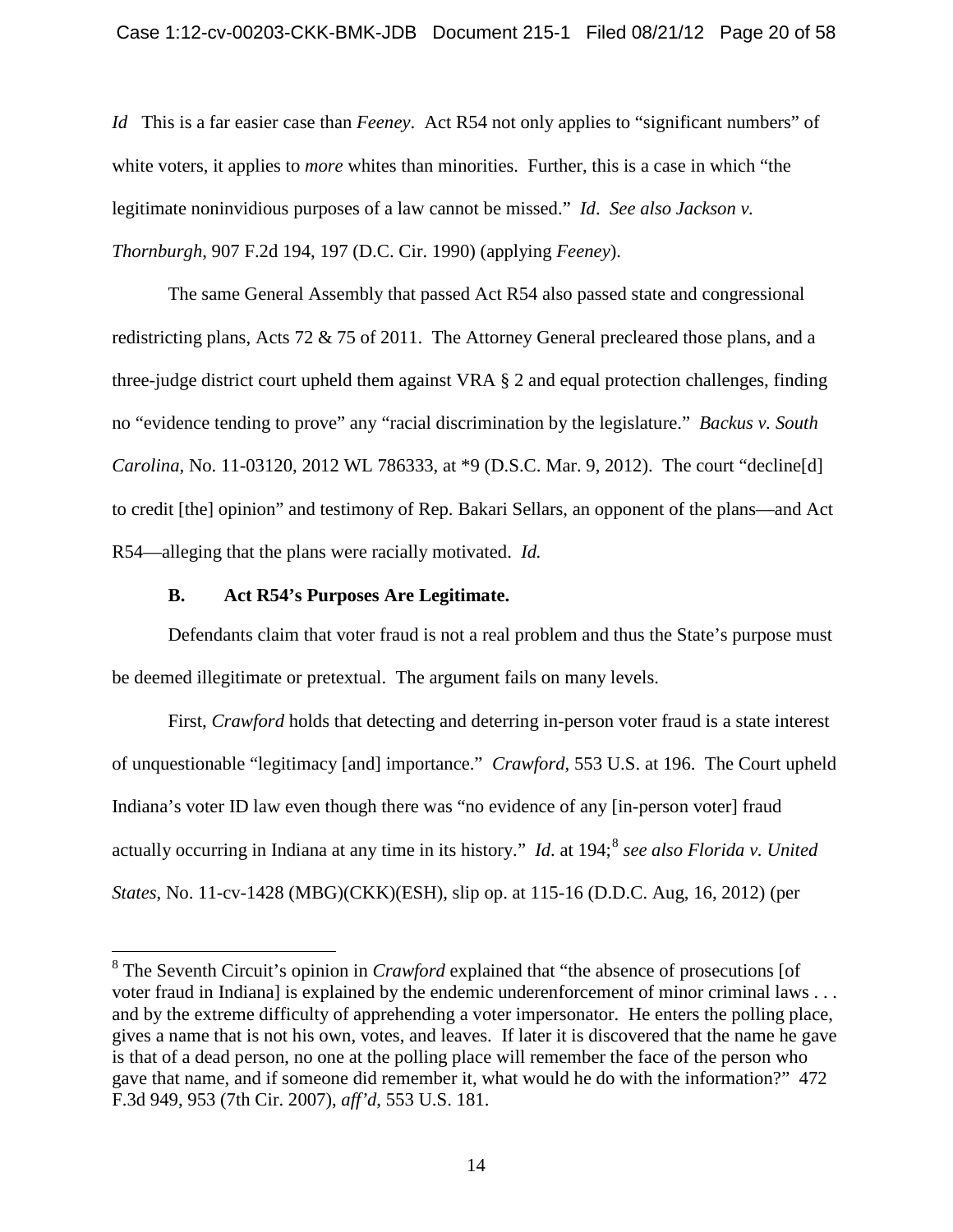*Id* This is a far easier case than *Feeney*. Act R54 not only applies to "significant numbers" of white voters, it applies to *more* whites than minorities. Further, this is a case in which "the legitimate noninvidious purposes of a law cannot be missed." *Id*. *See also Jackson v. Thornburgh*, 907 F.2d 194, 197 (D.C. Cir. 1990) (applying *Feeney*).

The same General Assembly that passed Act R54 also passed state and congressional redistricting plans, Acts 72 & 75 of 2011. The Attorney General precleared those plans, and a three-judge district court upheld them against VRA § 2 and equal protection challenges, finding no "evidence tending to prove" any "racial discrimination by the legislature." *Backus v. South Carolina*, No. 11-03120, 2012 WL 786333, at *9 (D.S.C. Mar. 9, 2012). The court "decline[d] to credit [the] opinion" and testimony of Rep. Bakari Sellars, an opponent of the plans—and Act R54—alleging that the plans were racially motivated. *Id.*

### B. Act R54's Purposes Are Legitimate.

Defendants claim that voter fraud is not a real problem and thus the State's purpose must be deemed illegitimate or pretextual. The argument fails on many levels.

First, *Crawford* holds that detecting and deterring in-person voter fraud is a state interest of unquestionable "legitimacy [and] importance." *Crawford*, 553 U.S. at 196. The Court upheld Indiana's voter ID law even though there was "no evidence of any [in-person voter] fraud actually occurring in Indiana at any time in its history." *Id*. at 194;[8] *see also Florida v. United States*, No. 11-cv-1428 (MBG)(CKK)(ESH), slip op. at 115-16 (D.D.C. Aug, 16, 2012) (per

---

[8] The Seventh Circuit's opinion in *Crawford* explained that "the absence of prosecutions [of voter fraud in Indiana] is explained by the endemic underenforcement of minor criminal laws . . . and by the extreme difficulty of apprehending a voter impersonator. He enters the polling place, gives a name that is not his own, votes, and leaves. If later it is discovered that the name he gave is that of a dead person, no one at the polling place will remember the face of the person who gave that name, and if someone did remember it, what would he do with the information?" 472 F.3d 949, 953 (7th Cir. 2007), *aff'd*, 553 U.S. 181.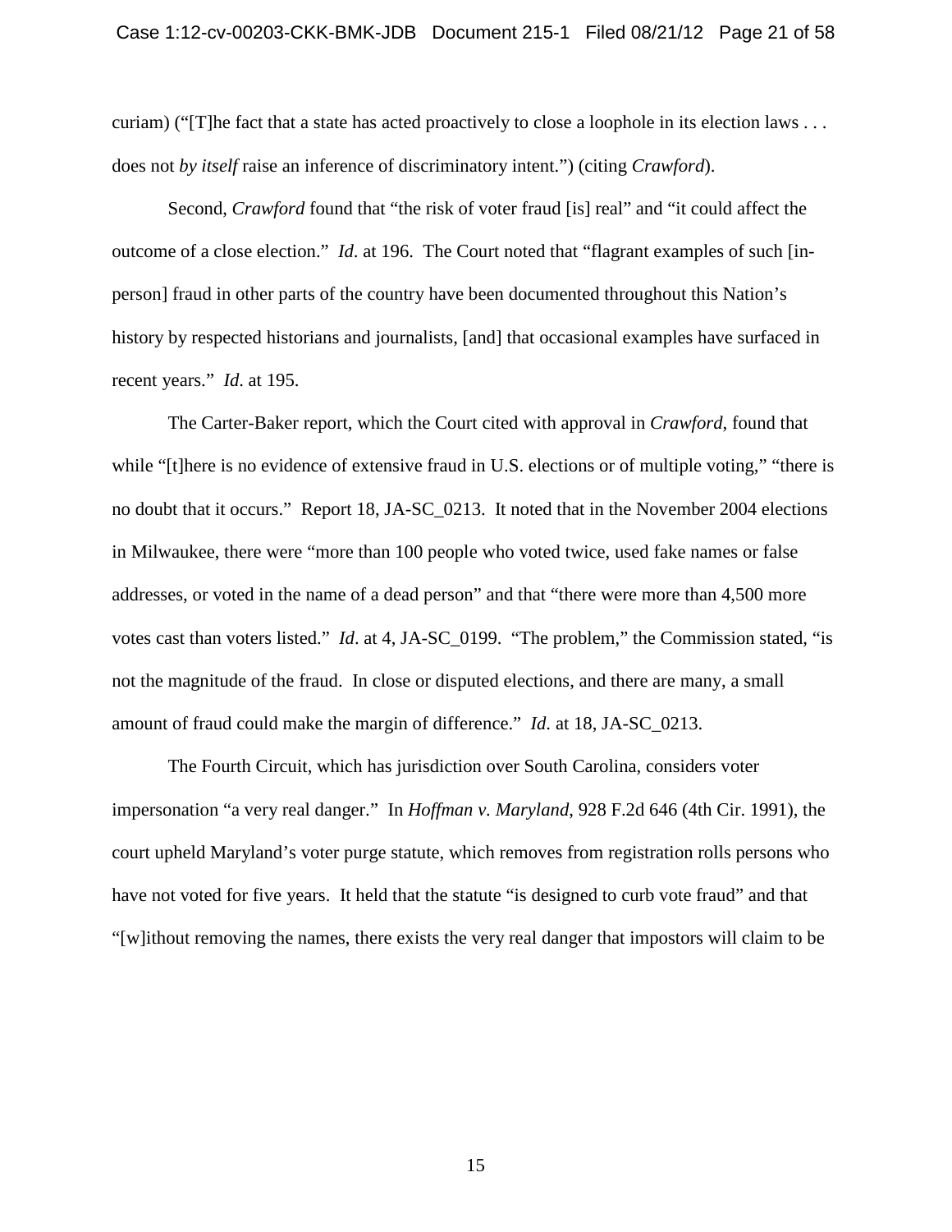curiam) ("[T]he fact that a state has acted proactively to close a loophole in its election laws . . . does not *by itself* raise an inference of discriminatory intent.") (citing *Crawford*).

Second, *Crawford* found that "the risk of voter fraud [is] real" and "it could affect the outcome of a close election." *Id*. at 196. The Court noted that "flagrant examples of such [in-person] fraud in other parts of the country have been documented throughout this Nation's history by respected historians and journalists, [and] that occasional examples have surfaced in recent years." *Id*. at 195.

The Carter-Baker report, which the Court cited with approval in *Crawford*, found that while "[t]here is no evidence of extensive fraud in U.S. elections or of multiple voting," "there is no doubt that it occurs." Report 18, JA-SC_0213. It noted that in the November 2004 elections in Milwaukee, there were "more than 100 people who voted twice, used fake names or false addresses, or voted in the name of a dead person" and that "there were more than 4,500 more votes cast than voters listed." *Id*. at 4, JA-SC_0199. "The problem," the Commission stated, "is not the magnitude of the fraud. In close or disputed elections, and there are many, a small amount of fraud could make the margin of difference." *Id*. at 18, JA-SC_0213.

The Fourth Circuit, which has jurisdiction over South Carolina, considers voter impersonation "a very real danger." In *Hoffman v. Maryland*, 928 F.2d 646 (4th Cir. 1991), the court upheld Maryland's voter purge statute, which removes from registration rolls persons who have not voted for five years. It held that the statute "is designed to curb vote fraud" and that "[w]ithout removing the names, there exists the very real danger that impostors will claim to be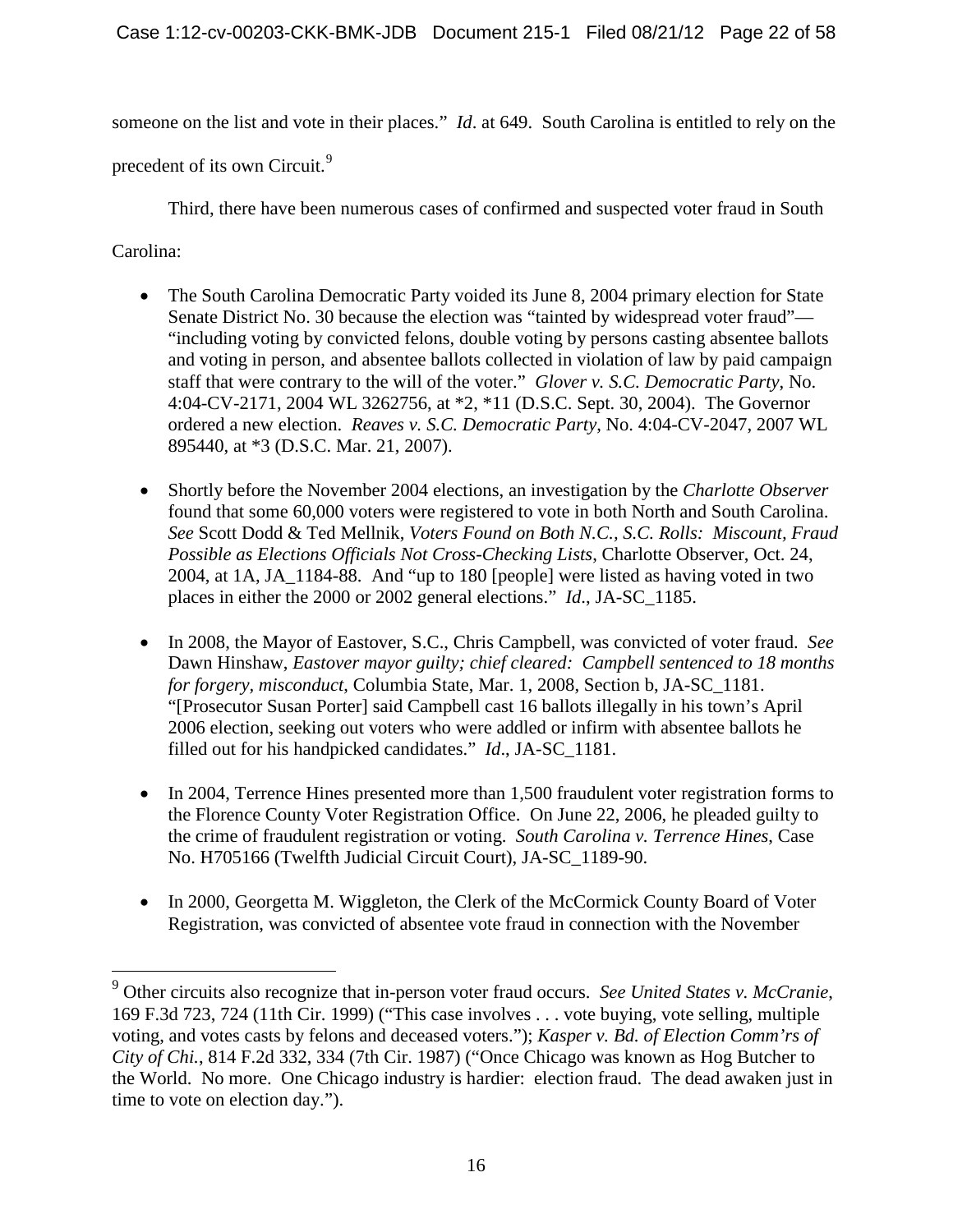someone on the list and vote in their places." *Id*. at 649. South Carolina is entitled to rely on the precedent of its own Circuit.[9]

Third, there have been numerous cases of confirmed and suspected voter fraud in South Carolina:

- The South Carolina Democratic Party voided its June 8, 2004 primary election for State Senate District No. 30 because the election was "tainted by widespread voter fraud"—"including voting by convicted felons, double voting by persons casting absentee ballots and voting in person, and absentee ballots collected in violation of law by paid campaign staff that were contrary to the will of the voter." *Glover v. S.C. Democratic Party*, No. 4:04-CV-2171, 2004 WL 3262756, at *2, *11 (D.S.C. Sept. 30, 2004). The Governor ordered a new election. *Reaves v. S.C. Democratic Party*, No. 4:04-CV-2047, 2007 WL 895440, at *3 (D.S.C. Mar. 21, 2007).

- Shortly before the November 2004 elections, an investigation by the *Charlotte Observer* found that some 60,000 voters were registered to vote in both North and South Carolina. *See* Scott Dodd & Ted Mellnik, *Voters Found on Both N.C., S.C. Rolls: Miscount, Fraud Possible as Elections Officials Not Cross-Checking Lists*, Charlotte Observer, Oct. 24, 2004, at 1A, JA_1184-88. And "up to 180 [people] were listed as having voted in two places in either the 2000 or 2002 general elections." *Id*., JA-SC_1185.

- In 2008, the Mayor of Eastover, S.C., Chris Campbell, was convicted of voter fraud. *See* Dawn Hinshaw, *Eastover mayor guilty; chief cleared: Campbell sentenced to 18 months for forgery, misconduct*, Columbia State, Mar. 1, 2008, Section b, JA-SC_1181. "[Prosecutor Susan Porter] said Campbell cast 16 ballots illegally in his town's April 2006 election, seeking out voters who were addled or infirm with absentee ballots he filled out for his handpicked candidates." *Id*., JA-SC_1181.

- In 2004, Terrence Hines presented more than 1,500 fraudulent voter registration forms to the Florence County Voter Registration Office. On June 22, 2006, he pleaded guilty to the crime of fraudulent registration or voting. *South Carolina v. Terrence Hines*, Case No. H705166 (Twelfth Judicial Circuit Court), JA-SC_1189-90.

- In 2000, Georgetta M. Wiggleton, the Clerk of the McCormick County Board of Voter Registration, was convicted of absentee vote fraud in connection with the November

---

[9] Other circuits also recognize that in-person voter fraud occurs. *See United States v. McCranie*, 169 F.3d 723, 724 (11th Cir. 1999) ("This case involves . . . vote buying, vote selling, multiple voting, and votes casts by felons and deceased voters."); *Kasper v. Bd. of Election Comm'rs of City of Chi.*, 814 F.2d 332, 334 (7th Cir. 1987) ("Once Chicago was known as Hog Butcher to the World. No more. One Chicago industry is hardier: election fraud. The dead awaken just in time to vote on election day.").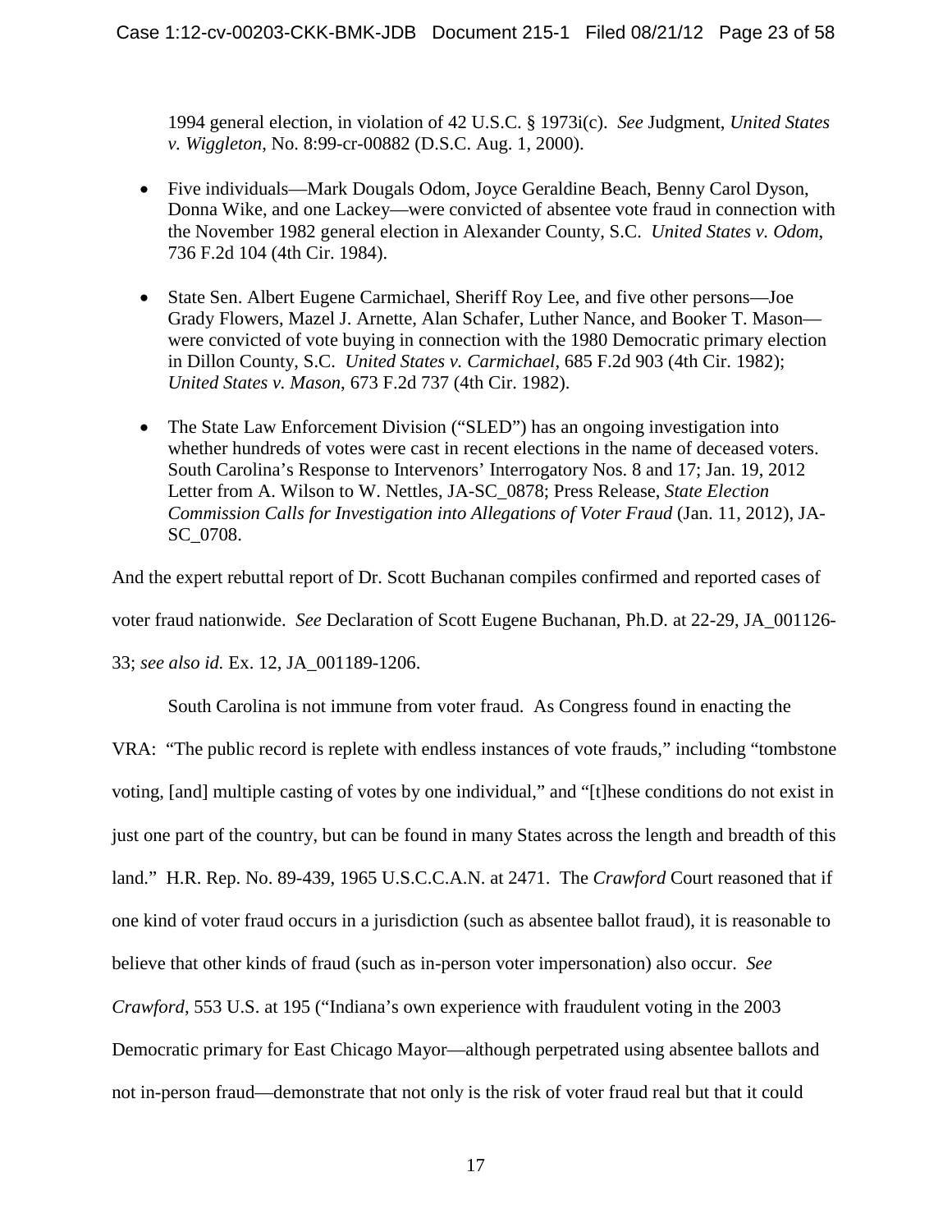1994 general election, in violation of 42 U.S.C. § 1973i(c). *See* Judgment, *United States v. Wiggleton*, No. 8:99-cr-00882 (D.S.C. Aug. 1, 2000).

- Five individuals—Mark Dougals Odom, Joyce Geraldine Beach, Benny Carol Dyson, Donna Wike, and one Lackey—were convicted of absentee vote fraud in connection with the November 1982 general election in Alexander County, S.C. *United States v. Odom*, 736 F.2d 104 (4th Cir. 1984).

- State Sen. Albert Eugene Carmichael, Sheriff Roy Lee, and five other persons—Joe Grady Flowers, Mazel J. Arnette, Alan Schafer, Luther Nance, and Booker T. Mason—were convicted of vote buying in connection with the 1980 Democratic primary election in Dillon County, S.C. *United States v. Carmichael*, 685 F.2d 903 (4th Cir. 1982); *United States v. Mason*, 673 F.2d 737 (4th Cir. 1982).

- The State Law Enforcement Division ("SLED") has an ongoing investigation into whether hundreds of votes were cast in recent elections in the name of deceased voters. South Carolina's Response to Intervenors' Interrogatory Nos. 8 and 17; Jan. 19, 2012 Letter from A. Wilson to W. Nettles, JA-SC_0878; Press Release, *State Election Commission Calls for Investigation into Allegations of Voter Fraud* (Jan. 11, 2012), JA-SC_0708.

And the expert rebuttal report of Dr. Scott Buchanan compiles confirmed and reported cases of voter fraud nationwide. *See* Declaration of Scott Eugene Buchanan, Ph.D. at 22-29, JA_001126-33; *see also id.* Ex. 12, JA_001189-1206.

South Carolina is not immune from voter fraud. As Congress found in enacting the VRA: "The public record is replete with endless instances of vote frauds," including "tombstone voting, [and] multiple casting of votes by one individual," and "[t]hese conditions do not exist in just one part of the country, but can be found in many States across the length and breadth of this land." H.R. Rep. No. 89-439, 1965 U.S.C.C.A.N. at 2471. The *Crawford* Court reasoned that if one kind of voter fraud occurs in a jurisdiction (such as absentee ballot fraud), it is reasonable to believe that other kinds of fraud (such as in-person voter impersonation) also occur. *See Crawford*, 553 U.S. at 195 ("Indiana's own experience with fraudulent voting in the 2003 Democratic primary for East Chicago Mayor—although perpetrated using absentee ballots and not in-person fraud—demonstrate that not only is the risk of voter fraud real but that it could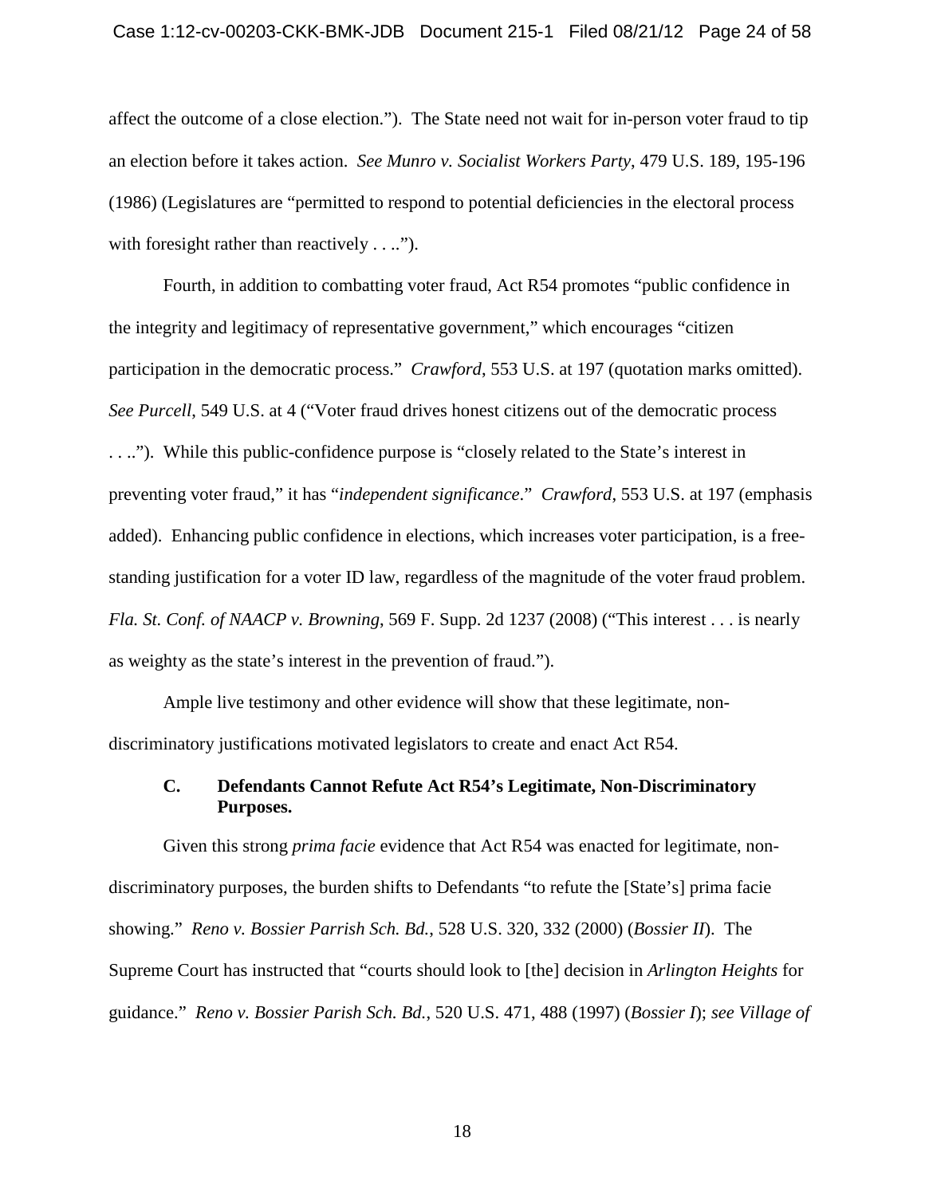affect the outcome of a close election."). The State need not wait for in-person voter fraud to tip an election before it takes action. *See Munro v. Socialist Workers Party*, 479 U.S. 189, 195-196 (1986) (Legislatures are "permitted to respond to potential deficiencies in the electoral process with foresight rather than reactively . . ..").

Fourth, in addition to combatting voter fraud, Act R54 promotes "public confidence in the integrity and legitimacy of representative government," which encourages "citizen participation in the democratic process." *Crawford*, 553 U.S. at 197 (quotation marks omitted). *See Purcell*, 549 U.S. at 4 ("Voter fraud drives honest citizens out of the democratic process . . .."). While this public-confidence purpose is "closely related to the State's interest in preventing voter fraud," it has "*independent significance*." *Crawford*, 553 U.S. at 197 (emphasis added). Enhancing public confidence in elections, which increases voter participation, is a free-standing justification for a voter ID law, regardless of the magnitude of the voter fraud problem. *Fla. St. Conf. of NAACP v. Browning*, 569 F. Supp. 2d 1237 (2008) ("This interest . . . is nearly as weighty as the state's interest in the prevention of fraud.").

Ample live testimony and other evidence will show that these legitimate, non-discriminatory justifications motivated legislators to create and enact Act R54.

### C. Defendants Cannot Refute Act R54's Legitimate, Non-Discriminatory Purposes.

Given this strong *prima facie* evidence that Act R54 was enacted for legitimate, non-discriminatory purposes, the burden shifts to Defendants "to refute the [State's] prima facie showing." *Reno v. Bossier Parrish Sch. Bd.*, 528 U.S. 320, 332 (2000) (*Bossier II*). The Supreme Court has instructed that "courts should look to [the] decision in *Arlington Heights* for guidance." *Reno v. Bossier Parish Sch. Bd.*, 520 U.S. 471, 488 (1997) (*Bossier I*); *see Village of*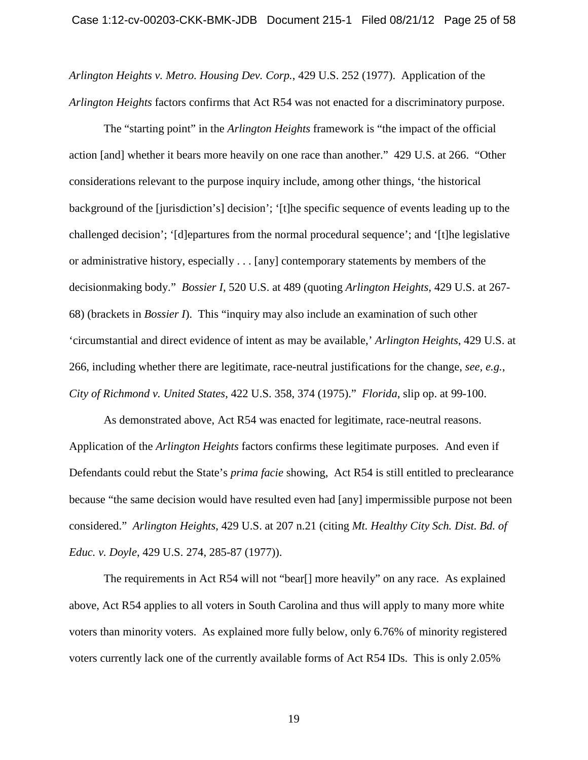*Arlington Heights v. Metro. Housing Dev. Corp.*, 429 U.S. 252 (1977). Application of the *Arlington Heights* factors confirms that Act R54 was not enacted for a discriminatory purpose.

The "starting point" in the *Arlington Heights* framework is "the impact of the official action [and] whether it bears more heavily on one race than another." 429 U.S. at 266. "Other considerations relevant to the purpose inquiry include, among other things, 'the historical background of the [jurisdiction's] decision'; '[t]he specific sequence of events leading up to the challenged decision'; '[d]epartures from the normal procedural sequence'; and '[t]he legislative or administrative history, especially . . . [any] contemporary statements by members of the decisionmaking body." *Bossier I*, 520 U.S. at 489 (quoting *Arlington Heights*, 429 U.S. at 267-68) (brackets in *Bossier I*). This "inquiry may also include an examination of such other 'circumstantial and direct evidence of intent as may be available,' *Arlington Heights*, 429 U.S. at 266, including whether there are legitimate, race-neutral justifications for the change, *see, e.g.*, *City of Richmond v. United States*, 422 U.S. 358, 374 (1975)." *Florida*, slip op. at 99-100.

As demonstrated above, Act R54 was enacted for legitimate, race-neutral reasons. Application of the *Arlington Heights* factors confirms these legitimate purposes. And even if Defendants could rebut the State's *prima facie* showing, Act R54 is still entitled to preclearance because "the same decision would have resulted even had [any] impermissible purpose not been considered." *Arlington Heights*, 429 U.S. at 207 n.21 (citing *Mt. Healthy City Sch. Dist. Bd. of Educ. v. Doyle*, 429 U.S. 274, 285-87 (1977)).

The requirements in Act R54 will not "bear[] more heavily" on any race. As explained above, Act R54 applies to all voters in South Carolina and thus will apply to many more white voters than minority voters. As explained more fully below, only 6.76% of minority registered voters currently lack one of the currently available forms of Act R54 IDs. This is only 2.05%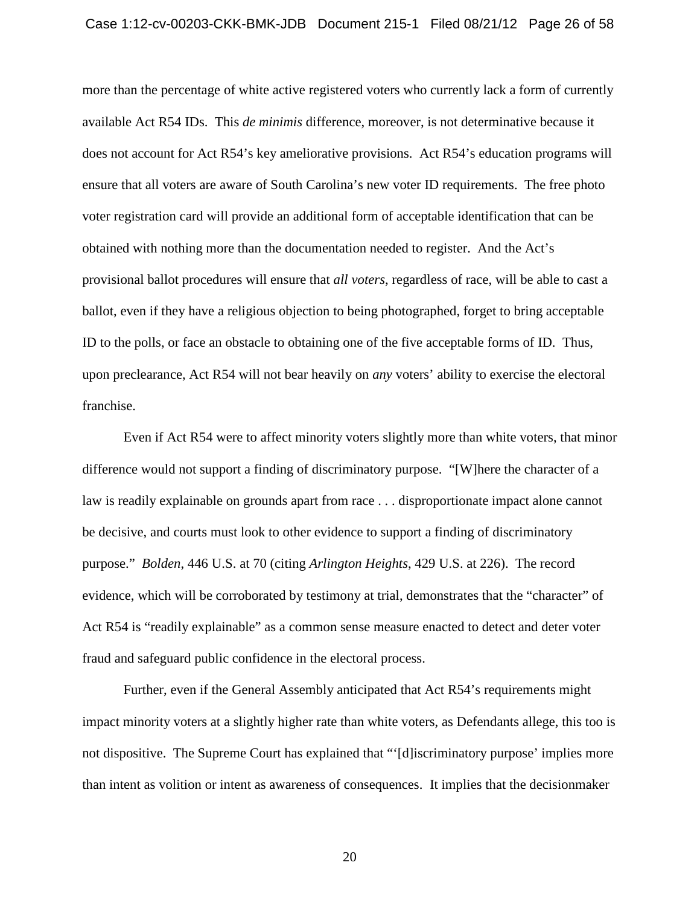more than the percentage of white active registered voters who currently lack a form of currently available Act R54 IDs. This *de minimis* difference, moreover, is not determinative because it does not account for Act R54's key ameliorative provisions. Act R54's education programs will ensure that all voters are aware of South Carolina's new voter ID requirements. The free photo voter registration card will provide an additional form of acceptable identification that can be obtained with nothing more than the documentation needed to register. And the Act's provisional ballot procedures will ensure that *all voters*, regardless of race, will be able to cast a ballot, even if they have a religious objection to being photographed, forget to bring acceptable ID to the polls, or face an obstacle to obtaining one of the five acceptable forms of ID. Thus, upon preclearance, Act R54 will not bear heavily on *any* voters' ability to exercise the electoral franchise.

Even if Act R54 were to affect minority voters slightly more than white voters, that minor difference would not support a finding of discriminatory purpose. "[W]here the character of a law is readily explainable on grounds apart from race . . . disproportionate impact alone cannot be decisive, and courts must look to other evidence to support a finding of discriminatory purpose." *Bolden*, 446 U.S. at 70 (citing *Arlington Heights*, 429 U.S. at 226). The record evidence, which will be corroborated by testimony at trial, demonstrates that the "character" of Act R54 is "readily explainable" as a common sense measure enacted to detect and deter voter fraud and safeguard public confidence in the electoral process.

Further, even if the General Assembly anticipated that Act R54's requirements might impact minority voters at a slightly higher rate than white voters, as Defendants allege, this too is not dispositive. The Supreme Court has explained that "'[d]iscriminatory purpose' implies more than intent as volition or intent as awareness of consequences. It implies that the decisionmaker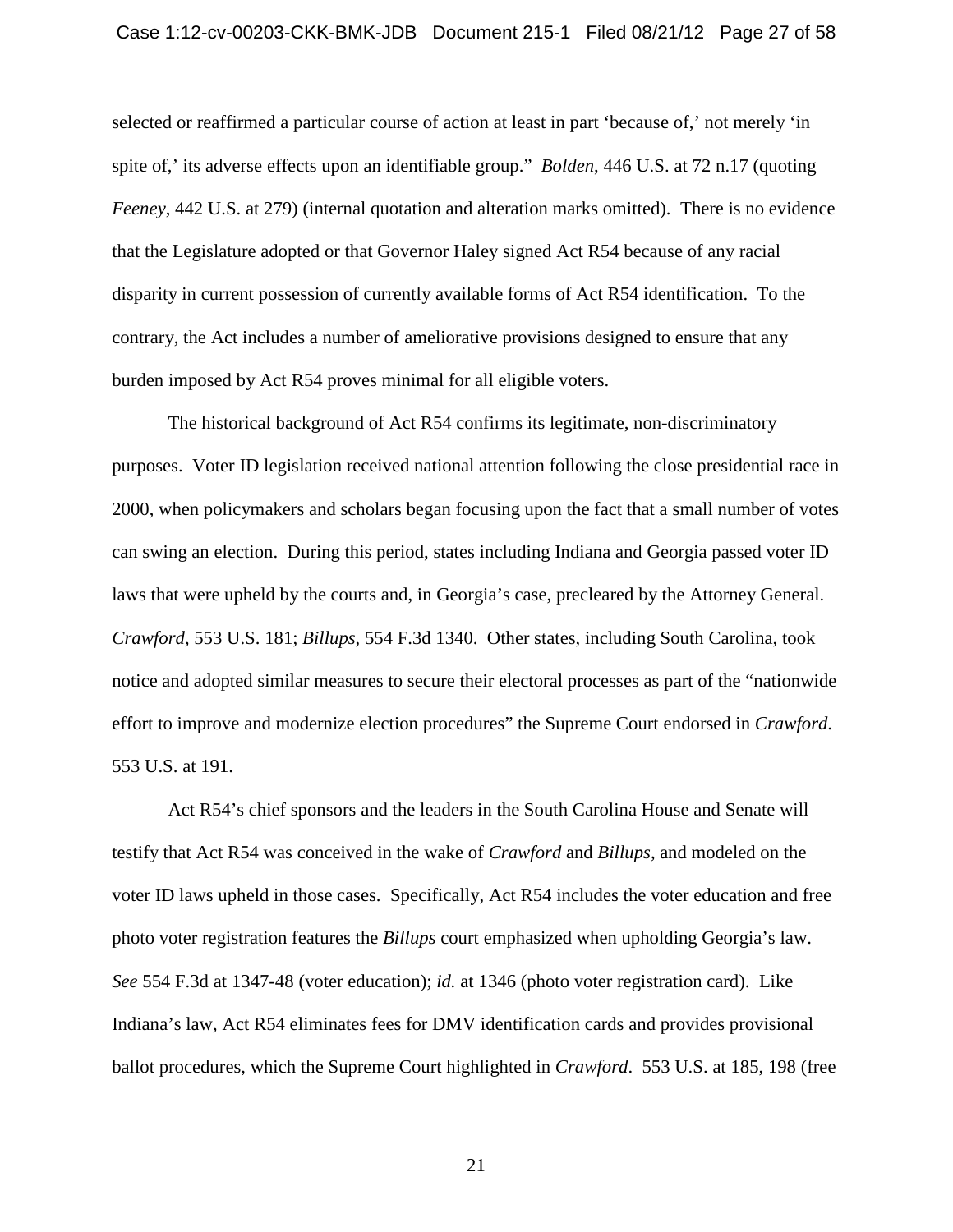selected or reaffirmed a particular course of action at least in part 'because of,' not merely 'in spite of,' its adverse effects upon an identifiable group." *Bolden*, 446 U.S. at 72 n.17 (quoting *Feeney*, 442 U.S. at 279) (internal quotation and alteration marks omitted). There is no evidence that the Legislature adopted or that Governor Haley signed Act R54 because of any racial disparity in current possession of currently available forms of Act R54 identification. To the contrary, the Act includes a number of ameliorative provisions designed to ensure that any burden imposed by Act R54 proves minimal for all eligible voters.

The historical background of Act R54 confirms its legitimate, non-discriminatory purposes. Voter ID legislation received national attention following the close presidential race in 2000, when policymakers and scholars began focusing upon the fact that a small number of votes can swing an election. During this period, states including Indiana and Georgia passed voter ID laws that were upheld by the courts and, in Georgia's case, precleared by the Attorney General. *Crawford*, 553 U.S. 181; *Billups*, 554 F.3d 1340. Other states, including South Carolina, took notice and adopted similar measures to secure their electoral processes as part of the "nationwide effort to improve and modernize election procedures" the Supreme Court endorsed in *Crawford*. 553 U.S. at 191.

Act R54's chief sponsors and the leaders in the South Carolina House and Senate will testify that Act R54 was conceived in the wake of *Crawford* and *Billups*, and modeled on the voter ID laws upheld in those cases. Specifically, Act R54 includes the voter education and free photo voter registration features the *Billups* court emphasized when upholding Georgia's law. *See* 554 F.3d at 1347-48 (voter education); *id.* at 1346 (photo voter registration card). Like Indiana's law, Act R54 eliminates fees for DMV identification cards and provides provisional ballot procedures, which the Supreme Court highlighted in *Crawford*. 553 U.S. at 185, 198 (free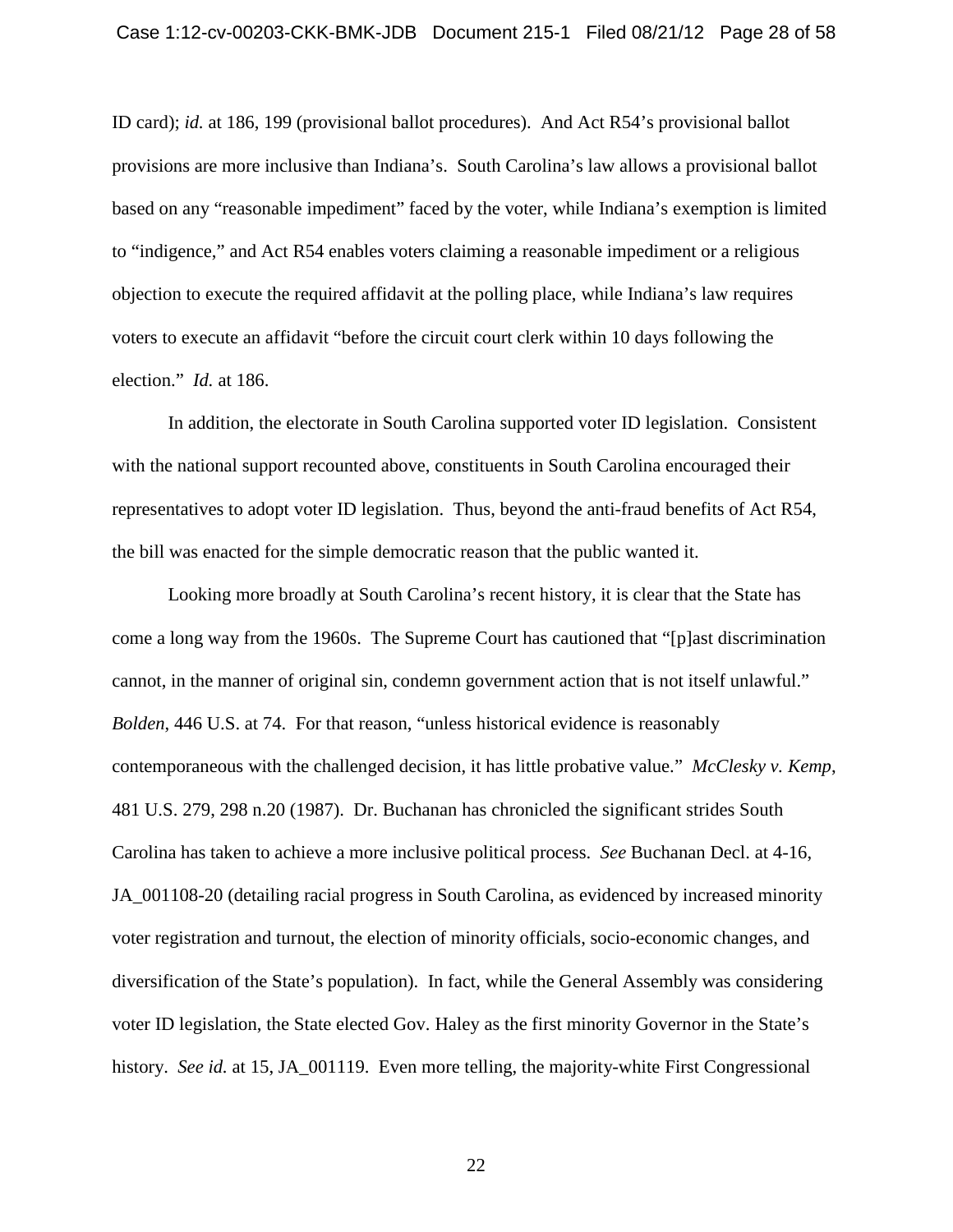ID card); *id.* at 186, 199 (provisional ballot procedures). And Act R54's provisional ballot provisions are more inclusive than Indiana's. South Carolina's law allows a provisional ballot based on any "reasonable impediment" faced by the voter, while Indiana's exemption is limited to "indigence," and Act R54 enables voters claiming a reasonable impediment or a religious objection to execute the required affidavit at the polling place, while Indiana's law requires voters to execute an affidavit "before the circuit court clerk within 10 days following the election." *Id.* at 186.

In addition, the electorate in South Carolina supported voter ID legislation. Consistent with the national support recounted above, constituents in South Carolina encouraged their representatives to adopt voter ID legislation. Thus, beyond the anti-fraud benefits of Act R54, the bill was enacted for the simple democratic reason that the public wanted it.

Looking more broadly at South Carolina's recent history, it is clear that the State has come a long way from the 1960s. The Supreme Court has cautioned that "[p]ast discrimination cannot, in the manner of original sin, condemn government action that is not itself unlawful." *Bolden*, 446 U.S. at 74. For that reason, "unless historical evidence is reasonably contemporaneous with the challenged decision, it has little probative value." *McClesky v. Kemp*, 481 U.S. 279, 298 n.20 (1987). Dr. Buchanan has chronicled the significant strides South Carolina has taken to achieve a more inclusive political process. *See* Buchanan Decl. at 4-16, JA_001108-20 (detailing racial progress in South Carolina, as evidenced by increased minority voter registration and turnout, the election of minority officials, socio-economic changes, and diversification of the State's population). In fact, while the General Assembly was considering voter ID legislation, the State elected Gov. Haley as the first minority Governor in the State's history. *See id.* at 15, JA_001119. Even more telling, the majority-white First Congressional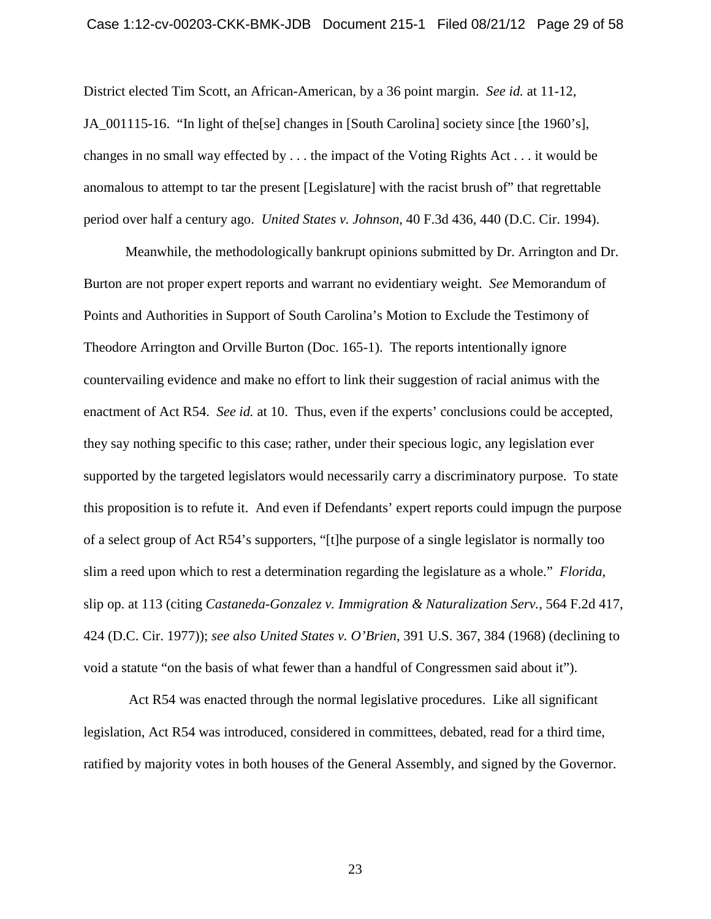District elected Tim Scott, an African-American, by a 36 point margin. *See id.* at 11-12, JA_001115-16. "In light of the[se] changes in [South Carolina] society since [the 1960's], changes in no small way effected by . . . the impact of the Voting Rights Act . . . it would be anomalous to attempt to tar the present [Legislature] with the racist brush of" that regrettable period over half a century ago. *United States v. Johnson*, 40 F.3d 436, 440 (D.C. Cir. 1994).

Meanwhile, the methodologically bankrupt opinions submitted by Dr. Arrington and Dr. Burton are not proper expert reports and warrant no evidentiary weight. *See* Memorandum of Points and Authorities in Support of South Carolina's Motion to Exclude the Testimony of Theodore Arrington and Orville Burton (Doc. 165-1). The reports intentionally ignore countervailing evidence and make no effort to link their suggestion of racial animus with the enactment of Act R54. *See id.* at 10. Thus, even if the experts' conclusions could be accepted, they say nothing specific to this case; rather, under their specious logic, any legislation ever supported by the targeted legislators would necessarily carry a discriminatory purpose. To state this proposition is to refute it. And even if Defendants' expert reports could impugn the purpose of a select group of Act R54's supporters, "[t]he purpose of a single legislator is normally too slim a reed upon which to rest a determination regarding the legislature as a whole." *Florida*, slip op. at 113 (citing *Castaneda-Gonzalez v. Immigration & Naturalization Serv.*, 564 F.2d 417, 424 (D.C. Cir. 1977)); *see also United States v. O'Brien*, 391 U.S. 367, 384 (1968) (declining to void a statute "on the basis of what fewer than a handful of Congressmen said about it").

Act R54 was enacted through the normal legislative procedures. Like all significant legislation, Act R54 was introduced, considered in committees, debated, read for a third time, ratified by majority votes in both houses of the General Assembly, and signed by the Governor.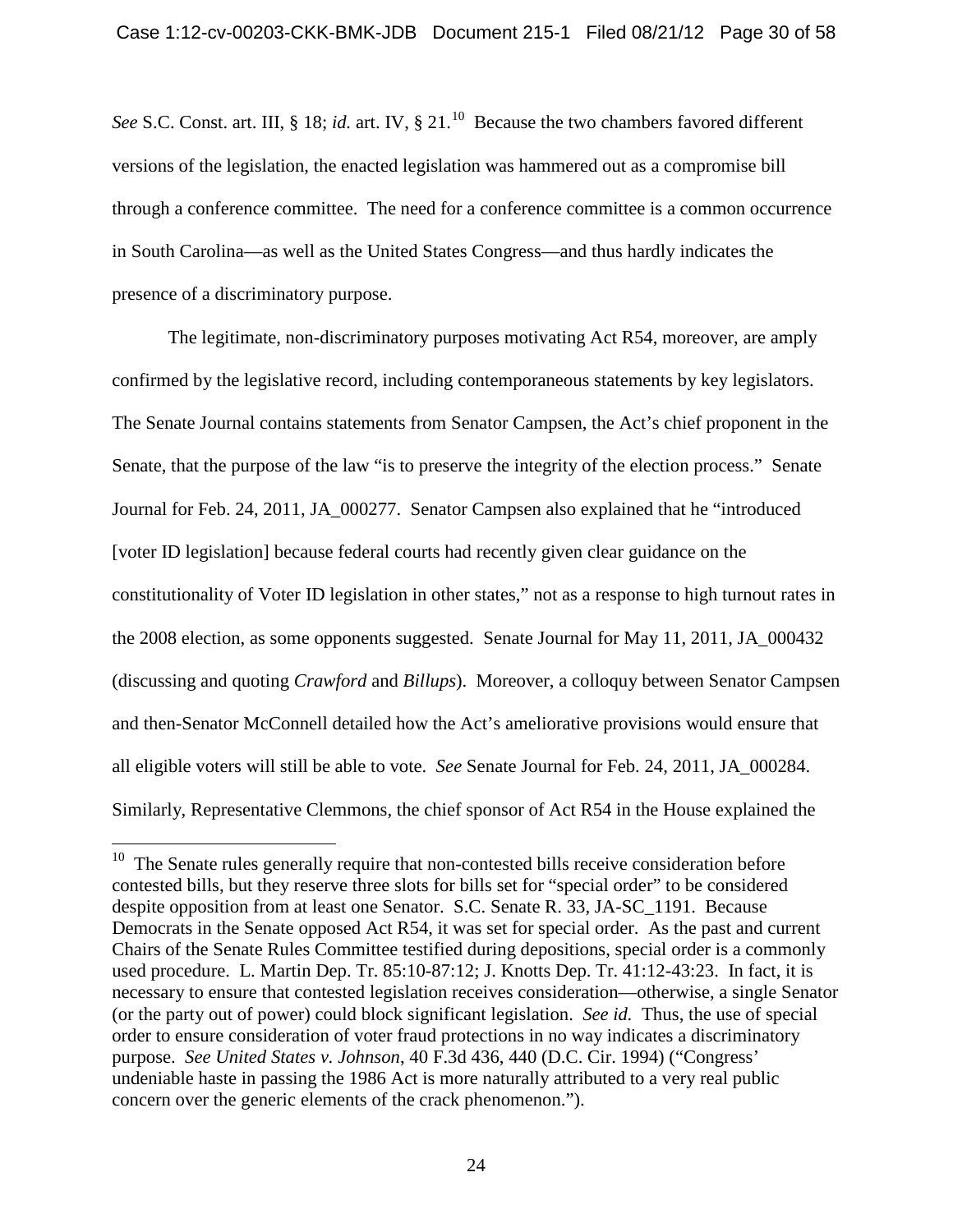*See* S.C. Const. art. III, § 18; *id.* art. IV, § 21.[10] Because the two chambers favored different versions of the legislation, the enacted legislation was hammered out as a compromise bill through a conference committee. The need for a conference committee is a common occurrence in South Carolina—as well as the United States Congress—and thus hardly indicates the presence of a discriminatory purpose.

The legitimate, non-discriminatory purposes motivating Act R54, moreover, are amply confirmed by the legislative record, including contemporaneous statements by key legislators. The Senate Journal contains statements from Senator Campsen, the Act's chief proponent in the Senate, that the purpose of the law "is to preserve the integrity of the election process." Senate Journal for Feb. 24, 2011, JA_000277. Senator Campsen also explained that he "introduced [voter ID legislation] because federal courts had recently given clear guidance on the constitutionality of Voter ID legislation in other states," not as a response to high turnout rates in the 2008 election, as some opponents suggested. Senate Journal for May 11, 2011, JA_000432 (discussing and quoting *Crawford* and *Billups*). Moreover, a colloquy between Senator Campsen and then-Senator McConnell detailed how the Act's ameliorative provisions would ensure that all eligible voters will still be able to vote. *See* Senate Journal for Feb. 24, 2011, JA_000284. Similarly, Representative Clemmons, the chief sponsor of Act R54 in the House explained the

---

[10] The Senate rules generally require that non-contested bills receive consideration before contested bills, but they reserve three slots for bills set for "special order" to be considered despite opposition from at least one Senator. S.C. Senate R. 33, JA-SC_1191. Because Democrats in the Senate opposed Act R54, it was set for special order. As the past and current Chairs of the Senate Rules Committee testified during depositions, special order is a commonly used procedure. L. Martin Dep. Tr. 85:10-87:12; J. Knotts Dep. Tr. 41:12-43:23. In fact, it is necessary to ensure that contested legislation receives consideration—otherwise, a single Senator (or the party out of power) could block significant legislation. *See id.* Thus, the use of special order to ensure consideration of voter fraud protections in no way indicates a discriminatory purpose. *See United States v. Johnson*, 40 F.3d 436, 440 (D.C. Cir. 1994) ("Congress' undeniable haste in passing the 1986 Act is more naturally attributed to a very real public concern over the generic elements of the crack phenomenon.").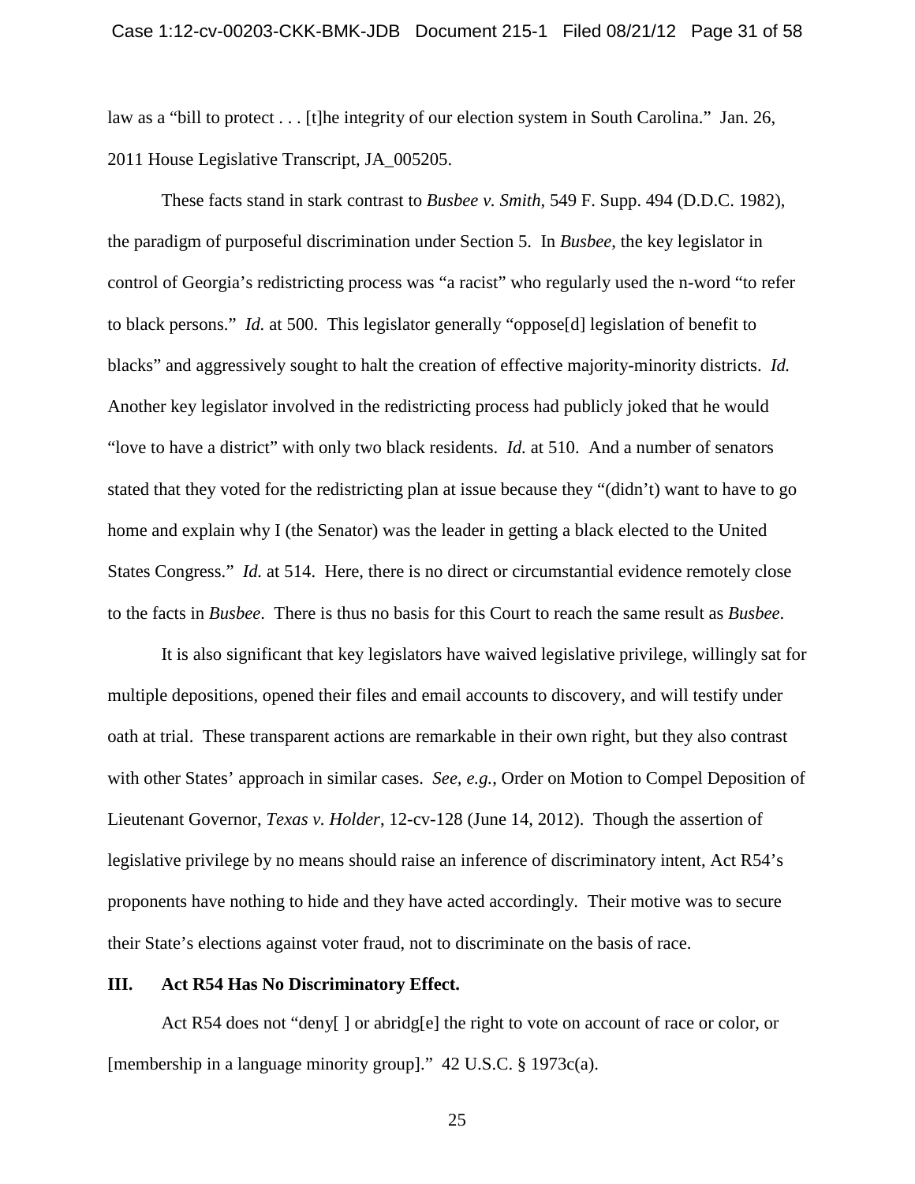law as a "bill to protect . . . [t]he integrity of our election system in South Carolina." Jan. 26, 2011 House Legislative Transcript, JA_005205.

These facts stand in stark contrast to *Busbee v. Smith*, 549 F. Supp. 494 (D.D.C. 1982), the paradigm of purposeful discrimination under Section 5. In *Busbee*, the key legislator in control of Georgia's redistricting process was "a racist" who regularly used the n-word "to refer to black persons." *Id.* at 500. This legislator generally "oppose[d] legislation of benefit to blacks" and aggressively sought to halt the creation of effective majority-minority districts. *Id.* Another key legislator involved in the redistricting process had publicly joked that he would "love to have a district" with only two black residents. *Id.* at 510. And a number of senators stated that they voted for the redistricting plan at issue because they "(didn't) want to have to go home and explain why I (the Senator) was the leader in getting a black elected to the United States Congress." *Id.* at 514. Here, there is no direct or circumstantial evidence remotely close to the facts in *Busbee*. There is thus no basis for this Court to reach the same result as *Busbee*.

It is also significant that key legislators have waived legislative privilege, willingly sat for multiple depositions, opened their files and email accounts to discovery, and will testify under oath at trial. These transparent actions are remarkable in their own right, but they also contrast with other States' approach in similar cases. *See, e.g.*, Order on Motion to Compel Deposition of Lieutenant Governor, *Texas v. Holder*, 12-cv-128 (June 14, 2012). Though the assertion of legislative privilege by no means should raise an inference of discriminatory intent, Act R54's proponents have nothing to hide and they have acted accordingly. Their motive was to secure their State's elections against voter fraud, not to discriminate on the basis of race.

## III. Act R54 Has No Discriminatory Effect.

Act R54 does not "deny[ ] or abridg[e] the right to vote on account of race or color, or [membership in a language minority group]." 42 U.S.C. § 1973c(a).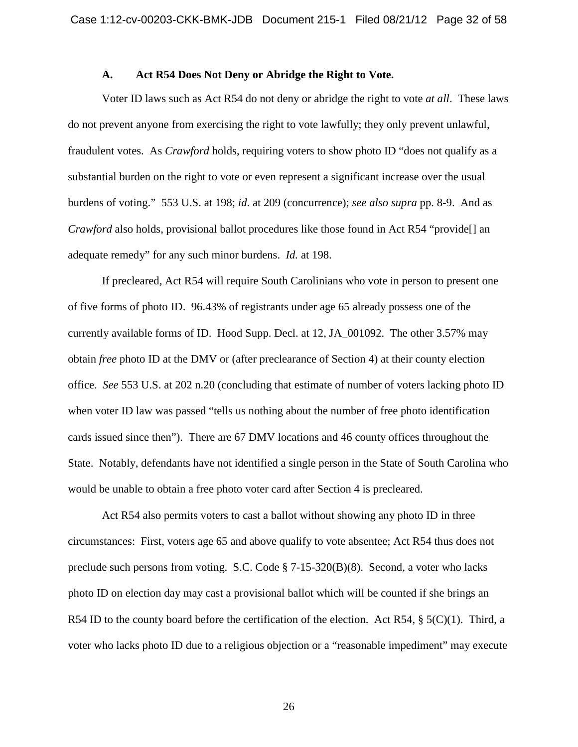### A. Act R54 Does Not Deny or Abridge the Right to Vote.

Voter ID laws such as Act R54 do not deny or abridge the right to vote *at all*. These laws do not prevent anyone from exercising the right to vote lawfully; they only prevent unlawful, fraudulent votes. As *Crawford* holds, requiring voters to show photo ID "does not qualify as a substantial burden on the right to vote or even represent a significant increase over the usual burdens of voting." 553 U.S. at 198; *id*. at 209 (concurrence); *see also supra* pp. 8-9. And as *Crawford* also holds, provisional ballot procedures like those found in Act R54 "provide[] an adequate remedy" for any such minor burdens. *Id.* at 198.

If precleared, Act R54 will require South Carolinians who vote in person to present one of five forms of photo ID. 96.43% of registrants under age 65 already possess one of the currently available forms of ID. Hood Supp. Decl. at 12, JA_001092. The other 3.57% may obtain *free* photo ID at the DMV or (after preclearance of Section 4) at their county election office. *See* 553 U.S. at 202 n.20 (concluding that estimate of number of voters lacking photo ID when voter ID law was passed "tells us nothing about the number of free photo identification cards issued since then"). There are 67 DMV locations and 46 county offices throughout the State. Notably, defendants have not identified a single person in the State of South Carolina who would be unable to obtain a free photo voter card after Section 4 is precleared.

Act R54 also permits voters to cast a ballot without showing any photo ID in three circumstances: First, voters age 65 and above qualify to vote absentee; Act R54 thus does not preclude such persons from voting. S.C. Code § 7-15-320(B)(8). Second, a voter who lacks photo ID on election day may cast a provisional ballot which will be counted if she brings an R54 ID to the county board before the certification of the election. Act R54, § 5(C)(1). Third, a voter who lacks photo ID due to a religious objection or a "reasonable impediment" may execute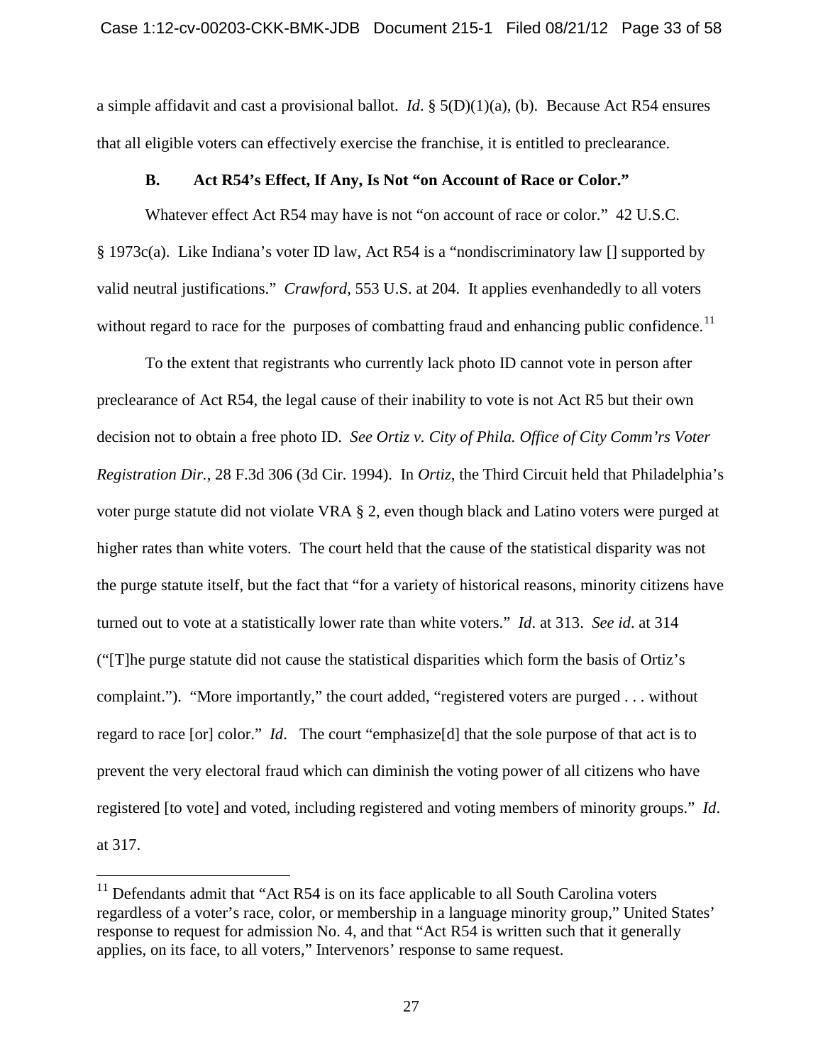a simple affidavit and cast a provisional ballot. *Id*. § 5(D)(1)(a), (b). Because Act R54 ensures that all eligible voters can effectively exercise the franchise, it is entitled to preclearance.

### B. Act R54's Effect, If Any, Is Not "on Account of Race or Color."

Whatever effect Act R54 may have is not "on account of race or color." 42 U.S.C. § 1973c(a). Like Indiana's voter ID law, Act R54 is a "nondiscriminatory law [] supported by valid neutral justifications." *Crawford*, 553 U.S. at 204. It applies evenhandedly to all voters without regard to race for the purposes of combatting fraud and enhancing public confidence.[11]

To the extent that registrants who currently lack photo ID cannot vote in person after preclearance of Act R54, the legal cause of their inability to vote is not Act R5 but their own decision not to obtain a free photo ID. *See Ortiz v. City of Phila. Office of City Comm'rs Voter Registration Dir.*, 28 F.3d 306 (3d Cir. 1994). In *Ortiz*, the Third Circuit held that Philadelphia's voter purge statute did not violate VRA § 2, even though black and Latino voters were purged at higher rates than white voters. The court held that the cause of the statistical disparity was not the purge statute itself, but the fact that "for a variety of historical reasons, minority citizens have turned out to vote at a statistically lower rate than white voters." *Id*. at 313. *See id*. at 314 ("[T]he purge statute did not cause the statistical disparities which form the basis of Ortiz's complaint."). "More importantly," the court added, "registered voters are purged . . . without regard to race [or] color." *Id*. The court "emphasize[d] that the sole purpose of that act is to prevent the very electoral fraud which can diminish the voting power of all citizens who have registered [to vote] and voted, including registered and voting members of minority groups." *Id*. at 317.

[11] Defendants admit that "Act R54 is on its face applicable to all South Carolina voters regardless of a voter's race, color, or membership in a language minority group," United States' response to request for admission No. 4, and that "Act R54 is written such that it generally applies, on its face, to all voters," Intervenors' response to same request.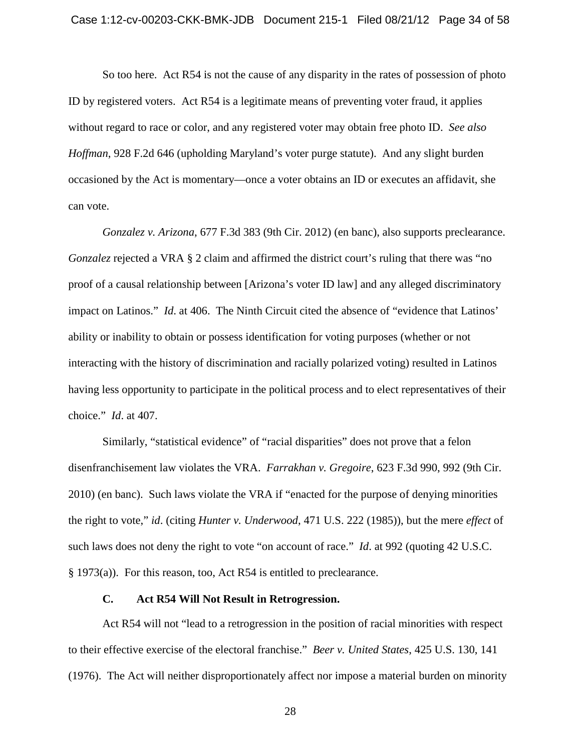So too here. Act R54 is not the cause of any disparity in the rates of possession of photo ID by registered voters. Act R54 is a legitimate means of preventing voter fraud, it applies without regard to race or color, and any registered voter may obtain free photo ID. *See also Hoffman*, 928 F.2d 646 (upholding Maryland's voter purge statute). And any slight burden occasioned by the Act is momentary—once a voter obtains an ID or executes an affidavit, she can vote.

*Gonzalez v. Arizona*, 677 F.3d 383 (9th Cir. 2012) (en banc), also supports preclearance. *Gonzalez* rejected a VRA § 2 claim and affirmed the district court's ruling that there was "no proof of a causal relationship between [Arizona's voter ID law] and any alleged discriminatory impact on Latinos." *Id*. at 406. The Ninth Circuit cited the absence of "evidence that Latinos' ability or inability to obtain or possess identification for voting purposes (whether or not interacting with the history of discrimination and racially polarized voting) resulted in Latinos having less opportunity to participate in the political process and to elect representatives of their choice." *Id*. at 407.

Similarly, "statistical evidence" of "racial disparities" does not prove that a felon disenfranchisement law violates the VRA. *Farrakhan v. Gregoire*, 623 F.3d 990, 992 (9th Cir. 2010) (en banc). Such laws violate the VRA if "enacted for the purpose of denying minorities the right to vote," *id*. (citing *Hunter v. Underwood*, 471 U.S. 222 (1985)), but the mere *effect* of such laws does not deny the right to vote "on account of race." *Id*. at 992 (quoting 42 U.S.C. § 1973(a)). For this reason, too, Act R54 is entitled to preclearance.

### C. Act R54 Will Not Result in Retrogression.

Act R54 will not "lead to a retrogression in the position of racial minorities with respect to their effective exercise of the electoral franchise." *Beer v. United States*, 425 U.S. 130, 141 (1976). The Act will neither disproportionately affect nor impose a material burden on minority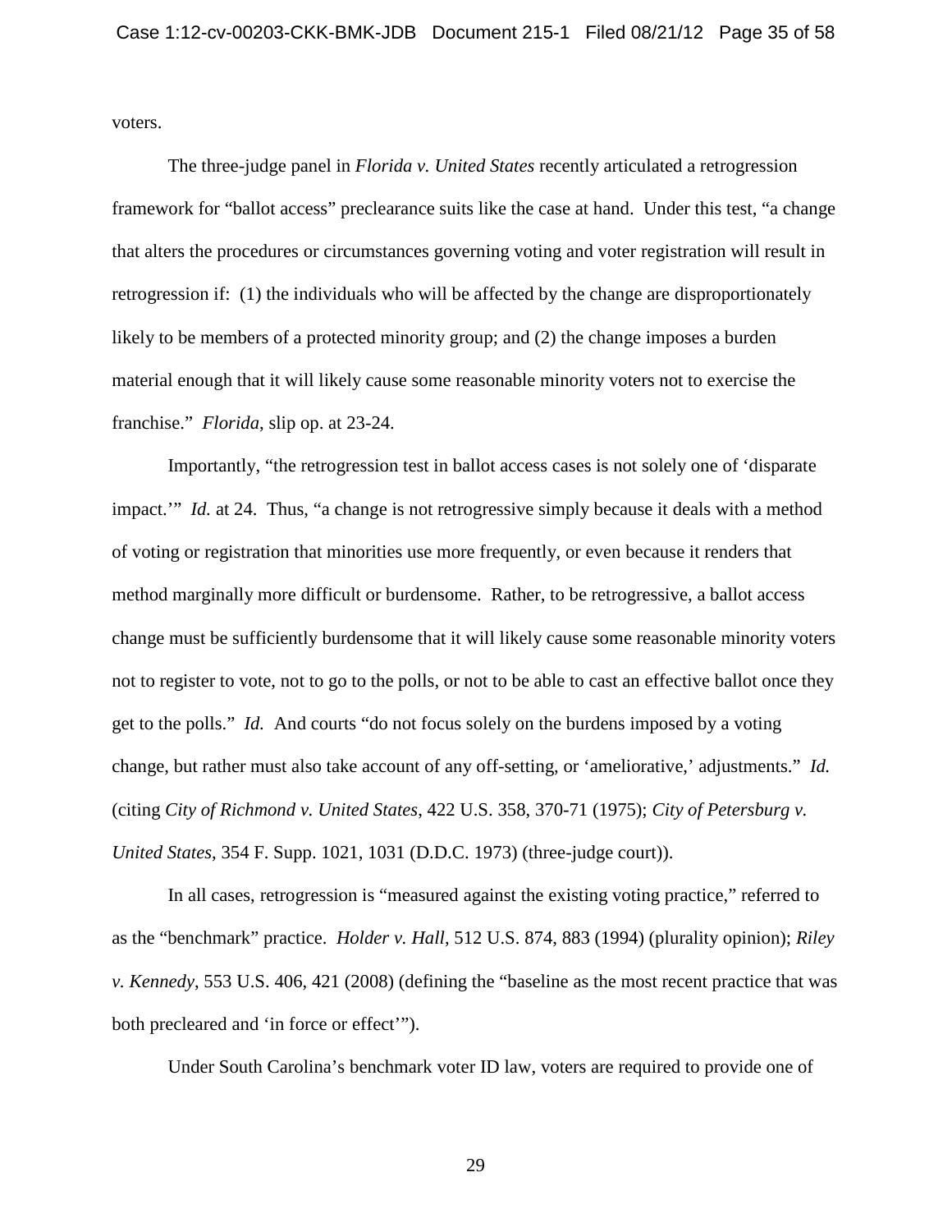voters.

The three-judge panel in *Florida v. United States* recently articulated a retrogression framework for "ballot access" preclearance suits like the case at hand. Under this test, "a change that alters the procedures or circumstances governing voting and voter registration will result in retrogression if: (1) the individuals who will be affected by the change are disproportionately likely to be members of a protected minority group; and (2) the change imposes a burden material enough that it will likely cause some reasonable minority voters not to exercise the franchise." *Florida*, slip op. at 23-24.

Importantly, "the retrogression test in ballot access cases is not solely one of 'disparate impact.'" *Id.* at 24. Thus, "a change is not retrogressive simply because it deals with a method of voting or registration that minorities use more frequently, or even because it renders that method marginally more difficult or burdensome. Rather, to be retrogressive, a ballot access change must be sufficiently burdensome that it will likely cause some reasonable minority voters not to register to vote, not to go to the polls, or not to be able to cast an effective ballot once they get to the polls." *Id.* And courts "do not focus solely on the burdens imposed by a voting change, but rather must also take account of any off-setting, or 'ameliorative,' adjustments." *Id.* (citing *City of Richmond v. United States*, 422 U.S. 358, 370-71 (1975); *City of Petersburg v. United States*, 354 F. Supp. 1021, 1031 (D.D.C. 1973) (three-judge court)).

In all cases, retrogression is "measured against the existing voting practice," referred to as the "benchmark" practice. *Holder v. Hall*, 512 U.S. 874, 883 (1994) (plurality opinion); *Riley v. Kennedy*, 553 U.S. 406, 421 (2008) (defining the "baseline as the most recent practice that was both precleared and 'in force or effect'").

Under South Carolina's benchmark voter ID law, voters are required to provide one of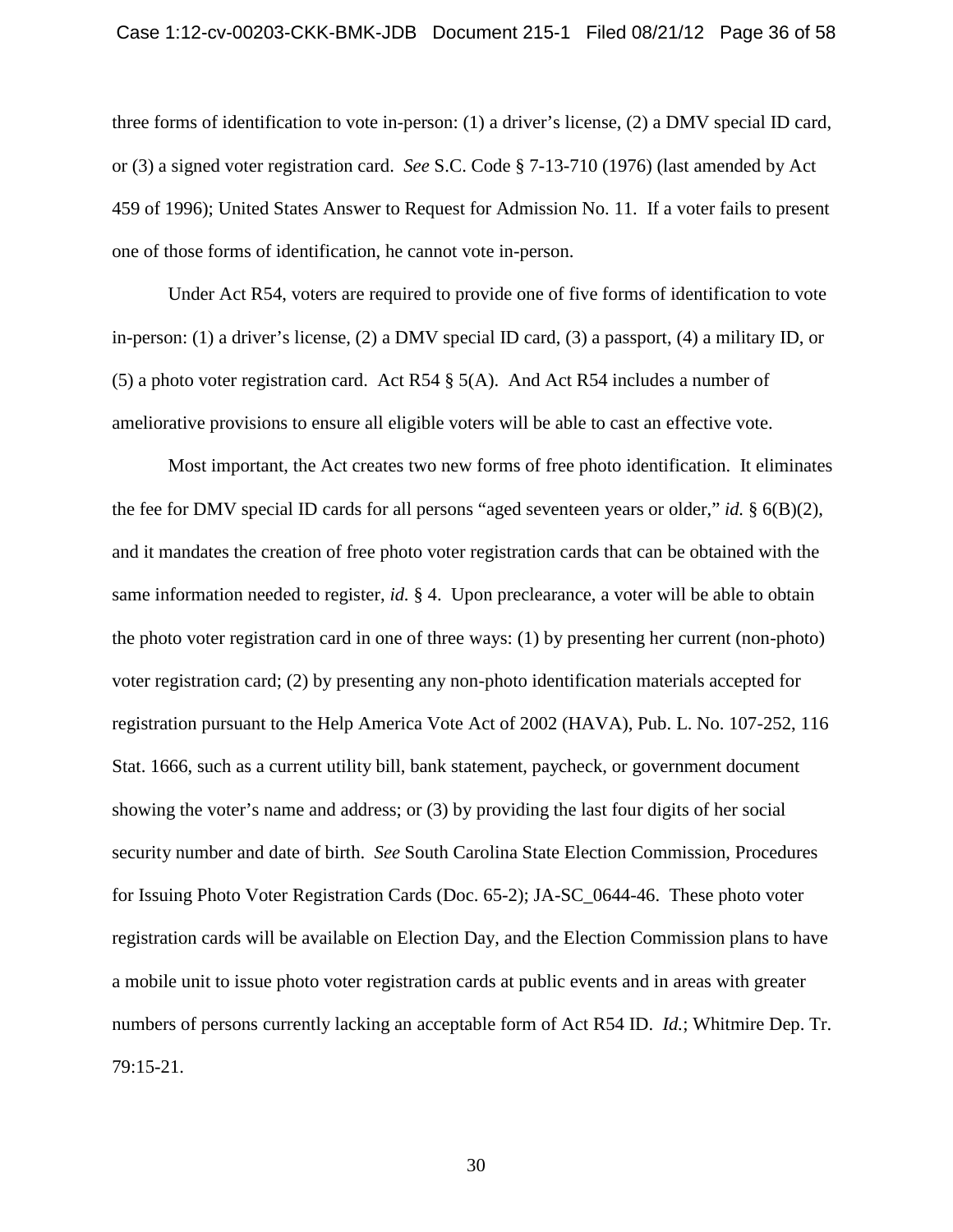three forms of identification to vote in-person: (1) a driver's license, (2) a DMV special ID card, or (3) a signed voter registration card. *See* S.C. Code § 7-13-710 (1976) (last amended by Act 459 of 1996); United States Answer to Request for Admission No. 11. If a voter fails to present one of those forms of identification, he cannot vote in-person.

Under Act R54, voters are required to provide one of five forms of identification to vote in-person: (1) a driver's license, (2) a DMV special ID card, (3) a passport, (4) a military ID, or (5) a photo voter registration card. Act R54 § 5(A). And Act R54 includes a number of ameliorative provisions to ensure all eligible voters will be able to cast an effective vote.

Most important, the Act creates two new forms of free photo identification. It eliminates the fee for DMV special ID cards for all persons "aged seventeen years or older," *id.* § 6(B)(2), and it mandates the creation of free photo voter registration cards that can be obtained with the same information needed to register, *id.* § 4. Upon preclearance, a voter will be able to obtain the photo voter registration card in one of three ways: (1) by presenting her current (non-photo) voter registration card; (2) by presenting any non-photo identification materials accepted for registration pursuant to the Help America Vote Act of 2002 (HAVA), Pub. L. No. 107-252, 116 Stat. 1666, such as a current utility bill, bank statement, paycheck, or government document showing the voter's name and address; or (3) by providing the last four digits of her social security number and date of birth. *See* South Carolina State Election Commission, Procedures for Issuing Photo Voter Registration Cards (Doc. 65-2); JA-SC_0644-46. These photo voter registration cards will be available on Election Day, and the Election Commission plans to have a mobile unit to issue photo voter registration cards at public events and in areas with greater numbers of persons currently lacking an acceptable form of Act R54 ID. *Id.*; Whitmire Dep. Tr. 79:15-21.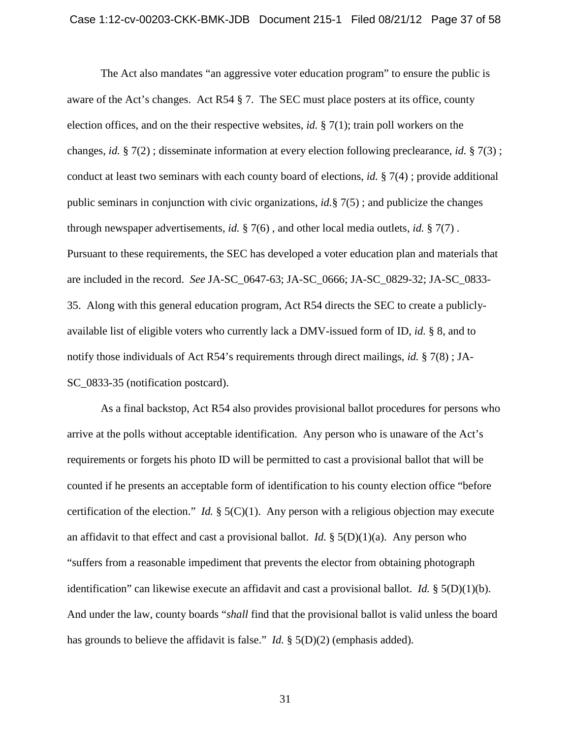The Act also mandates "an aggressive voter education program" to ensure the public is aware of the Act's changes. Act R54 § 7. The SEC must place posters at its office, county election offices, and on the their respective websites, *id.* § 7(1); train poll workers on the changes, *id.* § 7(2) ; disseminate information at every election following preclearance, *id.* § 7(3) ; conduct at least two seminars with each county board of elections, *id.* § 7(4) ; provide additional public seminars in conjunction with civic organizations, *id.*§ 7(5) ; and publicize the changes through newspaper advertisements, *id.* § 7(6) , and other local media outlets, *id.* § 7(7) . Pursuant to these requirements, the SEC has developed a voter education plan and materials that are included in the record. *See* JA-SC_0647-63; JA-SC_0666; JA-SC_0829-32; JA-SC_0833-35. Along with this general education program, Act R54 directs the SEC to create a publicly-available list of eligible voters who currently lack a DMV-issued form of ID, *id.* § 8, and to notify those individuals of Act R54's requirements through direct mailings, *id.* § 7(8) ; JA-SC_0833-35 (notification postcard).

As a final backstop, Act R54 also provides provisional ballot procedures for persons who arrive at the polls without acceptable identification. Any person who is unaware of the Act's requirements or forgets his photo ID will be permitted to cast a provisional ballot that will be counted if he presents an acceptable form of identification to his county election office "before certification of the election." *Id.* § 5(C)(1). Any person with a religious objection may execute an affidavit to that effect and cast a provisional ballot. *Id.* § 5(D)(1)(a). Any person who "suffers from a reasonable impediment that prevents the elector from obtaining photograph identification" can likewise execute an affidavit and cast a provisional ballot. *Id.* § 5(D)(1)(b). And under the law, county boards "*shall* find that the provisional ballot is valid unless the board has grounds to believe the affidavit is false." *Id.* § 5(D)(2) (emphasis added).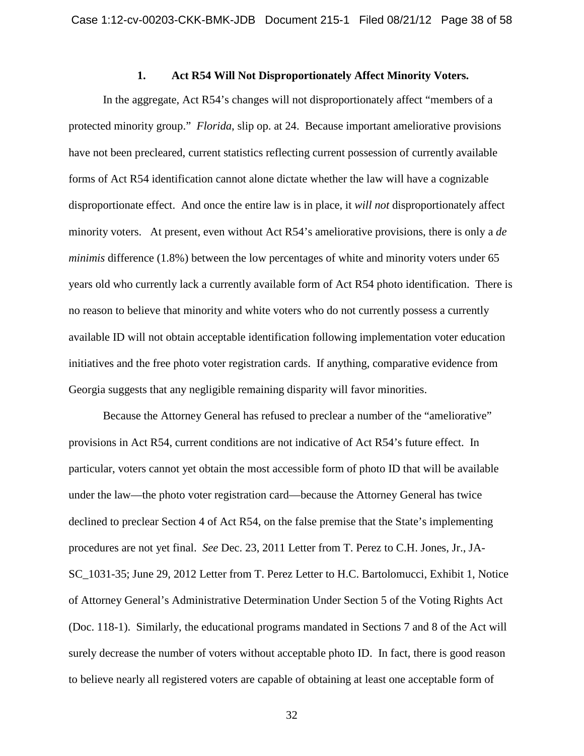### 1. Act R54 Will Not Disproportionately Affect Minority Voters.

In the aggregate, Act R54's changes will not disproportionately affect "members of a protected minority group." *Florida*, slip op. at 24. Because important ameliorative provisions have not been precleared, current statistics reflecting current possession of currently available forms of Act R54 identification cannot alone dictate whether the law will have a cognizable disproportionate effect. And once the entire law is in place, it *will not* disproportionately affect minority voters. At present, even without Act R54's ameliorative provisions, there is only a *de minimis* difference (1.8%) between the low percentages of white and minority voters under 65 years old who currently lack a currently available form of Act R54 photo identification. There is no reason to believe that minority and white voters who do not currently possess a currently available ID will not obtain acceptable identification following implementation voter education initiatives and the free photo voter registration cards. If anything, comparative evidence from Georgia suggests that any negligible remaining disparity will favor minorities.

Because the Attorney General has refused to preclear a number of the "ameliorative" provisions in Act R54, current conditions are not indicative of Act R54's future effect. In particular, voters cannot yet obtain the most accessible form of photo ID that will be available under the law—the photo voter registration card—because the Attorney General has twice declined to preclear Section 4 of Act R54, on the false premise that the State's implementing procedures are not yet final. *See* Dec. 23, 2011 Letter from T. Perez to C.H. Jones, Jr., JA-SC_1031-35; June 29, 2012 Letter from T. Perez Letter to H.C. Bartolomucci, Exhibit 1, Notice of Attorney General's Administrative Determination Under Section 5 of the Voting Rights Act (Doc. 118-1). Similarly, the educational programs mandated in Sections 7 and 8 of the Act will surely decrease the number of voters without acceptable photo ID. In fact, there is good reason to believe nearly all registered voters are capable of obtaining at least one acceptable form of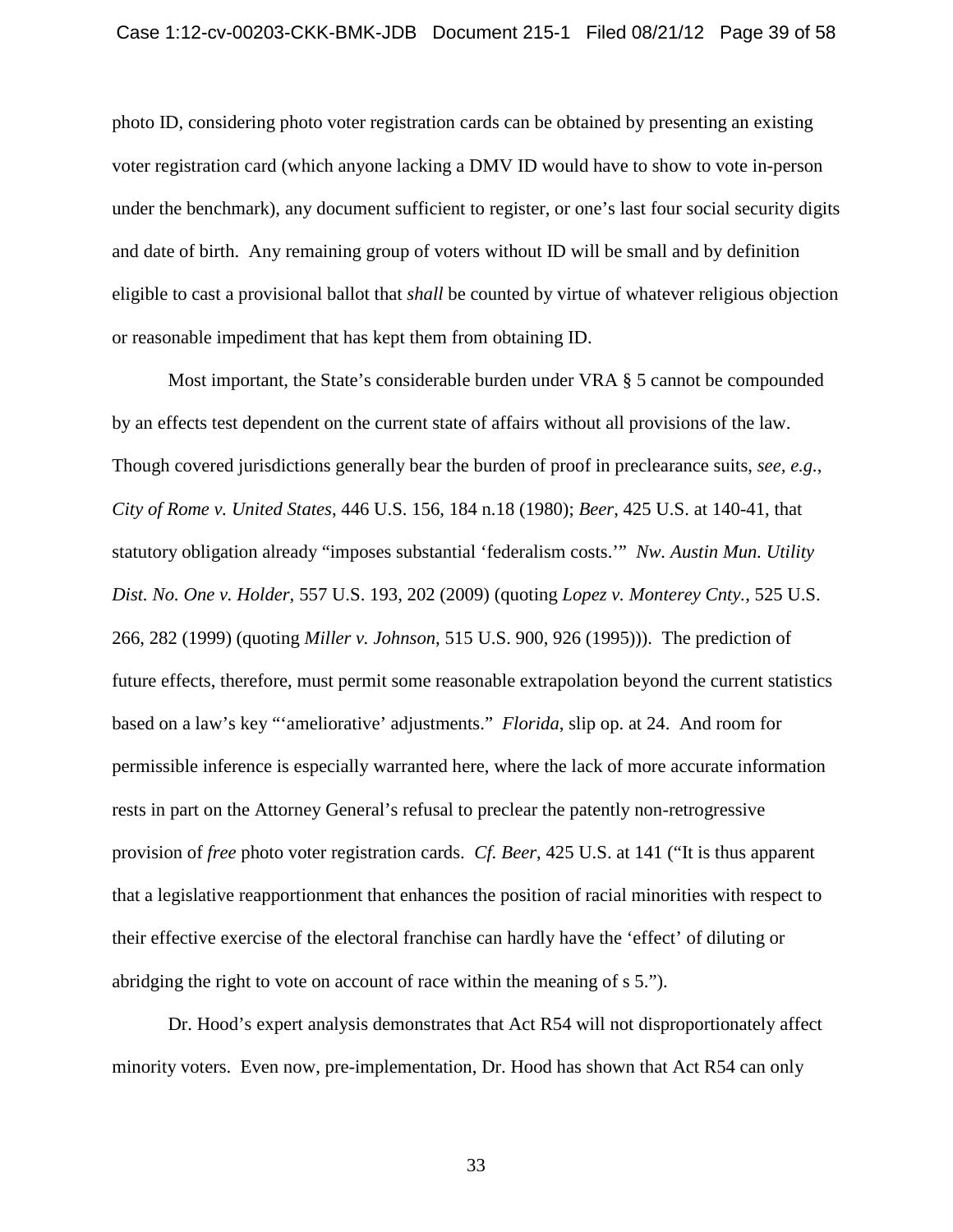photo ID, considering photo voter registration cards can be obtained by presenting an existing voter registration card (which anyone lacking a DMV ID would have to show to vote in-person under the benchmark), any document sufficient to register, or one's last four social security digits and date of birth. Any remaining group of voters without ID will be small and by definition eligible to cast a provisional ballot that *shall* be counted by virtue of whatever religious objection or reasonable impediment that has kept them from obtaining ID.

Most important, the State's considerable burden under VRA § 5 cannot be compounded by an effects test dependent on the current state of affairs without all provisions of the law. Though covered jurisdictions generally bear the burden of proof in preclearance suits, *see, e.g.*, *City of Rome v. United States*, 446 U.S. 156, 184 n.18 (1980); *Beer*, 425 U.S. at 140-41, that statutory obligation already "imposes substantial 'federalism costs.'" *Nw. Austin Mun. Utility Dist. No. One v. Holder*, 557 U.S. 193, 202 (2009) (quoting *Lopez v. Monterey Cnty.*, 525 U.S. 266, 282 (1999) (quoting *Miller v. Johnson*, 515 U.S. 900, 926 (1995))). The prediction of future effects, therefore, must permit some reasonable extrapolation beyond the current statistics based on a law's key "'ameliorative' adjustments." *Florida*, slip op. at 24. And room for permissible inference is especially warranted here, where the lack of more accurate information rests in part on the Attorney General's refusal to preclear the patently non-retrogressive provision of *free* photo voter registration cards. *Cf. Beer*, 425 U.S. at 141 ("It is thus apparent that a legislative reapportionment that enhances the position of racial minorities with respect to their effective exercise of the electoral franchise can hardly have the 'effect' of diluting or abridging the right to vote on account of race within the meaning of s 5.").

Dr. Hood's expert analysis demonstrates that Act R54 will not disproportionately affect minority voters. Even now, pre-implementation, Dr. Hood has shown that Act R54 can only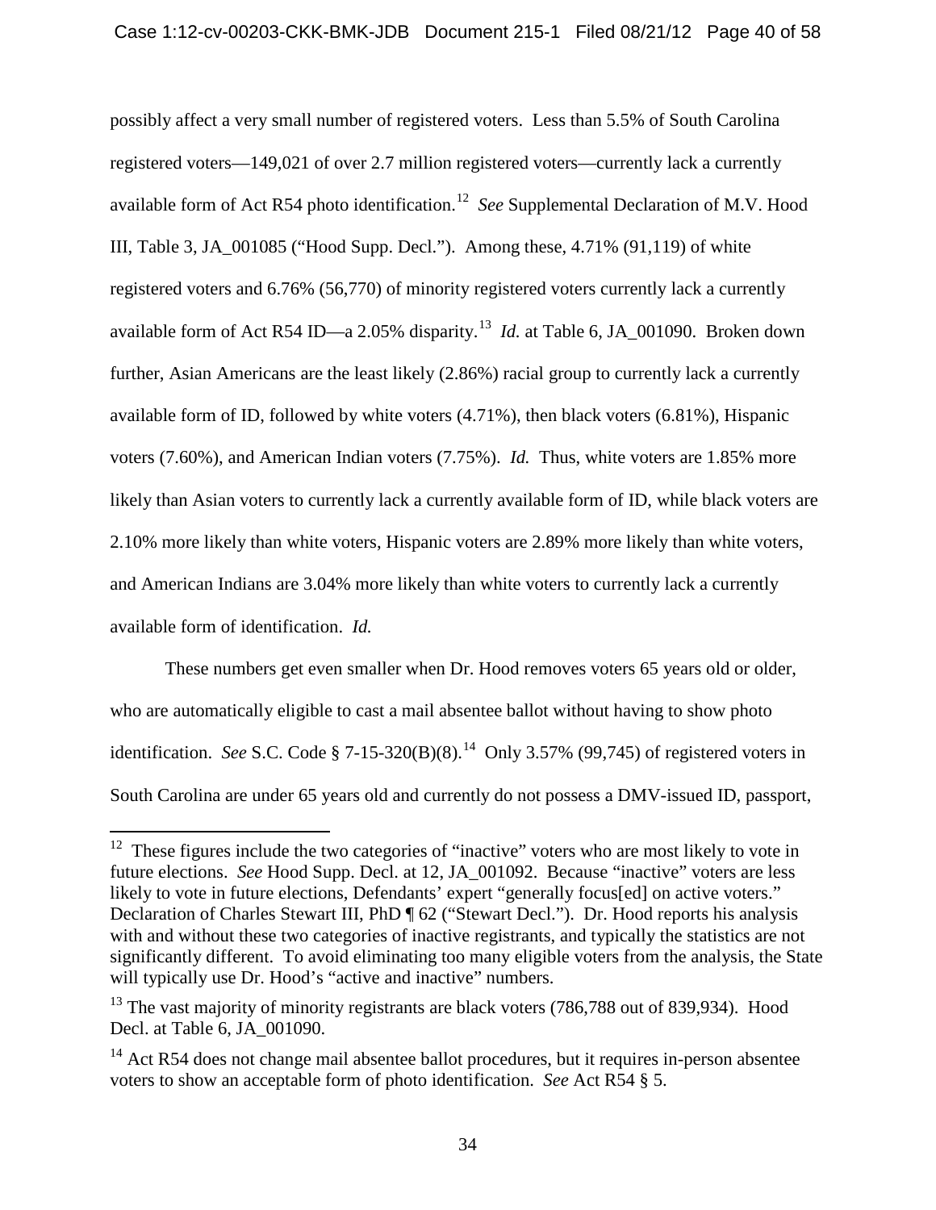possibly affect a very small number of registered voters. Less than 5.5% of South Carolina registered voters—149,021 of over 2.7 million registered voters—currently lack a currently available form of Act R54 photo identification.[12] *See* Supplemental Declaration of M.V. Hood III, Table 3, JA_001085 ("Hood Supp. Decl."). Among these, 4.71% (91,119) of white registered voters and 6.76% (56,770) of minority registered voters currently lack a currently available form of Act R54 ID—a 2.05% disparity.[13] *Id.* at Table 6, JA_001090. Broken down further, Asian Americans are the least likely (2.86%) racial group to currently lack a currently available form of ID, followed by white voters (4.71%), then black voters (6.81%), Hispanic voters (7.60%), and American Indian voters (7.75%). *Id.* Thus, white voters are 1.85% more likely than Asian voters to currently lack a currently available form of ID, while black voters are 2.10% more likely than white voters, Hispanic voters are 2.89% more likely than white voters, and American Indians are 3.04% more likely than white voters to currently lack a currently available form of identification. *Id.*

These numbers get even smaller when Dr. Hood removes voters 65 years old or older, who are automatically eligible to cast a mail absentee ballot without having to show photo identification. *See* S.C. Code § 7-15-320(B)(8).[14] Only 3.57% (99,745) of registered voters in South Carolina are under 65 years old and currently do not possess a DMV-issued ID, passport,

---

[12] These figures include the two categories of "inactive" voters who are most likely to vote in future elections. *See* Hood Supp. Decl. at 12, JA_001092. Because "inactive" voters are less likely to vote in future elections, Defendants' expert "generally focus[ed] on active voters." Declaration of Charles Stewart III, PhD ¶ 62 ("Stewart Decl."). Dr. Hood reports his analysis with and without these two categories of inactive registrants, and typically the statistics are not significantly different. To avoid eliminating too many eligible voters from the analysis, the State will typically use Dr. Hood's "active and inactive" numbers.

[13] The vast majority of minority registrants are black voters (786,788 out of 839,934). Hood Decl. at Table 6, JA_001090.

[14] Act R54 does not change mail absentee ballot procedures, but it requires in-person absentee voters to show an acceptable form of photo identification. *See* Act R54 § 5.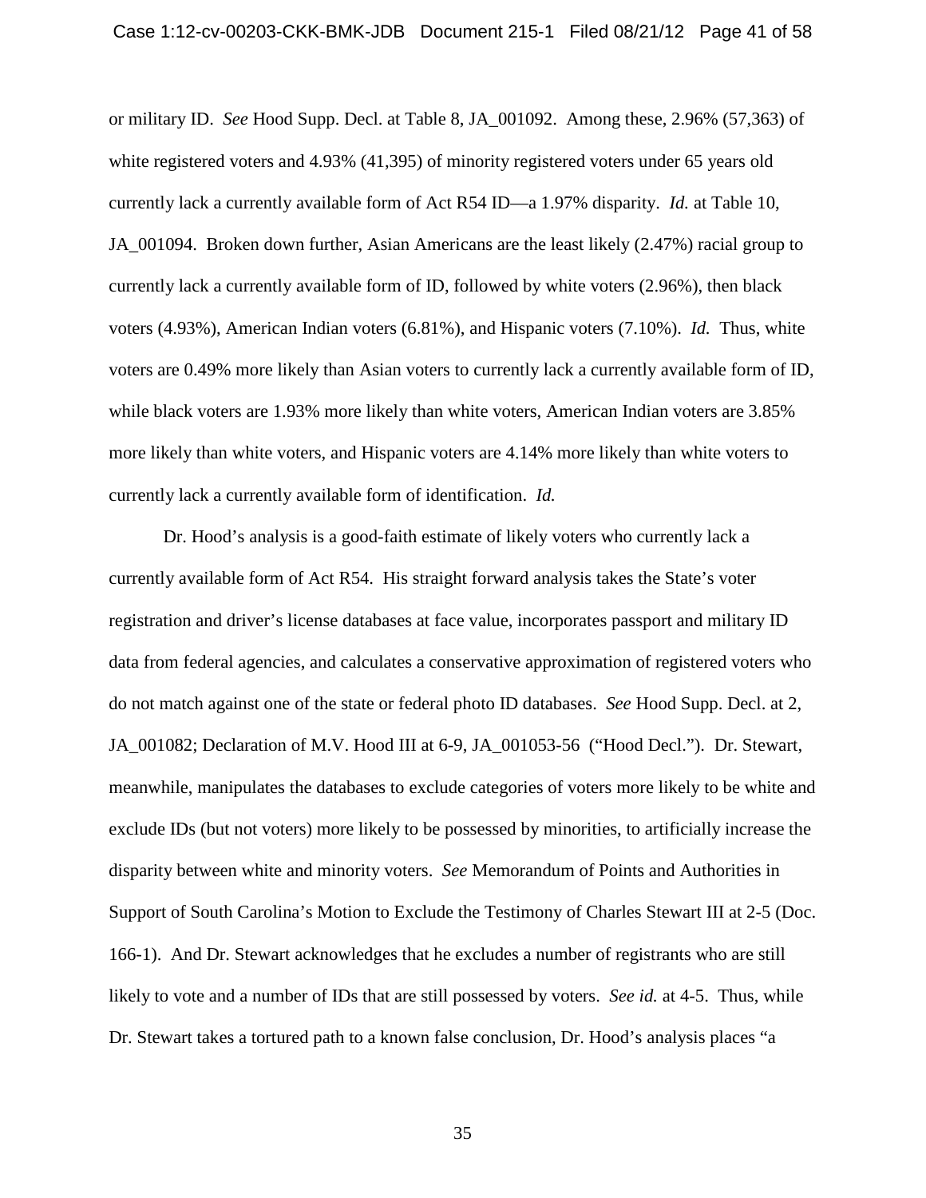or military ID. *See* Hood Supp. Decl. at Table 8, JA_001092. Among these, 2.96% (57,363) of white registered voters and 4.93% (41,395) of minority registered voters under 65 years old currently lack a currently available form of Act R54 ID—a 1.97% disparity. *Id.* at Table 10, JA_001094. Broken down further, Asian Americans are the least likely (2.47%) racial group to currently lack a currently available form of ID, followed by white voters (2.96%), then black voters (4.93%), American Indian voters (6.81%), and Hispanic voters (7.10%). *Id.* Thus, white voters are 0.49% more likely than Asian voters to currently lack a currently available form of ID, while black voters are 1.93% more likely than white voters, American Indian voters are 3.85% more likely than white voters, and Hispanic voters are 4.14% more likely than white voters to currently lack a currently available form of identification. *Id.*

Dr. Hood's analysis is a good-faith estimate of likely voters who currently lack a currently available form of Act R54. His straight forward analysis takes the State's voter registration and driver's license databases at face value, incorporates passport and military ID data from federal agencies, and calculates a conservative approximation of registered voters who do not match against one of the state or federal photo ID databases. *See* Hood Supp. Decl. at 2, JA_001082; Declaration of M.V. Hood III at 6-9, JA_001053-56 ("Hood Decl."). Dr. Stewart, meanwhile, manipulates the databases to exclude categories of voters more likely to be white and exclude IDs (but not voters) more likely to be possessed by minorities, to artificially increase the disparity between white and minority voters. *See* Memorandum of Points and Authorities in Support of South Carolina's Motion to Exclude the Testimony of Charles Stewart III at 2-5 (Doc. 166-1). And Dr. Stewart acknowledges that he excludes a number of registrants who are still likely to vote and a number of IDs that are still possessed by voters. *See id.* at 4-5. Thus, while Dr. Stewart takes a tortured path to a known false conclusion, Dr. Hood's analysis places "a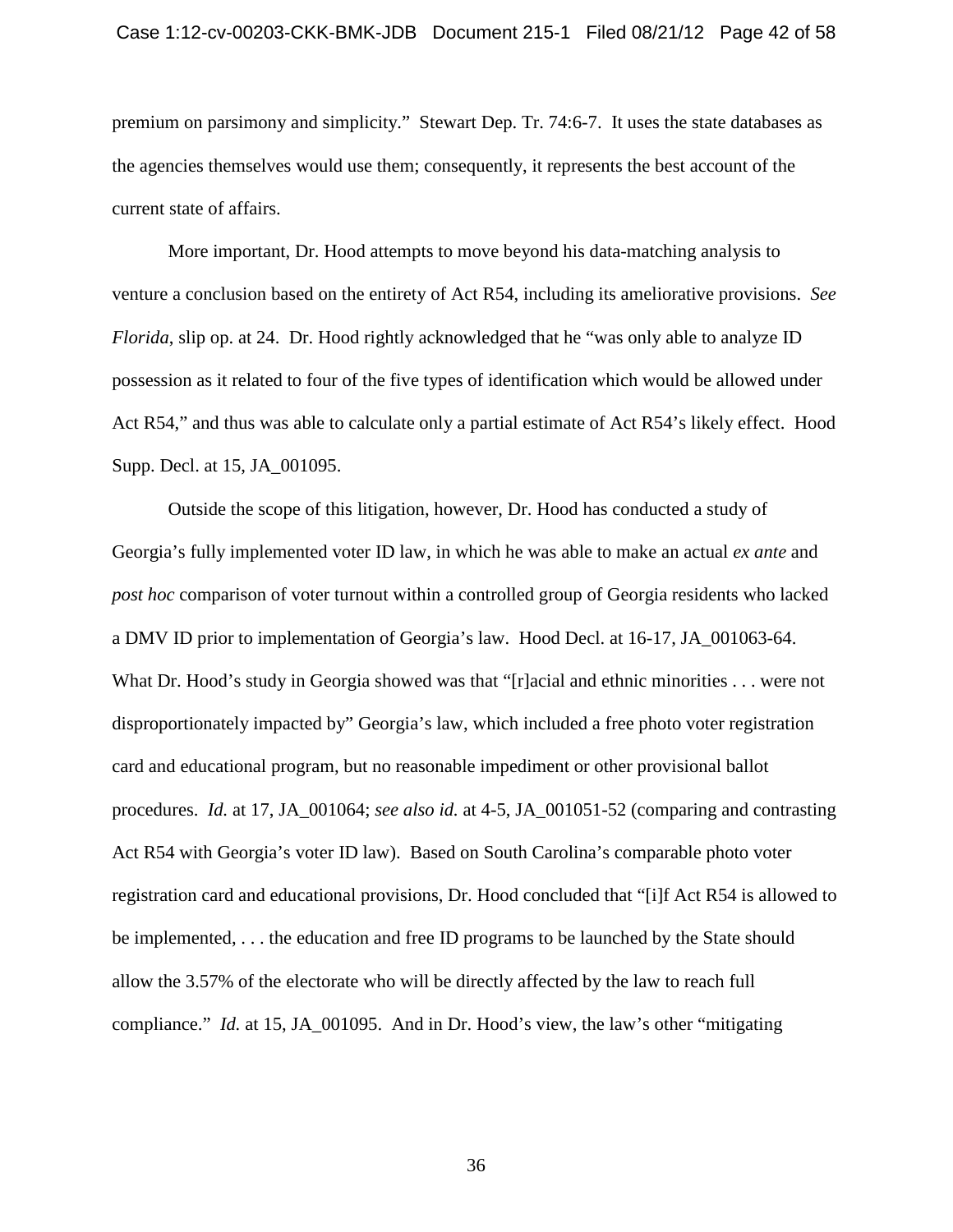premium on parsimony and simplicity." Stewart Dep. Tr. 74:6-7. It uses the state databases as the agencies themselves would use them; consequently, it represents the best account of the current state of affairs.

More important, Dr. Hood attempts to move beyond his data-matching analysis to venture a conclusion based on the entirety of Act R54, including its ameliorative provisions. *See Florida*, slip op. at 24. Dr. Hood rightly acknowledged that he "was only able to analyze ID possession as it related to four of the five types of identification which would be allowed under Act R54," and thus was able to calculate only a partial estimate of Act R54's likely effect. Hood Supp. Decl. at 15, JA_001095.

Outside the scope of this litigation, however, Dr. Hood has conducted a study of Georgia's fully implemented voter ID law, in which he was able to make an actual *ex ante* and *post hoc* comparison of voter turnout within a controlled group of Georgia residents who lacked a DMV ID prior to implementation of Georgia's law. Hood Decl. at 16-17, JA_001063-64. What Dr. Hood's study in Georgia showed was that "[r]acial and ethnic minorities . . . were not disproportionately impacted by" Georgia's law, which included a free photo voter registration card and educational program, but no reasonable impediment or other provisional ballot procedures. *Id.* at 17, JA_001064; *see also id.* at 4-5, JA_001051-52 (comparing and contrasting Act R54 with Georgia's voter ID law). Based on South Carolina's comparable photo voter registration card and educational provisions, Dr. Hood concluded that "[i]f Act R54 is allowed to be implemented, . . . the education and free ID programs to be launched by the State should allow the 3.57% of the electorate who will be directly affected by the law to reach full compliance." *Id.* at 15, JA_001095. And in Dr. Hood's view, the law's other "mitigating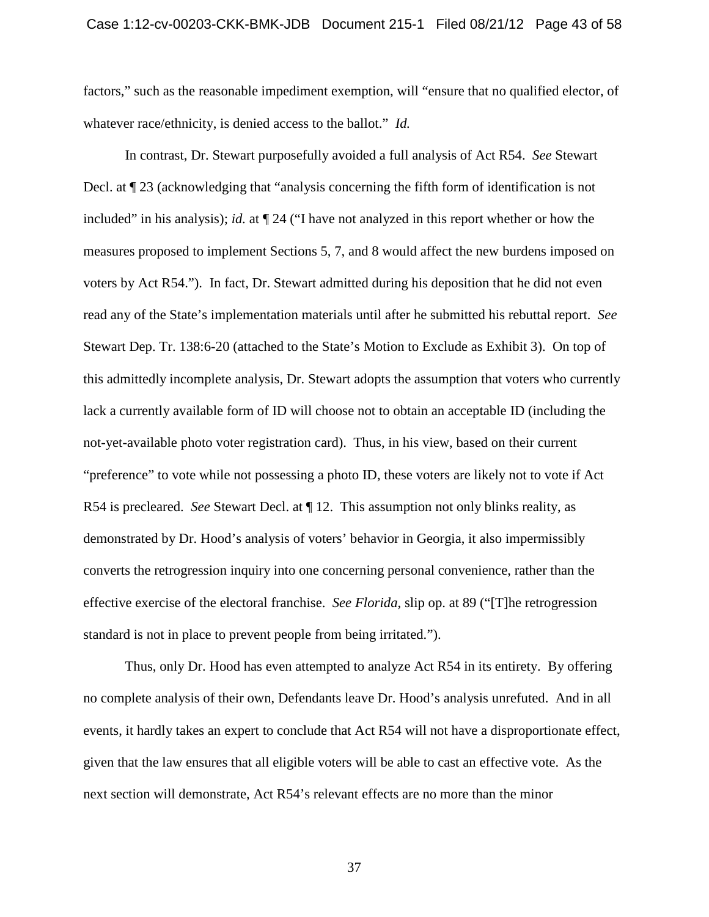factors," such as the reasonable impediment exemption, will "ensure that no qualified elector, of whatever race/ethnicity, is denied access to the ballot." *Id.*

In contrast, Dr. Stewart purposefully avoided a full analysis of Act R54. *See* Stewart Decl. at ¶ 23 (acknowledging that "analysis concerning the fifth form of identification is not included" in his analysis); *id.* at ¶ 24 ("I have not analyzed in this report whether or how the measures proposed to implement Sections 5, 7, and 8 would affect the new burdens imposed on voters by Act R54."). In fact, Dr. Stewart admitted during his deposition that he did not even read any of the State's implementation materials until after he submitted his rebuttal report. *See* Stewart Dep. Tr. 138:6-20 (attached to the State's Motion to Exclude as Exhibit 3). On top of this admittedly incomplete analysis, Dr. Stewart adopts the assumption that voters who currently lack a currently available form of ID will choose not to obtain an acceptable ID (including the not-yet-available photo voter registration card). Thus, in his view, based on their current "preference" to vote while not possessing a photo ID, these voters are likely not to vote if Act R54 is precleared. *See* Stewart Decl. at ¶ 12. This assumption not only blinks reality, as demonstrated by Dr. Hood's analysis of voters' behavior in Georgia, it also impermissibly converts the retrogression inquiry into one concerning personal convenience, rather than the effective exercise of the electoral franchise. *See Florida*, slip op. at 89 ("[T]he retrogression standard is not in place to prevent people from being irritated.").

Thus, only Dr. Hood has even attempted to analyze Act R54 in its entirety. By offering no complete analysis of their own, Defendants leave Dr. Hood's analysis unrefuted. And in all events, it hardly takes an expert to conclude that Act R54 will not have a disproportionate effect, given that the law ensures that all eligible voters will be able to cast an effective vote. As the next section will demonstrate, Act R54's relevant effects are no more than the minor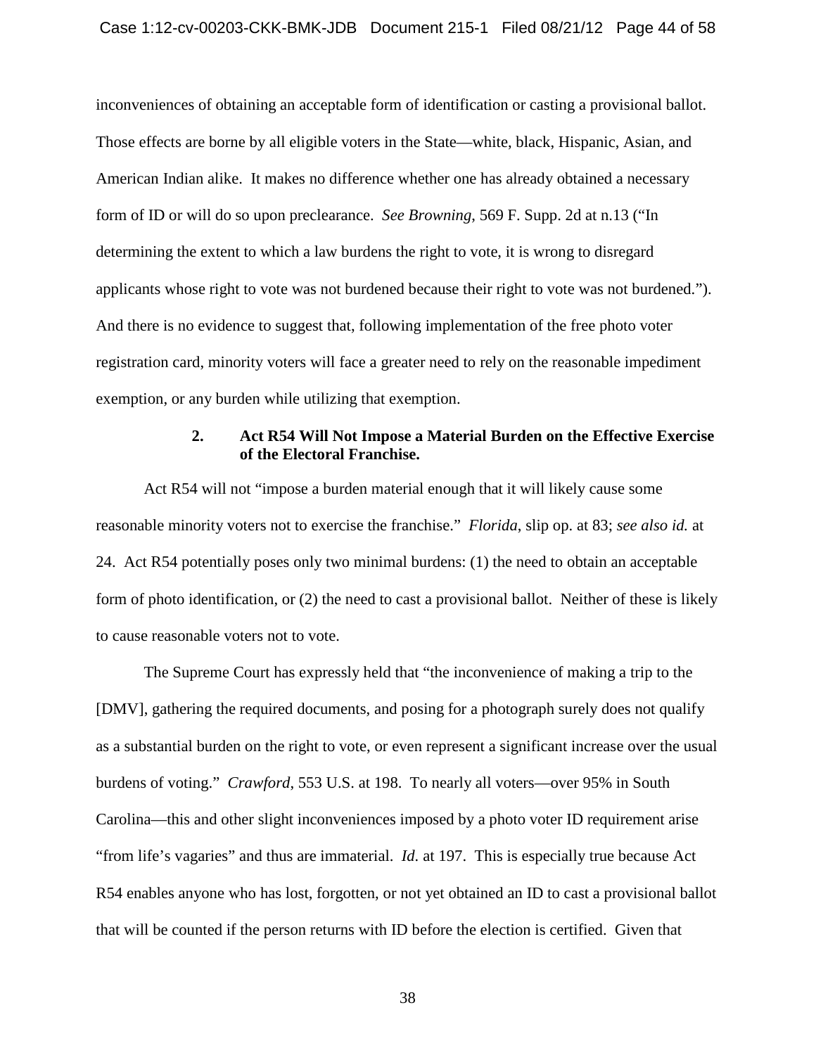inconveniences of obtaining an acceptable form of identification or casting a provisional ballot. Those effects are borne by all eligible voters in the State—white, black, Hispanic, Asian, and American Indian alike. It makes no difference whether one has already obtained a necessary form of ID or will do so upon preclearance. *See Browning*, 569 F. Supp. 2d at n.13 ("In determining the extent to which a law burdens the right to vote, it is wrong to disregard applicants whose right to vote was not burdened because their right to vote was not burdened."). And there is no evidence to suggest that, following implementation of the free photo voter registration card, minority voters will face a greater need to rely on the reasonable impediment exemption, or any burden while utilizing that exemption.

### 2. Act R54 Will Not Impose a Material Burden on the Effective Exercise of the Electoral Franchise.

Act R54 will not "impose a burden material enough that it will likely cause some reasonable minority voters not to exercise the franchise." *Florida*, slip op. at 83; *see also id.* at 24. Act R54 potentially poses only two minimal burdens: (1) the need to obtain an acceptable form of photo identification, or (2) the need to cast a provisional ballot. Neither of these is likely to cause reasonable voters not to vote.

The Supreme Court has expressly held that "the inconvenience of making a trip to the [DMV], gathering the required documents, and posing for a photograph surely does not qualify as a substantial burden on the right to vote, or even represent a significant increase over the usual burdens of voting." *Crawford*, 553 U.S. at 198. To nearly all voters—over 95% in South Carolina—this and other slight inconveniences imposed by a photo voter ID requirement arise "from life's vagaries" and thus are immaterial. *Id.* at 197. This is especially true because Act R54 enables anyone who has lost, forgotten, or not yet obtained an ID to cast a provisional ballot that will be counted if the person returns with ID before the election is certified. Given that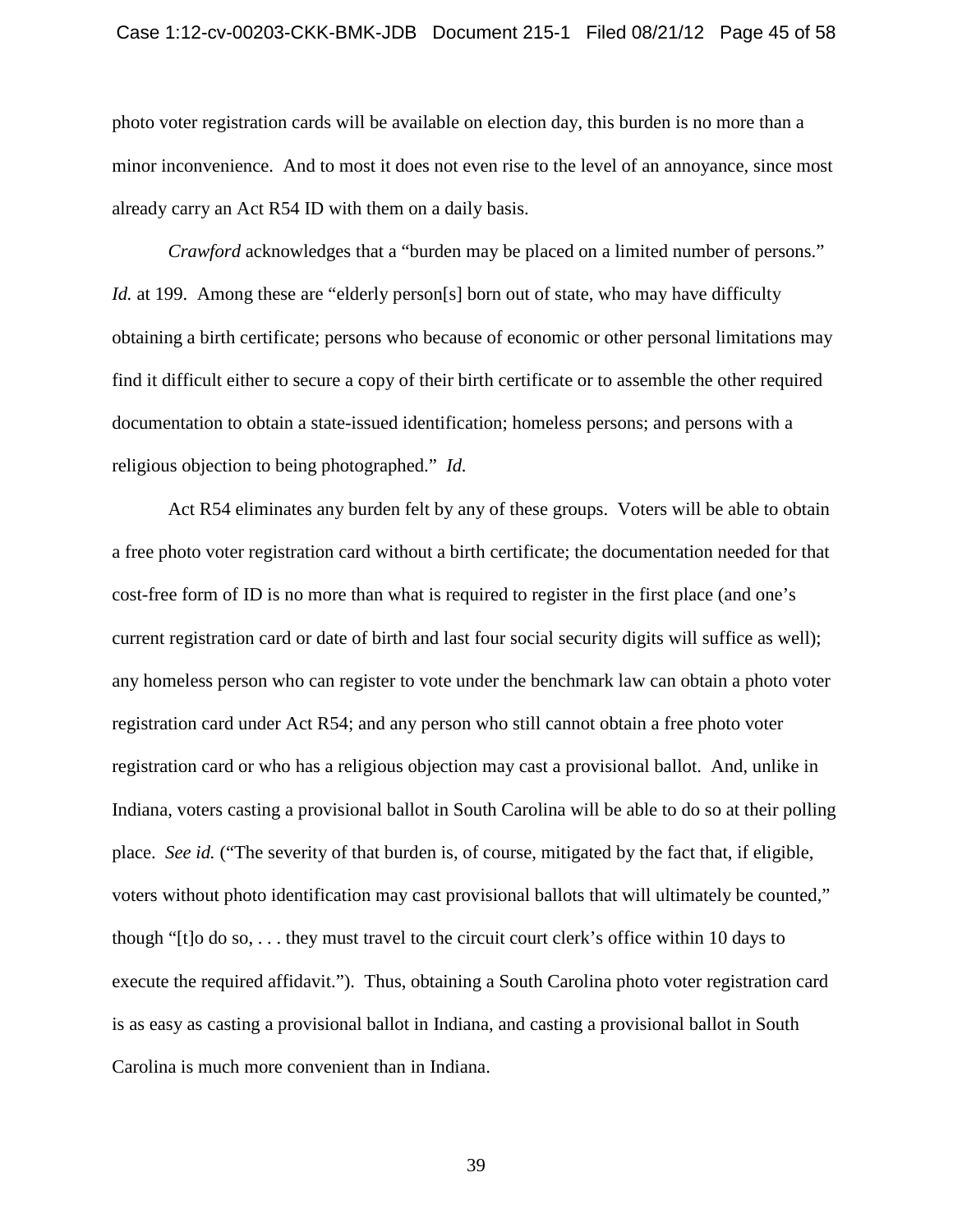photo voter registration cards will be available on election day, this burden is no more than a minor inconvenience. And to most it does not even rise to the level of an annoyance, since most already carry an Act R54 ID with them on a daily basis.

*Crawford* acknowledges that a "burden may be placed on a limited number of persons." *Id.* at 199. Among these are "elderly person[s] born out of state, who may have difficulty obtaining a birth certificate; persons who because of economic or other personal limitations may find it difficult either to secure a copy of their birth certificate or to assemble the other required documentation to obtain a state-issued identification; homeless persons; and persons with a religious objection to being photographed." *Id.*

Act R54 eliminates any burden felt by any of these groups. Voters will be able to obtain a free photo voter registration card without a birth certificate; the documentation needed for that cost-free form of ID is no more than what is required to register in the first place (and one's current registration card or date of birth and last four social security digits will suffice as well); any homeless person who can register to vote under the benchmark law can obtain a photo voter registration card under Act R54; and any person who still cannot obtain a free photo voter registration card or who has a religious objection may cast a provisional ballot. And, unlike in Indiana, voters casting a provisional ballot in South Carolina will be able to do so at their polling place. *See id.* ("The severity of that burden is, of course, mitigated by the fact that, if eligible, voters without photo identification may cast provisional ballots that will ultimately be counted," though "[t]o do so, . . . they must travel to the circuit court clerk's office within 10 days to execute the required affidavit."). Thus, obtaining a South Carolina photo voter registration card is as easy as casting a provisional ballot in Indiana, and casting a provisional ballot in South Carolina is much more convenient than in Indiana.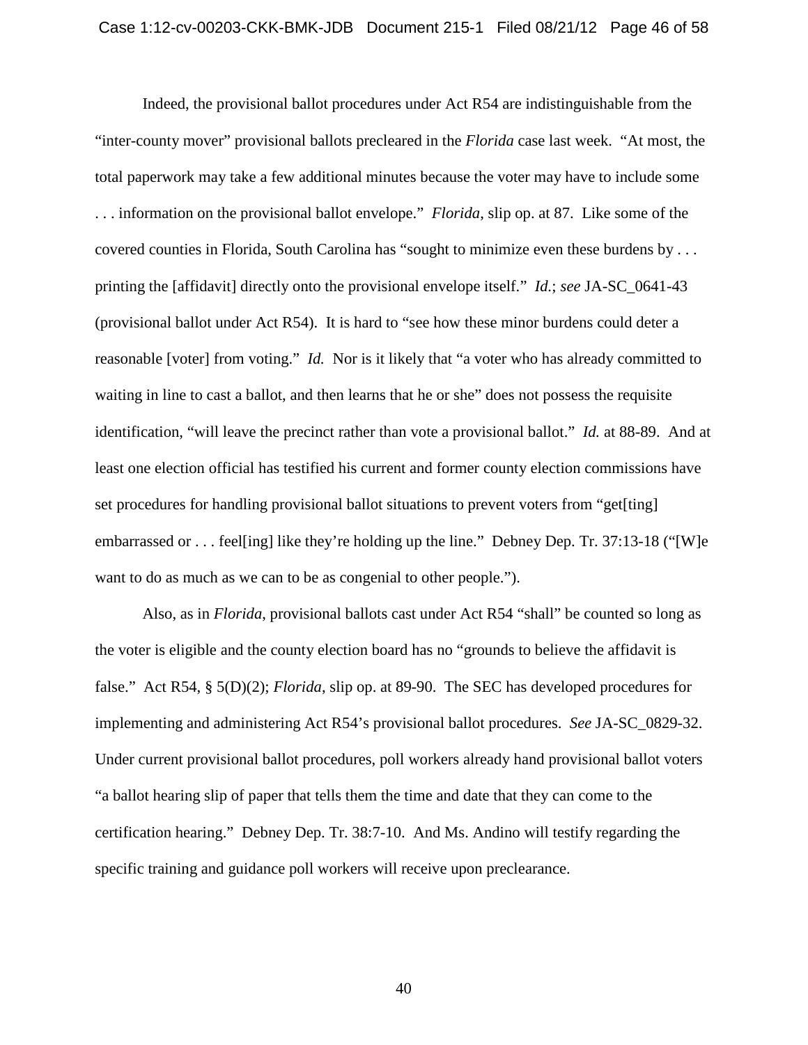Indeed, the provisional ballot procedures under Act R54 are indistinguishable from the "inter-county mover" provisional ballots precleared in the *Florida* case last week. "At most, the total paperwork may take a few additional minutes because the voter may have to include some . . . information on the provisional ballot envelope." *Florida*, slip op. at 87. Like some of the covered counties in Florida, South Carolina has "sought to minimize even these burdens by . . . printing the [affidavit] directly onto the provisional envelope itself." *Id.*; *see* JA-SC_0641-43 (provisional ballot under Act R54). It is hard to "see how these minor burdens could deter a reasonable [voter] from voting." *Id.* Nor is it likely that "a voter who has already committed to waiting in line to cast a ballot, and then learns that he or she" does not possess the requisite identification, "will leave the precinct rather than vote a provisional ballot." *Id.* at 88-89. And at least one election official has testified his current and former county election commissions have set procedures for handling provisional ballot situations to prevent voters from "get[ting] embarrassed or . . . feel[ing] like they're holding up the line." Debney Dep. Tr. 37:13-18 ("[W]e want to do as much as we can to be as congenial to other people.").

Also, as in *Florida*, provisional ballots cast under Act R54 "shall" be counted so long as the voter is eligible and the county election board has no "grounds to believe the affidavit is false." Act R54, § 5(D)(2); *Florida*, slip op. at 89-90. The SEC has developed procedures for implementing and administering Act R54's provisional ballot procedures. *See* JA-SC_0829-32. Under current provisional ballot procedures, poll workers already hand provisional ballot voters "a ballot hearing slip of paper that tells them the time and date that they can come to the certification hearing." Debney Dep. Tr. 38:7-10. And Ms. Andino will testify regarding the specific training and guidance poll workers will receive upon preclearance.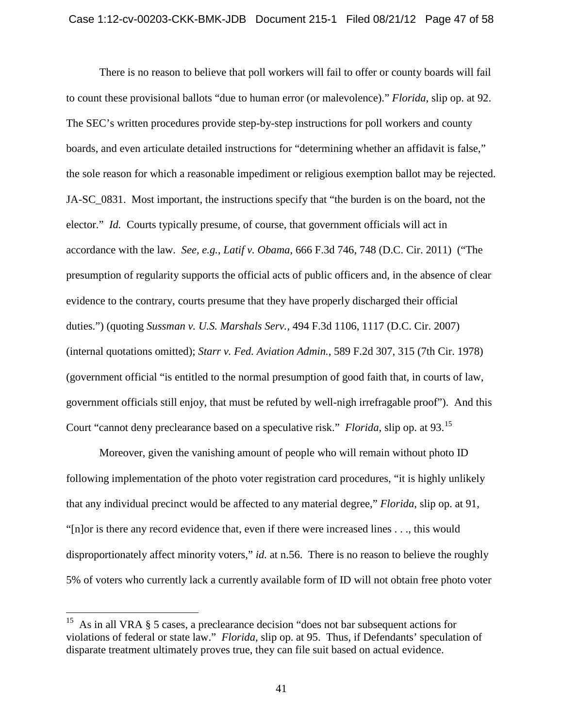There is no reason to believe that poll workers will fail to offer or county boards will fail to count these provisional ballots "due to human error (or malevolence)." *Florida*, slip op. at 92. The SEC's written procedures provide step-by-step instructions for poll workers and county boards, and even articulate detailed instructions for "determining whether an affidavit is false," the sole reason for which a reasonable impediment or religious exemption ballot may be rejected. JA-SC_0831. Most important, the instructions specify that "the burden is on the board, not the elector." *Id.* Courts typically presume, of course, that government officials will act in accordance with the law. *See, e.g.*, *Latif v. Obama*, 666 F.3d 746, 748 (D.C. Cir. 2011) ("The presumption of regularity supports the official acts of public officers and, in the absence of clear evidence to the contrary, courts presume that they have properly discharged their official duties.") (quoting *Sussman v. U.S. Marshals Serv.*, 494 F.3d 1106, 1117 (D.C. Cir. 2007) (internal quotations omitted); *Starr v. Fed. Aviation Admin.*, 589 F.2d 307, 315 (7th Cir. 1978) (government official "is entitled to the normal presumption of good faith that, in courts of law, government officials still enjoy, that must be refuted by well-nigh irrefragable proof"). And this Court "cannot deny preclearance based on a speculative risk." *Florida*, slip op. at 93.[15]

Moreover, given the vanishing amount of people who will remain without photo ID following implementation of the photo voter registration card procedures, "it is highly unlikely that any individual precinct would be affected to any material degree," *Florida*, slip op. at 91, "[n]or is there any record evidence that, even if there were increased lines . . ., this would disproportionately affect minority voters," *id.* at n.56. There is no reason to believe the roughly 5% of voters who currently lack a currently available form of ID will not obtain free photo voter

---

[15] As in all VRA § 5 cases, a preclearance decision "does not bar subsequent actions for violations of federal or state law." *Florida*, slip op. at 95. Thus, if Defendants' speculation of disparate treatment ultimately proves true, they can file suit based on actual evidence.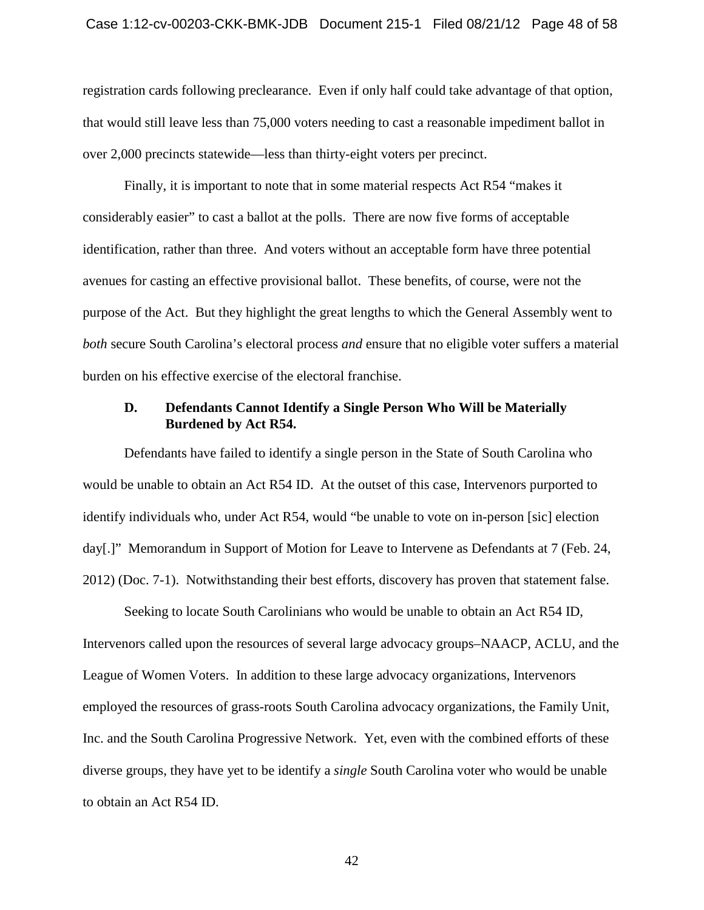registration cards following preclearance. Even if only half could take advantage of that option, that would still leave less than 75,000 voters needing to cast a reasonable impediment ballot in over 2,000 precincts statewide—less than thirty-eight voters per precinct.

Finally, it is important to note that in some material respects Act R54 "makes it considerably easier" to cast a ballot at the polls. There are now five forms of acceptable identification, rather than three. And voters without an acceptable form have three potential avenues for casting an effective provisional ballot. These benefits, of course, were not the purpose of the Act. But they highlight the great lengths to which the General Assembly went to *both* secure South Carolina's electoral process *and* ensure that no eligible voter suffers a material burden on his effective exercise of the electoral franchise.

### D. Defendants Cannot Identify a Single Person Who Will be Materially Burdened by Act R54.

Defendants have failed to identify a single person in the State of South Carolina who would be unable to obtain an Act R54 ID. At the outset of this case, Intervenors purported to identify individuals who, under Act R54, would "be unable to vote on in-person [sic] election day[.]" Memorandum in Support of Motion for Leave to Intervene as Defendants at 7 (Feb. 24, 2012) (Doc. 7-1). Notwithstanding their best efforts, discovery has proven that statement false.

Seeking to locate South Carolinians who would be unable to obtain an Act R54 ID, Intervenors called upon the resources of several large advocacy groups–NAACP, ACLU, and the League of Women Voters. In addition to these large advocacy organizations, Intervenors employed the resources of grass-roots South Carolina advocacy organizations, the Family Unit, Inc. and the South Carolina Progressive Network. Yet, even with the combined efforts of these diverse groups, they have yet to be identify a *single* South Carolina voter who would be unable to obtain an Act R54 ID.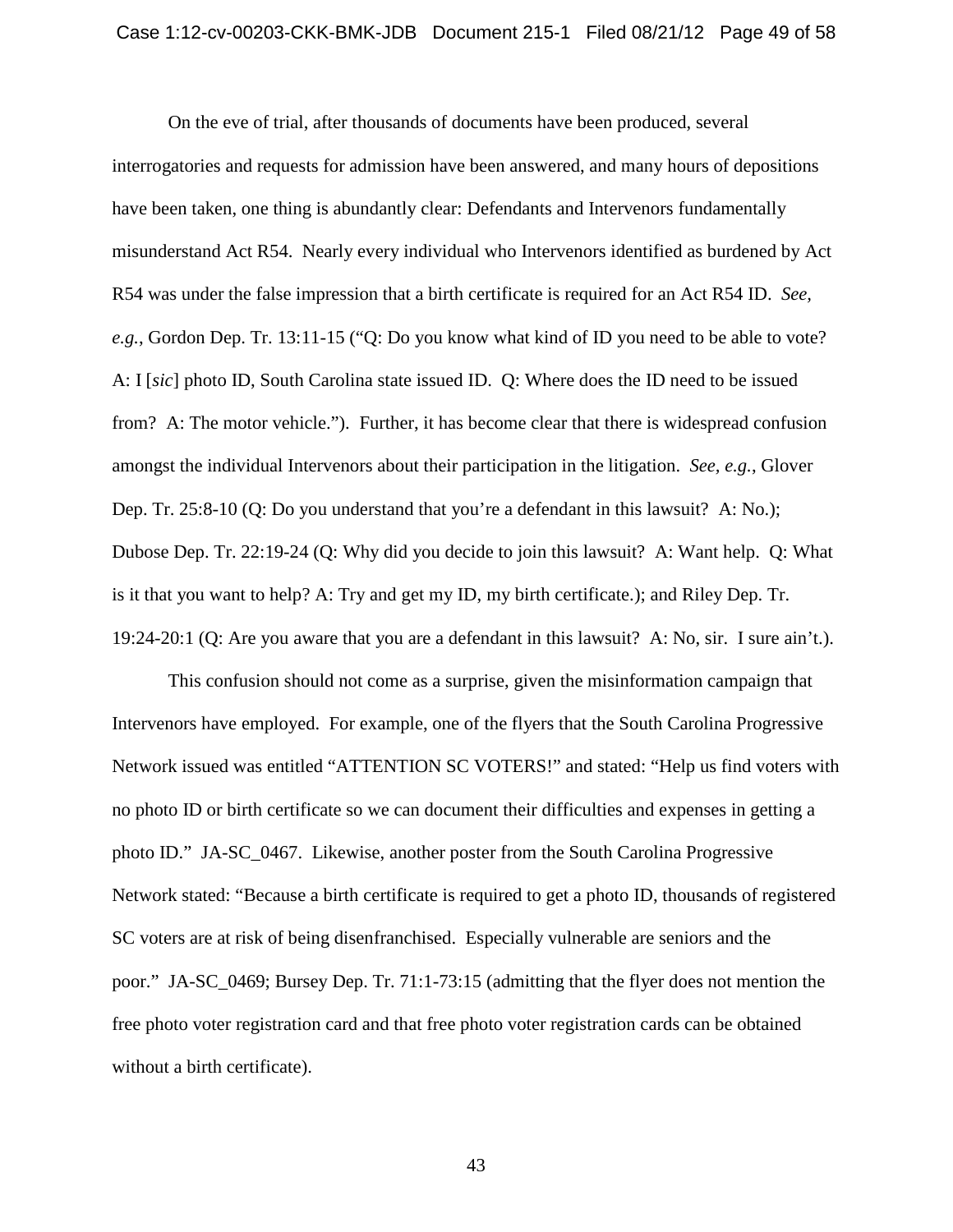On the eve of trial, after thousands of documents have been produced, several interrogatories and requests for admission have been answered, and many hours of depositions have been taken, one thing is abundantly clear: Defendants and Intervenors fundamentally misunderstand Act R54. Nearly every individual who Intervenors identified as burdened by Act R54 was under the false impression that a birth certificate is required for an Act R54 ID. *See, e.g.*, Gordon Dep. Tr. 13:11-15 ("Q: Do you know what kind of ID you need to be able to vote? A: I [*sic*] photo ID, South Carolina state issued ID. Q: Where does the ID need to be issued from? A: The motor vehicle."). Further, it has become clear that there is widespread confusion amongst the individual Intervenors about their participation in the litigation. *See, e.g.*, Glover Dep. Tr. 25:8-10 (Q: Do you understand that you're a defendant in this lawsuit? A: No.); Dubose Dep. Tr. 22:19-24 (Q: Why did you decide to join this lawsuit? A: Want help. Q: What is it that you want to help? A: Try and get my ID, my birth certificate.); and Riley Dep. Tr. 19:24-20:1 (Q: Are you aware that you are a defendant in this lawsuit? A: No, sir. I sure ain't.).

This confusion should not come as a surprise, given the misinformation campaign that Intervenors have employed. For example, one of the flyers that the South Carolina Progressive Network issued was entitled "ATTENTION SC VOTERS!" and stated: "Help us find voters with no photo ID or birth certificate so we can document their difficulties and expenses in getting a photo ID." JA-SC_0467. Likewise, another poster from the South Carolina Progressive Network stated: "Because a birth certificate is required to get a photo ID, thousands of registered SC voters are at risk of being disenfranchised. Especially vulnerable are seniors and the poor." JA-SC_0469; Bursey Dep. Tr. 71:1-73:15 (admitting that the flyer does not mention the free photo voter registration card and that free photo voter registration cards can be obtained without a birth certificate).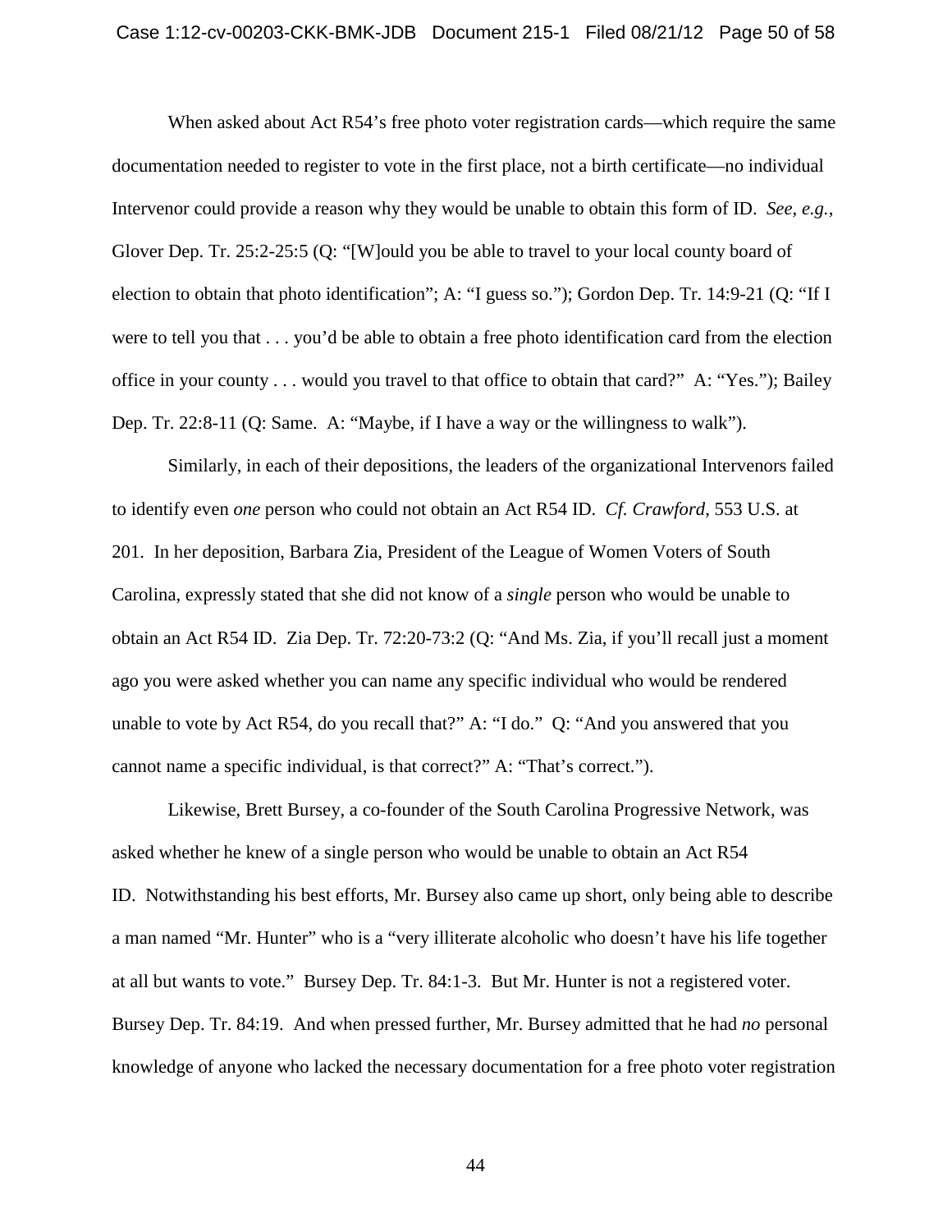When asked about Act R54's free photo voter registration cards—which require the same documentation needed to register to vote in the first place, not a birth certificate—no individual Intervenor could provide a reason why they would be unable to obtain this form of ID. *See*, *e.g.*, Glover Dep. Tr. 25:2-25:5 (Q: "[W]ould you be able to travel to your local county board of election to obtain that photo identification"; A: "I guess so."); Gordon Dep. Tr. 14:9-21 (Q: "If I were to tell you that . . . you'd be able to obtain a free photo identification card from the election office in your county . . . would you travel to that office to obtain that card?" A: "Yes."); Bailey Dep. Tr. 22:8-11 (Q: Same. A: "Maybe, if I have a way or the willingness to walk").

Similarly, in each of their depositions, the leaders of the organizational Intervenors failed to identify even *one* person who could not obtain an Act R54 ID. *Cf. Crawford*, 553 U.S. at 201. In her deposition, Barbara Zia, President of the League of Women Voters of South Carolina, expressly stated that she did not know of a *single* person who would be unable to obtain an Act R54 ID. Zia Dep. Tr. 72:20-73:2 (Q: "And Ms. Zia, if you'll recall just a moment ago you were asked whether you can name any specific individual who would be rendered unable to vote by Act R54, do you recall that?" A: "I do." Q: "And you answered that you cannot name a specific individual, is that correct?" A: "That's correct.").

Likewise, Brett Bursey, a co-founder of the South Carolina Progressive Network, was asked whether he knew of a single person who would be unable to obtain an Act R54 ID. Notwithstanding his best efforts, Mr. Bursey also came up short, only being able to describe a man named "Mr. Hunter" who is a "very illiterate alcoholic who doesn't have his life together at all but wants to vote." Bursey Dep. Tr. 84:1-3. But Mr. Hunter is not a registered voter. Bursey Dep. Tr. 84:19. And when pressed further, Mr. Bursey admitted that he had *no* personal knowledge of anyone who lacked the necessary documentation for a free photo voter registration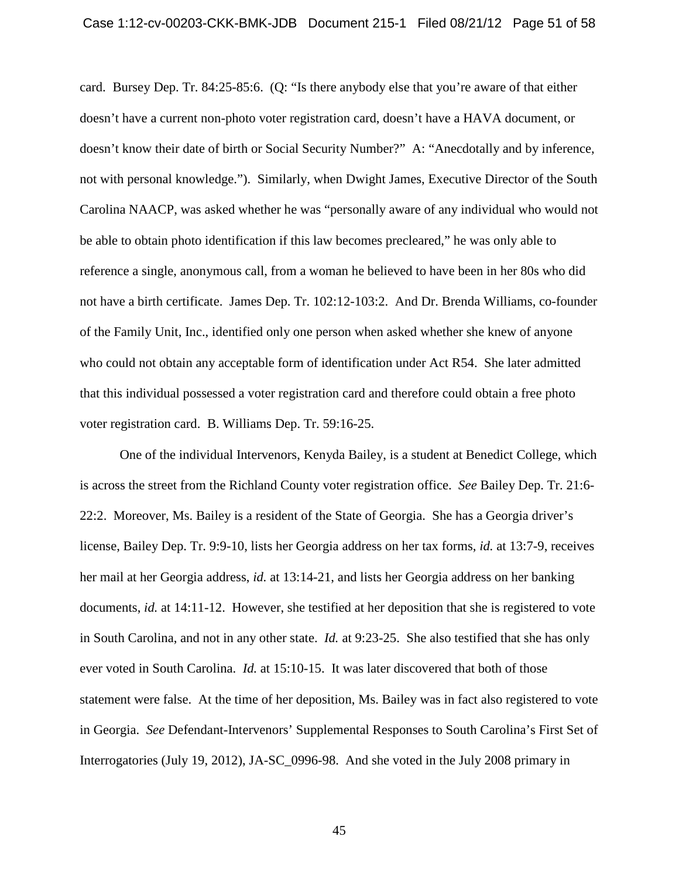card. Bursey Dep. Tr. 84:25-85:6. (Q: "Is there anybody else that you're aware of that either doesn't have a current non-photo voter registration card, doesn't have a HAVA document, or doesn't know their date of birth or Social Security Number?" A: "Anecdotally and by inference, not with personal knowledge."). Similarly, when Dwight James, Executive Director of the South Carolina NAACP, was asked whether he was "personally aware of any individual who would not be able to obtain photo identification if this law becomes precleared," he was only able to reference a single, anonymous call, from a woman he believed to have been in her 80s who did not have a birth certificate. James Dep. Tr. 102:12-103:2. And Dr. Brenda Williams, co-founder of the Family Unit, Inc., identified only one person when asked whether she knew of anyone who could not obtain any acceptable form of identification under Act R54. She later admitted that this individual possessed a voter registration card and therefore could obtain a free photo voter registration card. B. Williams Dep. Tr. 59:16-25.

One of the individual Intervenors, Kenyda Bailey, is a student at Benedict College, which is across the street from the Richland County voter registration office. *See* Bailey Dep. Tr. 21:6-22:2. Moreover, Ms. Bailey is a resident of the State of Georgia. She has a Georgia driver's license, Bailey Dep. Tr. 9:9-10, lists her Georgia address on her tax forms, *id.* at 13:7-9, receives her mail at her Georgia address, *id.* at 13:14-21, and lists her Georgia address on her banking documents, *id.* at 14:11-12. However, she testified at her deposition that she is registered to vote in South Carolina, and not in any other state. *Id.* at 9:23-25. She also testified that she has only ever voted in South Carolina. *Id.* at 15:10-15. It was later discovered that both of those statement were false. At the time of her deposition, Ms. Bailey was in fact also registered to vote in Georgia. *See* Defendant-Intervenors' Supplemental Responses to South Carolina's First Set of Interrogatories (July 19, 2012), JA-SC_0996-98. And she voted in the July 2008 primary in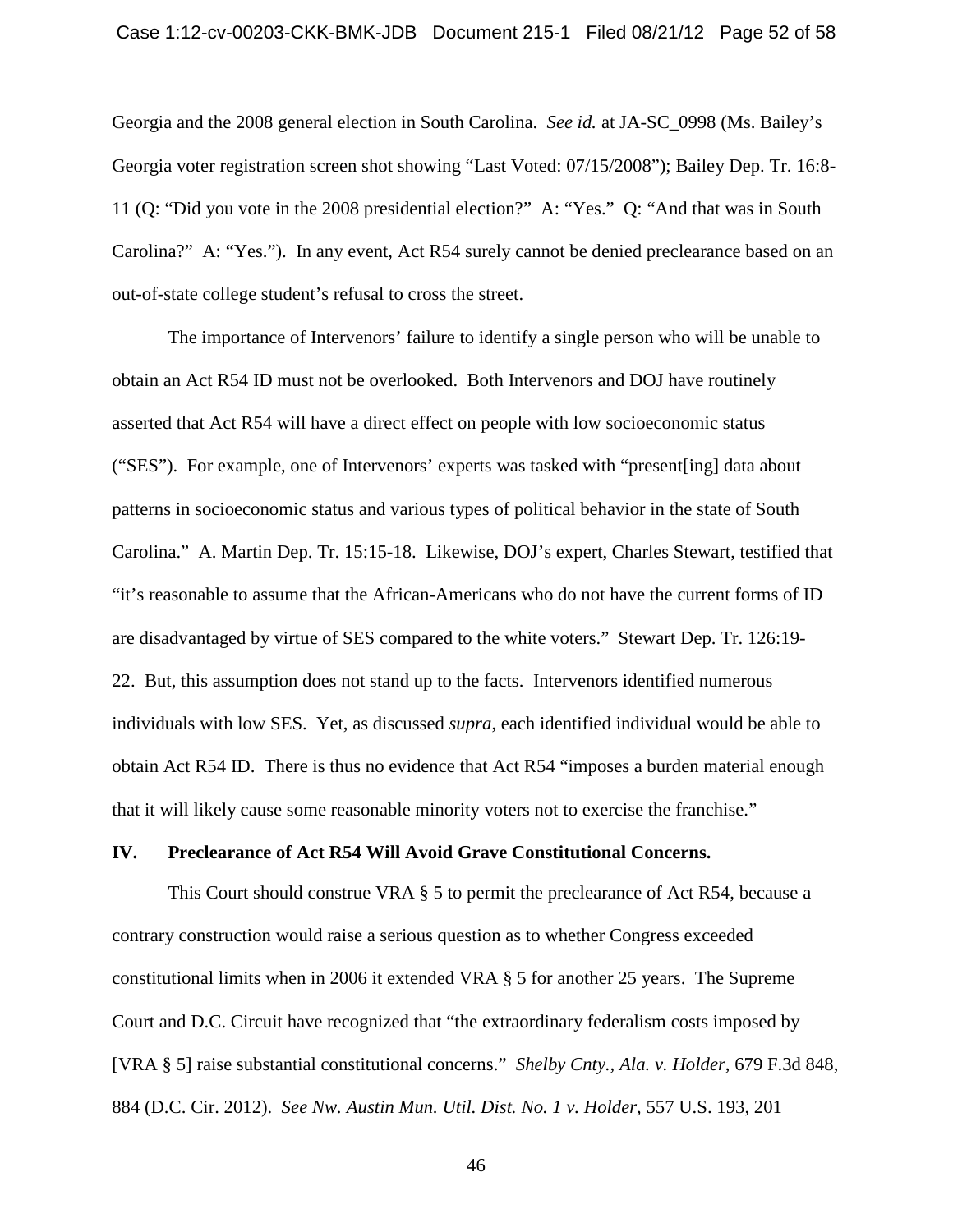Georgia and the 2008 general election in South Carolina. *See id.* at JA-SC_0998 (Ms. Bailey's Georgia voter registration screen shot showing "Last Voted: 07/15/2008"); Bailey Dep. Tr. 16:8-11 (Q: "Did you vote in the 2008 presidential election?" A: "Yes." Q: "And that was in South Carolina?" A: "Yes."). In any event, Act R54 surely cannot be denied preclearance based on an out-of-state college student's refusal to cross the street.

The importance of Intervenors' failure to identify a single person who will be unable to obtain an Act R54 ID must not be overlooked. Both Intervenors and DOJ have routinely asserted that Act R54 will have a direct effect on people with low socioeconomic status ("SES"). For example, one of Intervenors' experts was tasked with "present[ing] data about patterns in socioeconomic status and various types of political behavior in the state of South Carolina." A. Martin Dep. Tr. 15:15-18. Likewise, DOJ's expert, Charles Stewart, testified that "it's reasonable to assume that the African-Americans who do not have the current forms of ID are disadvantaged by virtue of SES compared to the white voters." Stewart Dep. Tr. 126:19-22. But, this assumption does not stand up to the facts. Intervenors identified numerous individuals with low SES. Yet, as discussed *supra*, each identified individual would be able to obtain Act R54 ID. There is thus no evidence that Act R54 "imposes a burden material enough that it will likely cause some reasonable minority voters not to exercise the franchise."

## IV. Preclearance of Act R54 Will Avoid Grave Constitutional Concerns.

This Court should construe VRA § 5 to permit the preclearance of Act R54, because a contrary construction would raise a serious question as to whether Congress exceeded constitutional limits when in 2006 it extended VRA § 5 for another 25 years. The Supreme Court and D.C. Circuit have recognized that "the extraordinary federalism costs imposed by [VRA § 5] raise substantial constitutional concerns." *Shelby Cnty., Ala. v. Holder*, 679 F.3d 848, 884 (D.C. Cir. 2012). *See Nw. Austin Mun. Util. Dist. No. 1 v. Holder*, 557 U.S. 193, 201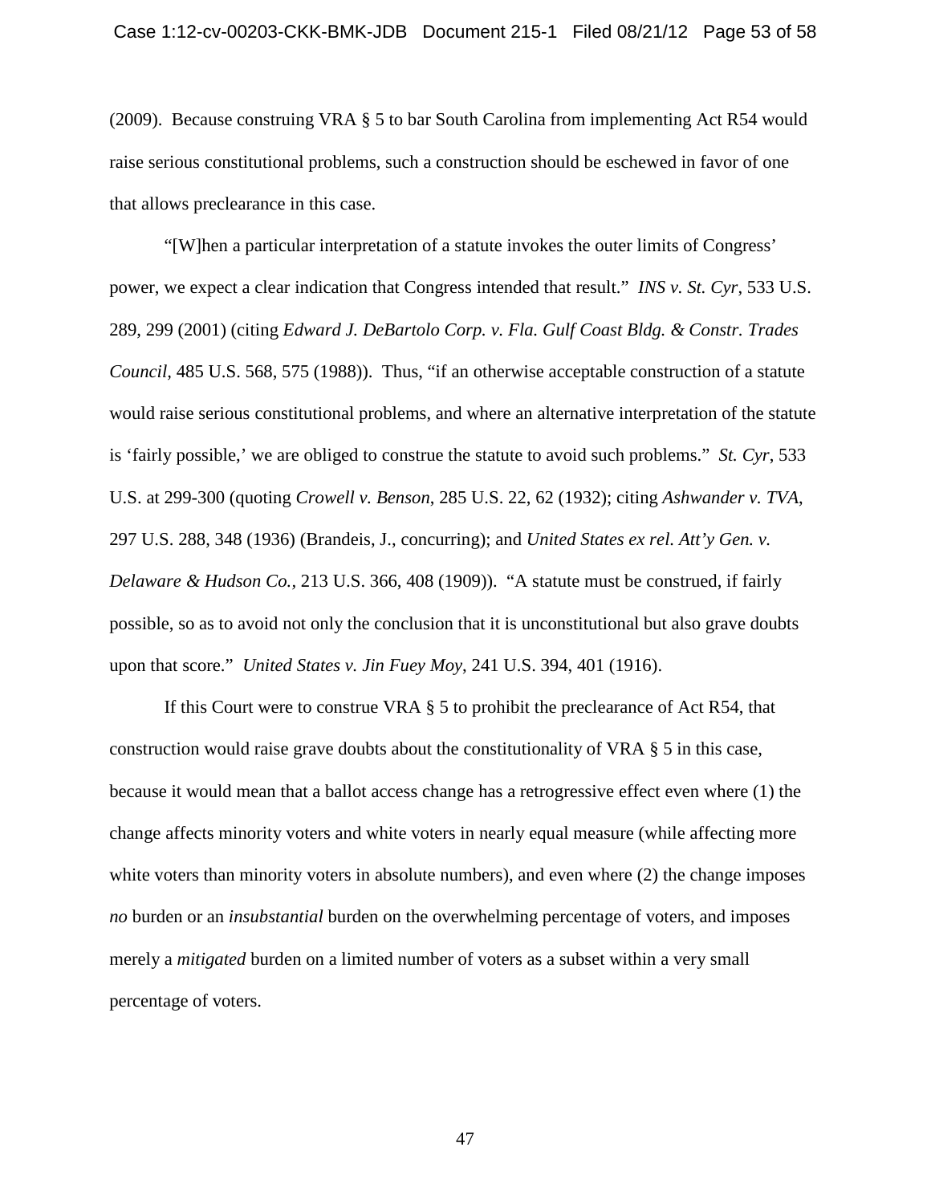(2009). Because construing VRA § 5 to bar South Carolina from implementing Act R54 would raise serious constitutional problems, such a construction should be eschewed in favor of one that allows preclearance in this case.

"[W]hen a particular interpretation of a statute invokes the outer limits of Congress' power, we expect a clear indication that Congress intended that result." *INS v. St. Cyr*, 533 U.S. 289, 299 (2001) (citing *Edward J. DeBartolo Corp. v. Fla. Gulf Coast Bldg. & Constr. Trades Council*, 485 U.S. 568, 575 (1988)). Thus, "if an otherwise acceptable construction of a statute would raise serious constitutional problems, and where an alternative interpretation of the statute is 'fairly possible,' we are obliged to construe the statute to avoid such problems." *St. Cyr*, 533 U.S. at 299-300 (quoting *Crowell v. Benson*, 285 U.S. 22, 62 (1932); citing *Ashwander v. TVA*, 297 U.S. 288, 348 (1936) (Brandeis, J., concurring); and *United States ex rel. Att'y Gen. v. Delaware & Hudson Co.*, 213 U.S. 366, 408 (1909)). "A statute must be construed, if fairly possible, so as to avoid not only the conclusion that it is unconstitutional but also grave doubts upon that score." *United States v. Jin Fuey Moy*, 241 U.S. 394, 401 (1916).

If this Court were to construe VRA § 5 to prohibit the preclearance of Act R54, that construction would raise grave doubts about the constitutionality of VRA § 5 in this case, because it would mean that a ballot access change has a retrogressive effect even where (1) the change affects minority voters and white voters in nearly equal measure (while affecting more white voters than minority voters in absolute numbers), and even where (2) the change imposes *no* burden or an *insubstantial* burden on the overwhelming percentage of voters, and imposes merely a *mitigated* burden on a limited number of voters as a subset within a very small percentage of voters.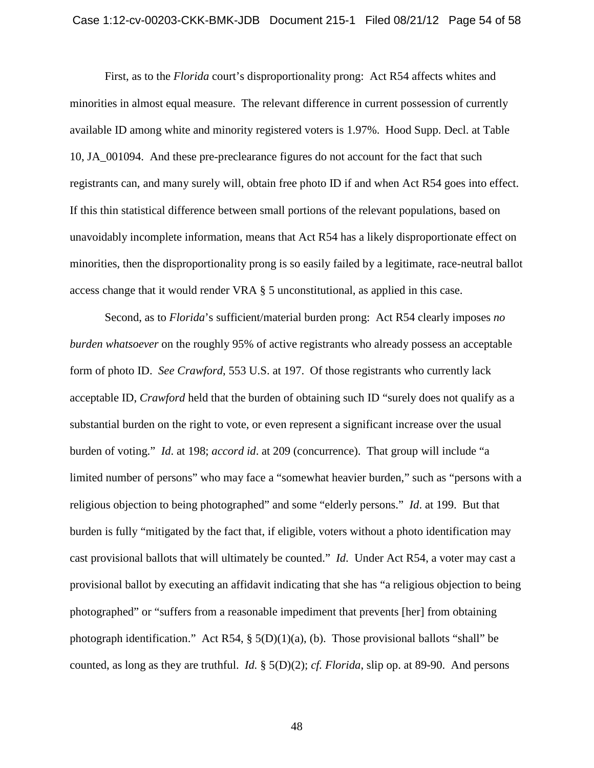First, as to the *Florida* court's disproportionality prong: Act R54 affects whites and minorities in almost equal measure. The relevant difference in current possession of currently available ID among white and minority registered voters is 1.97%. Hood Supp. Decl. at Table 10, JA_001094. And these pre-preclearance figures do not account for the fact that such registrants can, and many surely will, obtain free photo ID if and when Act R54 goes into effect. If this thin statistical difference between small portions of the relevant populations, based on unavoidably incomplete information, means that Act R54 has a likely disproportionate effect on minorities, then the disproportionality prong is so easily failed by a legitimate, race-neutral ballot access change that it would render VRA § 5 unconstitutional, as applied in this case.

Second, as to *Florida*'s sufficient/material burden prong: Act R54 clearly imposes *no burden whatsoever* on the roughly 95% of active registrants who already possess an acceptable form of photo ID. *See Crawford*, 553 U.S. at 197. Of those registrants who currently lack acceptable ID, *Crawford* held that the burden of obtaining such ID "surely does not qualify as a substantial burden on the right to vote, or even represent a significant increase over the usual burden of voting." *Id*. at 198; *accord id*. at 209 (concurrence). That group will include "a limited number of persons" who may face a "somewhat heavier burden," such as "persons with a religious objection to being photographed" and some "elderly persons." *Id*. at 199. But that burden is fully "mitigated by the fact that, if eligible, voters without a photo identification may cast provisional ballots that will ultimately be counted." *Id*. Under Act R54, a voter may cast a provisional ballot by executing an affidavit indicating that she has "a religious objection to being photographed" or "suffers from a reasonable impediment that prevents [her] from obtaining photograph identification." Act R54, § 5(D)(1)(a), (b). Those provisional ballots "shall" be counted, as long as they are truthful. *Id.* § 5(D)(2); *cf. Florida*, slip op. at 89-90. And persons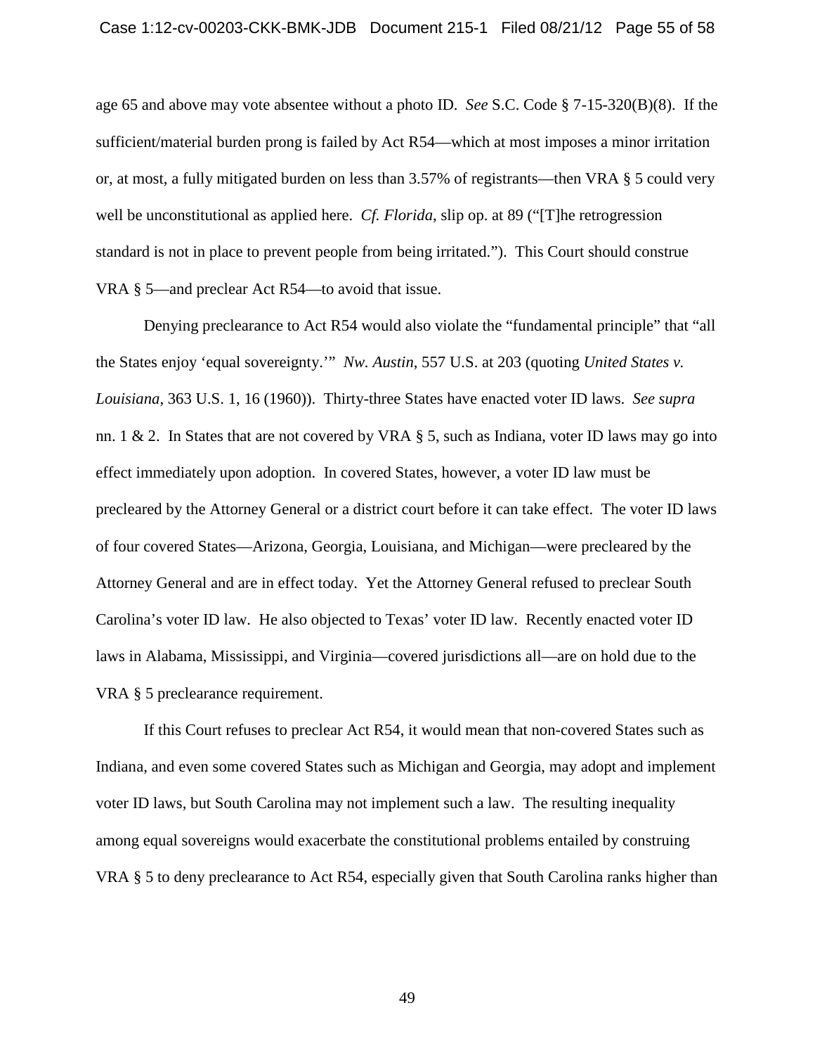age 65 and above may vote absentee without a photo ID. *See* S.C. Code § 7-15-320(B)(8). If the sufficient/material burden prong is failed by Act R54—which at most imposes a minor irritation or, at most, a fully mitigated burden on less than 3.57% of registrants—then VRA § 5 could very well be unconstitutional as applied here. *Cf. Florida*, slip op. at 89 ("[T]he retrogression standard is not in place to prevent people from being irritated."). This Court should construe VRA § 5—and preclear Act R54—to avoid that issue.

Denying preclearance to Act R54 would also violate the "fundamental principle" that "all the States enjoy 'equal sovereignty.'" *Nw. Austin*, 557 U.S. at 203 (quoting *United States v. Louisiana*, 363 U.S. 1, 16 (1960)). Thirty-three States have enacted voter ID laws. *See supra* nn. 1 & 2. In States that are not covered by VRA § 5, such as Indiana, voter ID laws may go into effect immediately upon adoption. In covered States, however, a voter ID law must be precleared by the Attorney General or a district court before it can take effect. The voter ID laws of four covered States—Arizona, Georgia, Louisiana, and Michigan—were precleared by the Attorney General and are in effect today. Yet the Attorney General refused to preclear South Carolina's voter ID law. He also objected to Texas' voter ID law. Recently enacted voter ID laws in Alabama, Mississippi, and Virginia—covered jurisdictions all—are on hold due to the VRA § 5 preclearance requirement.

If this Court refuses to preclear Act R54, it would mean that non-covered States such as Indiana, and even some covered States such as Michigan and Georgia, may adopt and implement voter ID laws, but South Carolina may not implement such a law. The resulting inequality among equal sovereigns would exacerbate the constitutional problems entailed by construing VRA § 5 to deny preclearance to Act R54, especially given that South Carolina ranks higher than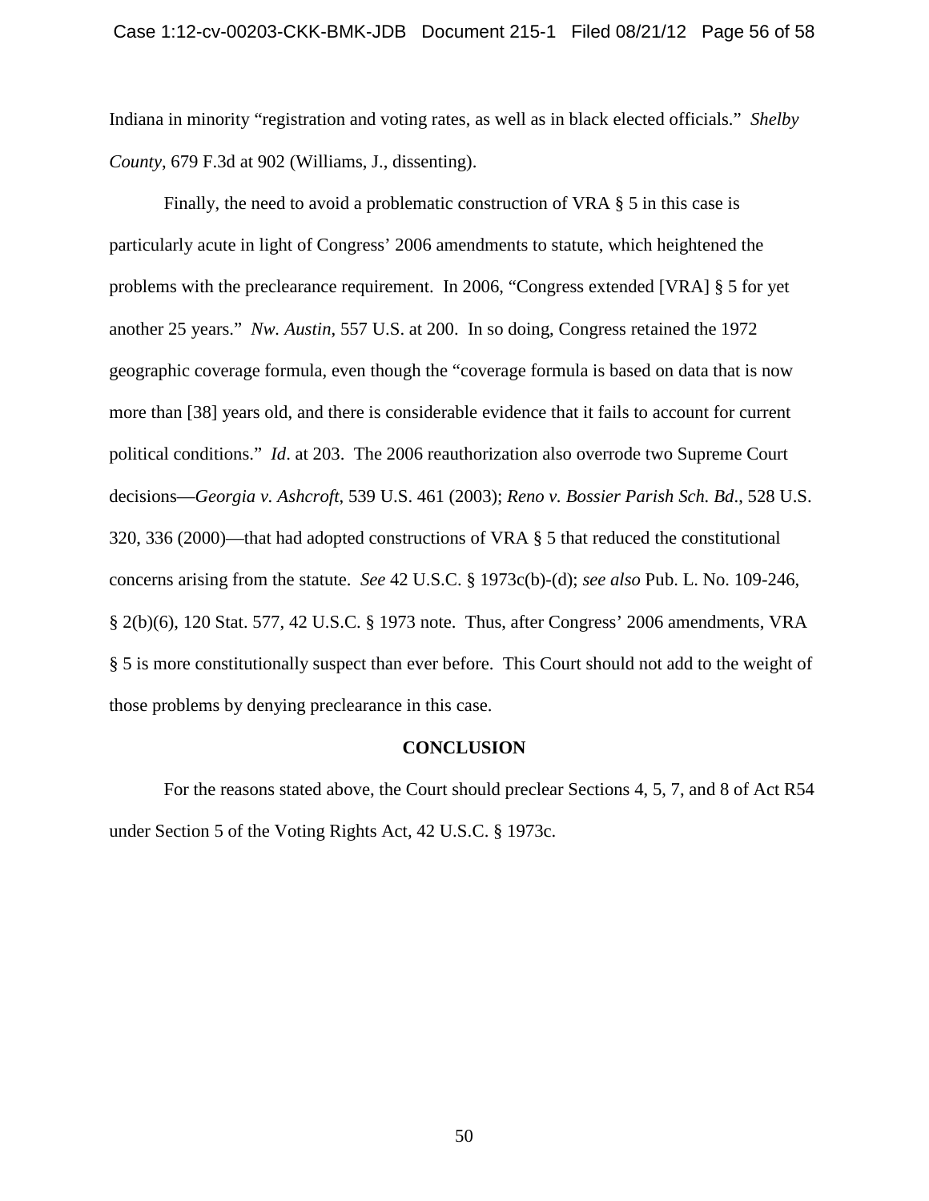Indiana in minority "registration and voting rates, as well as in black elected officials." *Shelby County*, 679 F.3d at 902 (Williams, J., dissenting).

Finally, the need to avoid a problematic construction of VRA § 5 in this case is particularly acute in light of Congress' 2006 amendments to statute, which heightened the problems with the preclearance requirement. In 2006, "Congress extended [VRA] § 5 for yet another 25 years." *Nw. Austin*, 557 U.S. at 200. In so doing, Congress retained the 1972 geographic coverage formula, even though the "coverage formula is based on data that is now more than [38] years old, and there is considerable evidence that it fails to account for current political conditions." *Id*. at 203. The 2006 reauthorization also overrode two Supreme Court decisions—*Georgia v. Ashcroft*, 539 U.S. 461 (2003); *Reno v. Bossier Parish Sch. Bd*., 528 U.S. 320, 336 (2000)—that had adopted constructions of VRA § 5 that reduced the constitutional concerns arising from the statute. *See* 42 U.S.C. § 1973c(b)-(d); *see also* Pub. L. No. 109-246, § 2(b)(6), 120 Stat. 577, 42 U.S.C. § 1973 note. Thus, after Congress' 2006 amendments, VRA § 5 is more constitutionally suspect than ever before. This Court should not add to the weight of those problems by denying preclearance in this case.

**CONCLUSION**

For the reasons stated above, the Court should preclear Sections 4, 5, 7, and 8 of Act R54 under Section 5 of the Voting Rights Act, 42 U.S.C. § 1973c.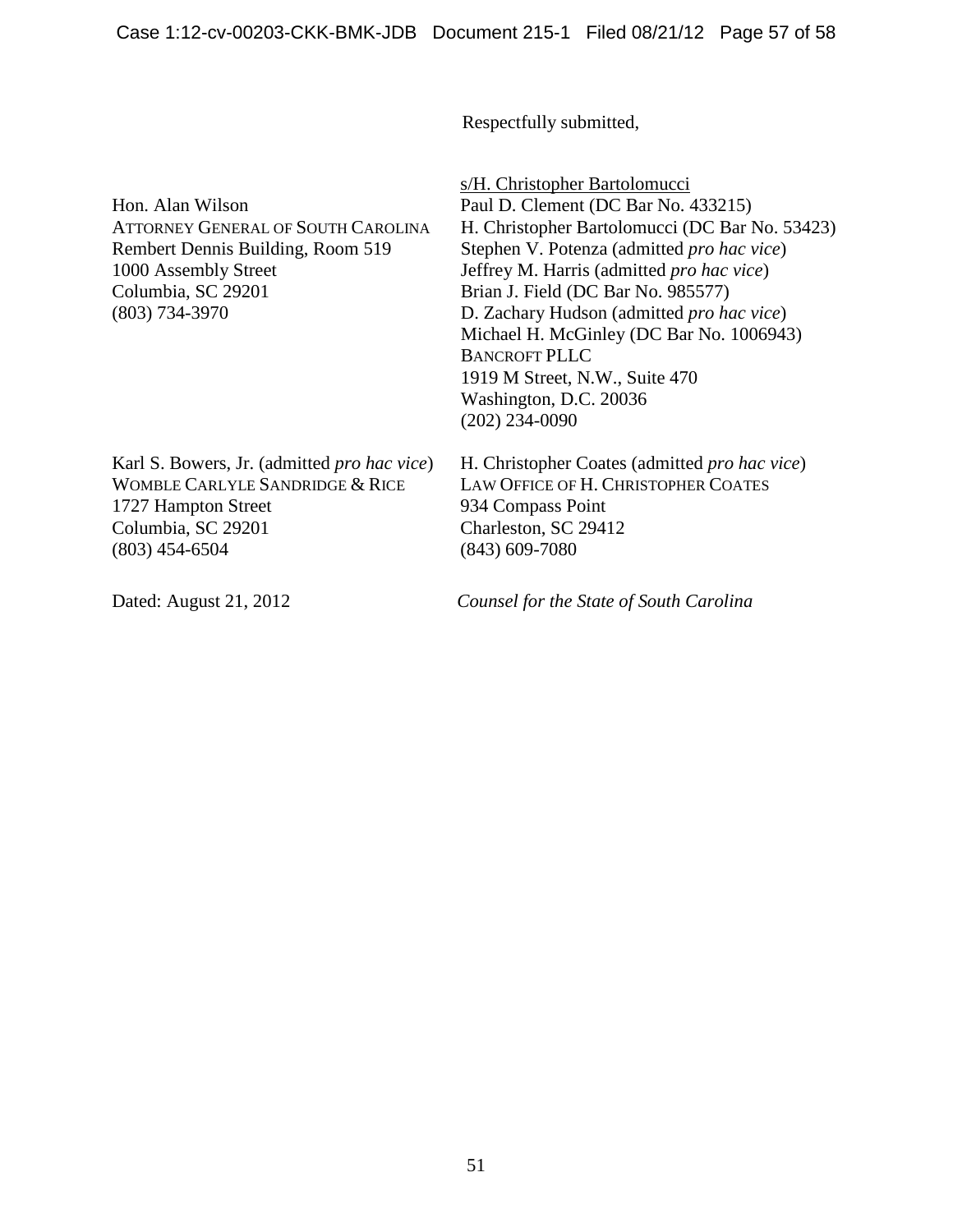Respectfully submitted,

s/H. Christopher Bartolomucci
Paul D. Clement (DC Bar No. 433215)
H. Christopher Bartolomucci (DC Bar No. 53423)
Stephen V. Potenza (admitted *pro hac vice*)
Jeffrey M. Harris (admitted *pro hac vice*)
Brian J. Field (DC Bar No. 985577)
D. Zachary Hudson (admitted *pro hac vice*)
Michael H. McGinley (DC Bar No. 1006943)
BANCROFT PLLC
1919 M Street, N.W., Suite 470
Washington, D.C. 20036
(202) 234-0090

Hon. Alan Wilson
ATTORNEY GENERAL OF SOUTH CAROLINA
Rembert Dennis Building, Room 519
1000 Assembly Street
Columbia, SC 29201
(803) 734-3970

Karl S. Bowers, Jr. (admitted *pro hac vice*)
WOMBLE CARLYLE SANDRIDGE & RICE
1727 Hampton Street
Columbia, SC 29201
(803) 454-6504

H. Christopher Coates (admitted *pro hac vice*)
LAW OFFICE OF H. CHRISTOPHER COATES
934 Compass Point
Charleston, SC 29412
(843) 609-7080

Dated: August 21, 2012

*Counsel for the State of South Carolina*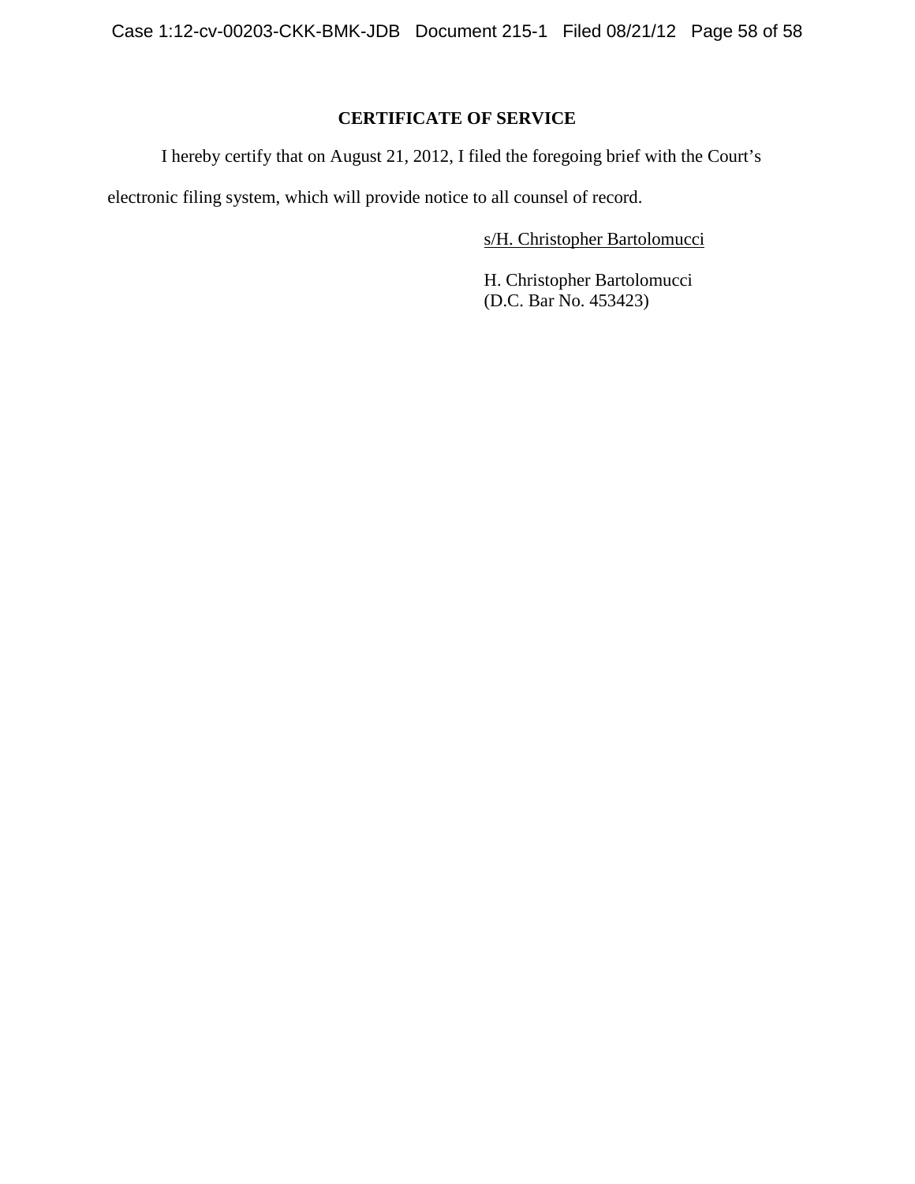## CERTIFICATE OF SERVICE

I hereby certify that on August 21, 2012, I filed the foregoing brief with the Court's electronic filing system, which will provide notice to all counsel of record.

s/H. Christopher Bartolomucci

H. Christopher Bartolomucci
(D.C. Bar No. 453423)